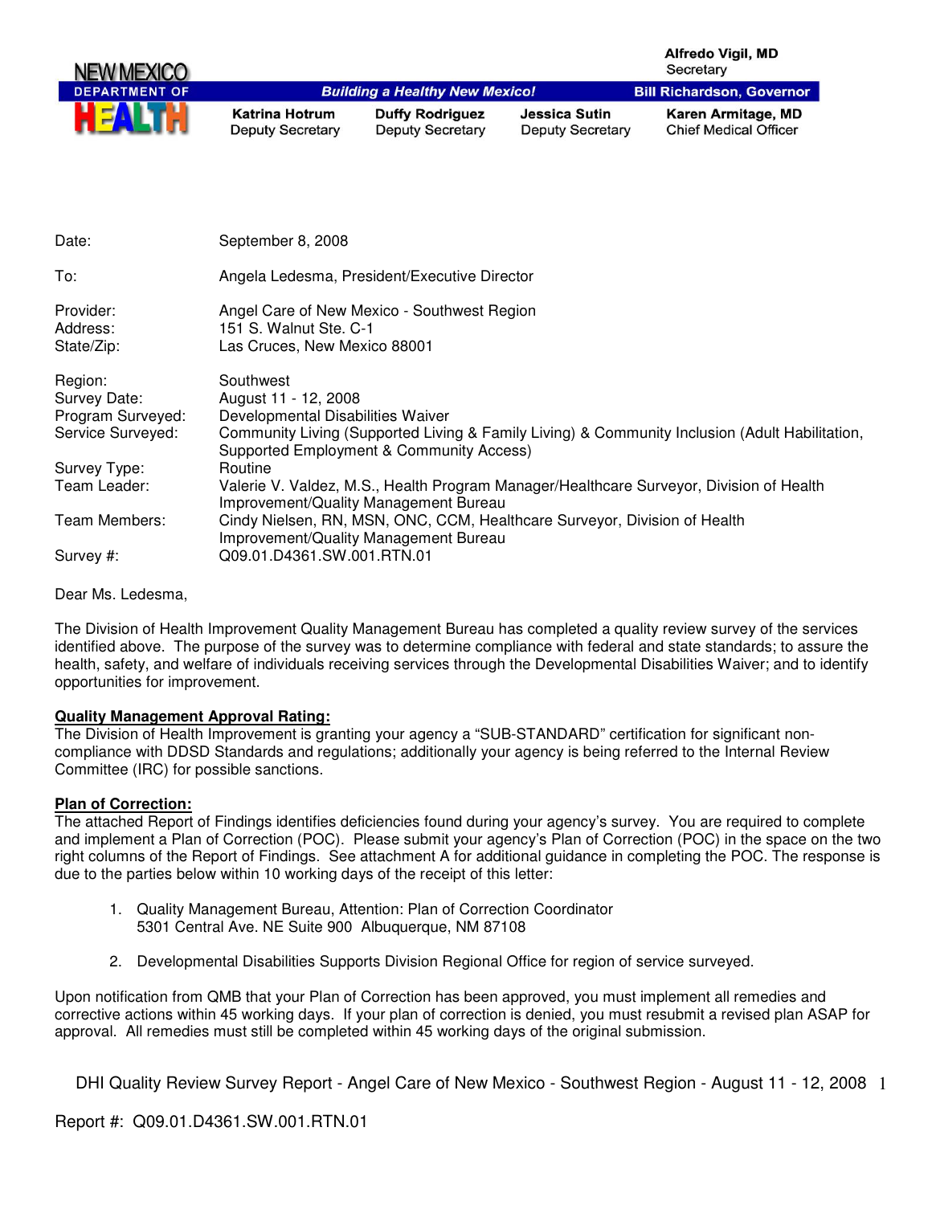NEW MEXICO DEPARTMENT OF HEALTH

**Building a Healthy New Mexico!**

**Alfredo Vigil, MD**
Secretary

**Bill Richardson, Governor**

**Katrina Hotrum** Deputy Secretary | **Duffy Rodriguez** Deputy Secretary | **Jessica Sutin** Deputy Secretary | **Karen Armitage, MD** Chief Medical Officer

Date: September 8, 2008

To: Angela Ledesma, President/Executive Director

Provider: Angel Care of New Mexico - Southwest Region
Address: 151 S. Walnut Ste. C-1
State/Zip: Las Cruces, New Mexico 88001

Region: Southwest
Survey Date: August 11 - 12, 2008
Program Surveyed: Developmental Disabilities Waiver
Service Surveyed: Community Living (Supported Living & Family Living) & Community Inclusion (Adult Habilitation, Supported Employment & Community Access)
Survey Type: Routine
Team Leader: Valerie V. Valdez, M.S., Health Program Manager/Healthcare Surveyor, Division of Health Improvement/Quality Management Bureau
Team Members: Cindy Nielsen, RN, MSN, ONC, CCM, Healthcare Surveyor, Division of Health Improvement/Quality Management Bureau
Survey #: Q09.01.D4361.SW.001.RTN.01

Dear Ms. Ledesma,

The Division of Health Improvement Quality Management Bureau has completed a quality review survey of the services identified above. The purpose of the survey was to determine compliance with federal and state standards; to assure the health, safety, and welfare of individuals receiving services through the Developmental Disabilities Waiver; and to identify opportunities for improvement.

**Quality Management Approval Rating:**
The Division of Health Improvement is granting your agency a "SUB-STANDARD" certification for significant non-compliance with DDSD Standards and regulations; additionally your agency is being referred to the Internal Review Committee (IRC) for possible sanctions.

**Plan of Correction:**
The attached Report of Findings identifies deficiencies found during your agency's survey. You are required to complete and implement a Plan of Correction (POC). Please submit your agency's Plan of Correction (POC) in the space on the two right columns of the Report of Findings. See attachment A for additional guidance in completing the POC. The response is due to the parties below within 10 working days of the receipt of this letter:

1. Quality Management Bureau, Attention: Plan of Correction Coordinator
   5301 Central Ave. NE Suite 900 Albuquerque, NM 87108

2. Developmental Disabilities Supports Division Regional Office for region of service surveyed.

Upon notification from QMB that your Plan of Correction has been approved, you must implement all remedies and corrective actions within 45 working days. If your plan of correction is denied, you must resubmit a revised plan ASAP for approval. All remedies must still be completed within 45 working days of the original submission.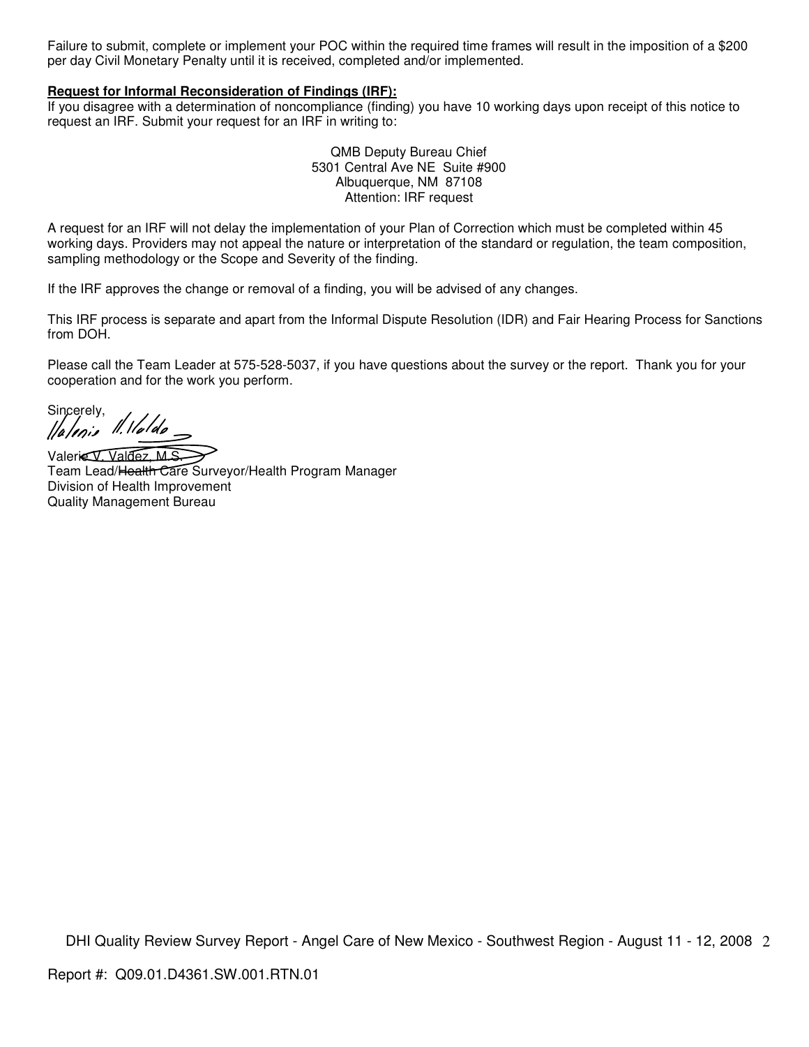Failure to submit, complete or implement your POC within the required time frames will result in the imposition of a $200 per day Civil Monetary Penalty until it is received, completed and/or implemented.

**Request for Informal Reconsideration of Findings (IRF):**
If you disagree with a determination of noncompliance (finding) you have 10 working days upon receipt of this notice to request an IRF. Submit your request for an IRF in writing to:

QMB Deputy Bureau Chief
5301 Central Ave NE Suite #900
Albuquerque, NM 87108
Attention: IRF request

A request for an IRF will not delay the implementation of your Plan of Correction which must be completed within 45 working days. Providers may not appeal the nature or interpretation of the standard or regulation, the team composition, sampling methodology or the Scope and Severity of the finding.

If the IRF approves the change or removal of a finding, you will be advised of any changes.

This IRF process is separate and apart from the Informal Dispute Resolution (IDR) and Fair Hearing Process for Sanctions from DOH.

Please call the Team Leader at 575-528-5037, if you have questions about the survey or the report. Thank you for your cooperation and for the work you perform.

Sincerely,

Valerie V. Valdez, M.S.
Team Lead/~~Health Care~~ Surveyor/Health Program Manager
Division of Health Improvement
Quality Management Bureau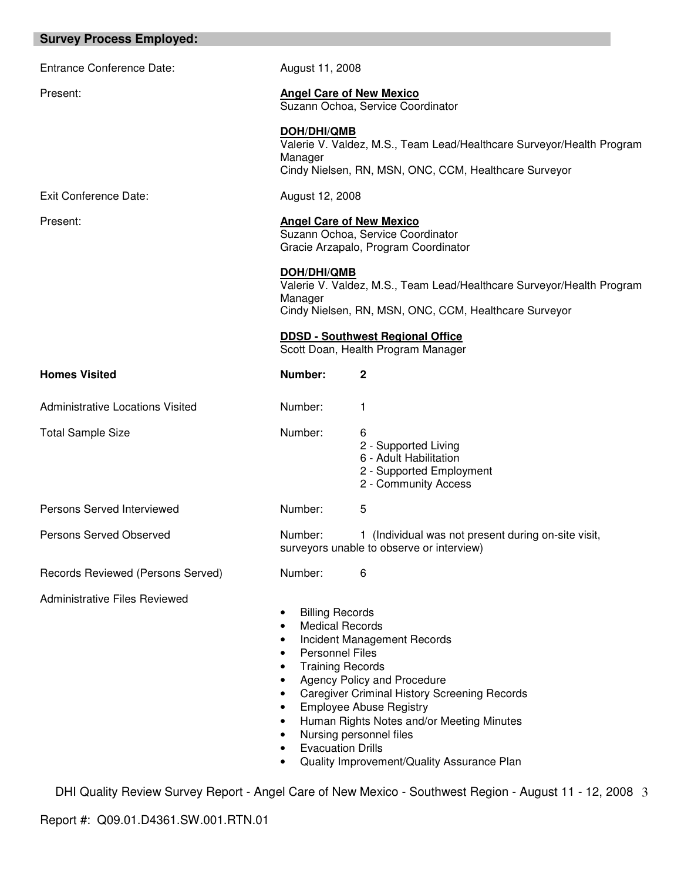## Survey Process Employed:

Entrance Conference Date: August 11, 2008

Present:

**Angel Care of New Mexico**
Suzann Ochoa, Service Coordinator

**DOH/DHI/QMB**
Valerie V. Valdez, M.S., Team Lead/Healthcare Surveyor/Health Program Manager
Cindy Nielsen, RN, MSN, ONC, CCM, Healthcare Surveyor

Exit Conference Date: August 12, 2008

Present:

**Angel Care of New Mexico**
Suzann Ochoa, Service Coordinator
Gracie Arzapalo, Program Coordinator

**DOH/DHI/QMB**
Valerie V. Valdez, M.S., Team Lead/Healthcare Surveyor/Health Program Manager
Cindy Nielsen, RN, MSN, ONC, CCM, Healthcare Surveyor

**DDSD - Southwest Regional Office**
Scott Doan, Health Program Manager

**Homes Visited** — **Number: 2**

Administrative Locations Visited — Number: 1

Total Sample Size — Number: 6
- 2 - Supported Living
- 6 - Adult Habilitation
- 2 - Supported Employment
- 2 - Community Access

Persons Served Interviewed — Number: 5

Persons Served Observed — Number: 1 (Individual was not present during on-site visit, surveyors unable to observe or interview)

Records Reviewed (Persons Served) — Number: 6

Administrative Files Reviewed

- Billing Records
- Medical Records
- Incident Management Records
- Personnel Files
- Training Records
- Agency Policy and Procedure
- Caregiver Criminal History Screening Records
- Employee Abuse Registry
- Human Rights Notes and/or Meeting Minutes
- Nursing personnel files
- Evacuation Drills
- Quality Improvement/Quality Assurance Plan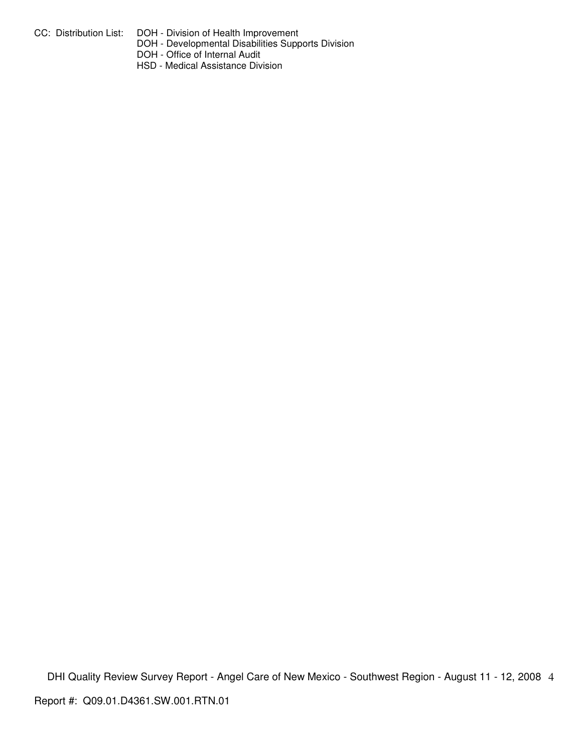CC: Distribution List: DOH - Division of Health Improvement
DOH - Developmental Disabilities Supports Division
DOH - Office of Internal Audit
HSD - Medical Assistance Division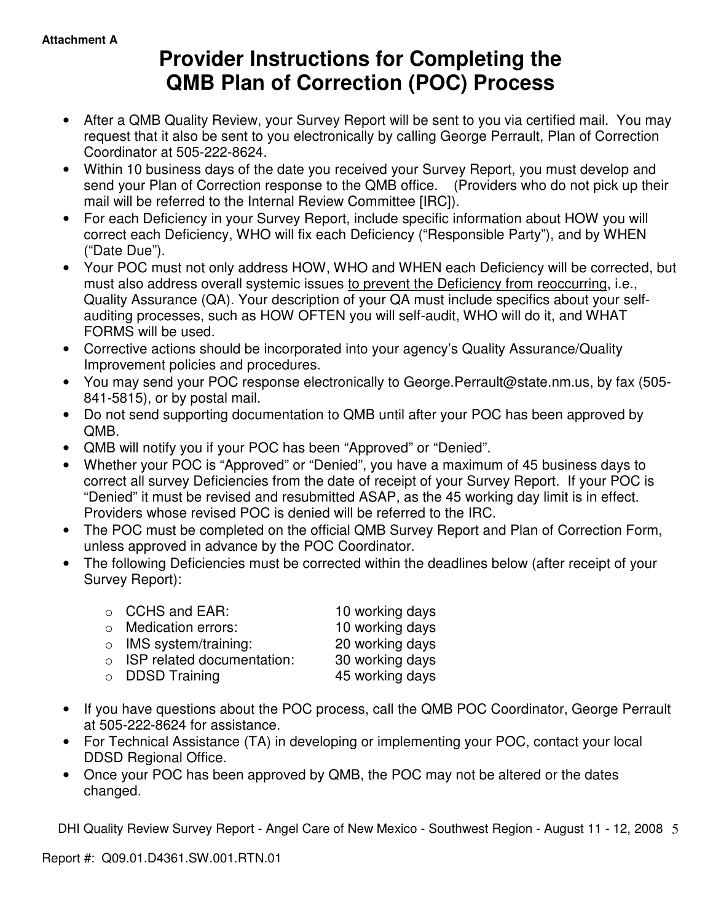Attachment A

# Provider Instructions for Completing the QMB Plan of Correction (POC) Process

- After a QMB Quality Review, your Survey Report will be sent to you via certified mail. You may request that it also be sent to you electronically by calling George Perrault, Plan of Correction Coordinator at 505-222-8624.
- Within 10 business days of the date you received your Survey Report, you must develop and send your Plan of Correction response to the QMB office. (Providers who do not pick up their mail will be referred to the Internal Review Committee [IRC]).
- For each Deficiency in your Survey Report, include specific information about HOW you will correct each Deficiency, WHO will fix each Deficiency ("Responsible Party"), and by WHEN ("Date Due").
- Your POC must not only address HOW, WHO and WHEN each Deficiency will be corrected, but must also address overall systemic issues <u>to prevent the Deficiency from reoccurring</u>, i.e., Quality Assurance (QA). Your description of your QA must include specifics about your self-auditing processes, such as HOW OFTEN you will self-audit, WHO will do it, and WHAT FORMS will be used.
- Corrective actions should be incorporated into your agency's Quality Assurance/Quality Improvement policies and procedures.
- You may send your POC response electronically to George.Perrault@state.nm.us, by fax (505-841-5815), or by postal mail.
- Do not send supporting documentation to QMB until after your POC has been approved by QMB.
- QMB will notify you if your POC has been "Approved" or "Denied".
- Whether your POC is "Approved" or "Denied", you have a maximum of 45 business days to correct all survey Deficiencies from the date of receipt of your Survey Report. If your POC is "Denied" it must be revised and resubmitted ASAP, as the 45 working day limit is in effect. Providers whose revised POC is denied will be referred to the IRC.
- The POC must be completed on the official QMB Survey Report and Plan of Correction Form, unless approved in advance by the POC Coordinator.
- The following Deficiencies must be corrected within the deadlines below (after receipt of your Survey Report):
  - CCHS and EAR: 10 working days
  - Medication errors: 10 working days
  - IMS system/training: 20 working days
  - ISP related documentation: 30 working days
  - DDSD Training 45 working days
- If you have questions about the POC process, call the QMB POC Coordinator, George Perrault at 505-222-8624 for assistance.
- For Technical Assistance (TA) in developing or implementing your POC, contact your local DDSD Regional Office.
- Once your POC has been approved by QMB, the POC may not be altered or the dates changed.

DHI Quality Review Survey Report - Angel Care of New Mexico - Southwest Region - August 11 - 12, 2008

Report #: Q09.01.D4361.SW.001.RTN.01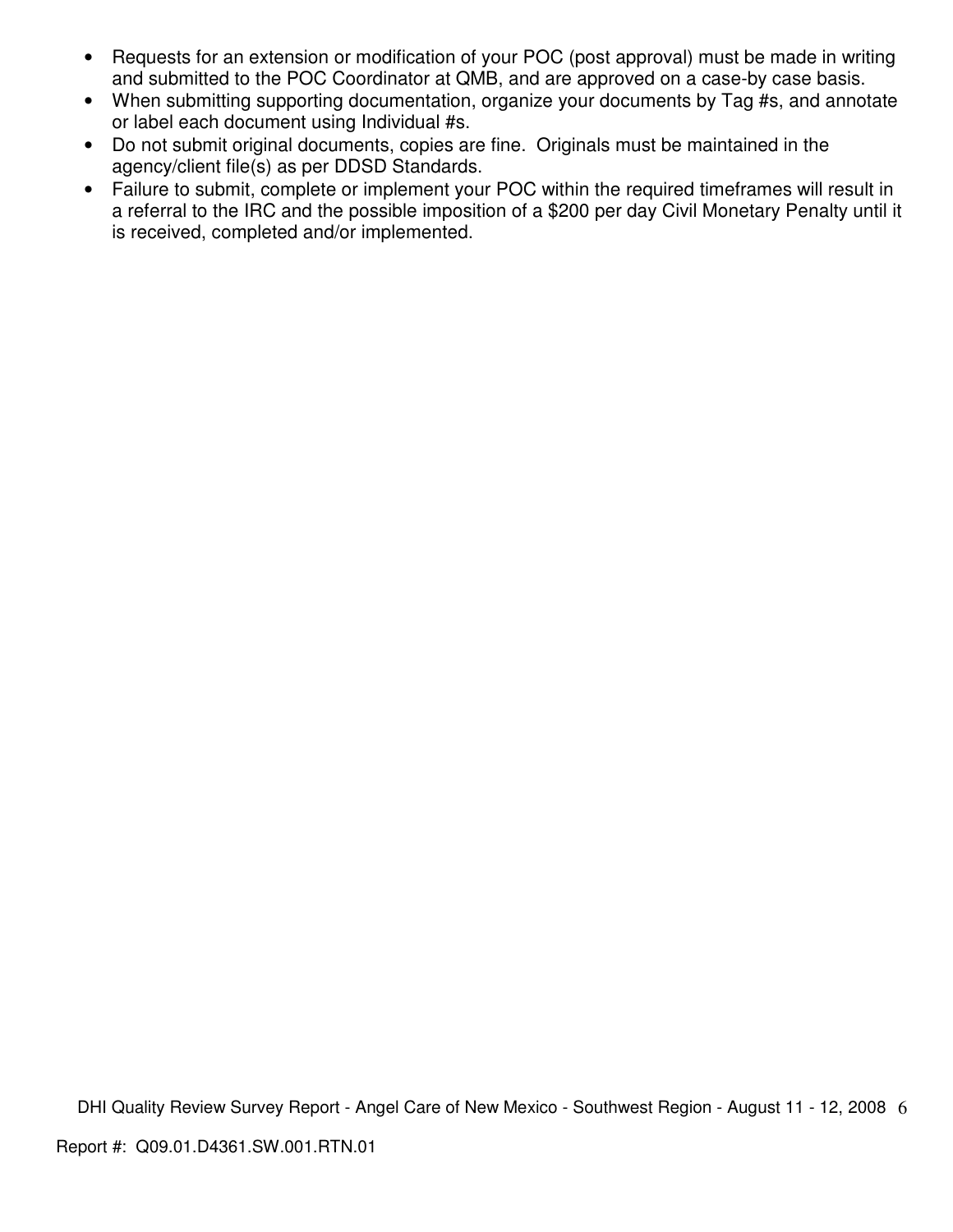- Requests for an extension or modification of your POC (post approval) must be made in writing and submitted to the POC Coordinator at QMB, and are approved on a case-by case basis.
- When submitting supporting documentation, organize your documents by Tag #s, and annotate or label each document using Individual #s.
- Do not submit original documents, copies are fine. Originals must be maintained in the agency/client file(s) as per DDSD Standards.
- Failure to submit, complete or implement your POC within the required timeframes will result in a referral to the IRC and the possible imposition of a $200 per day Civil Monetary Penalty until it is received, completed and/or implemented.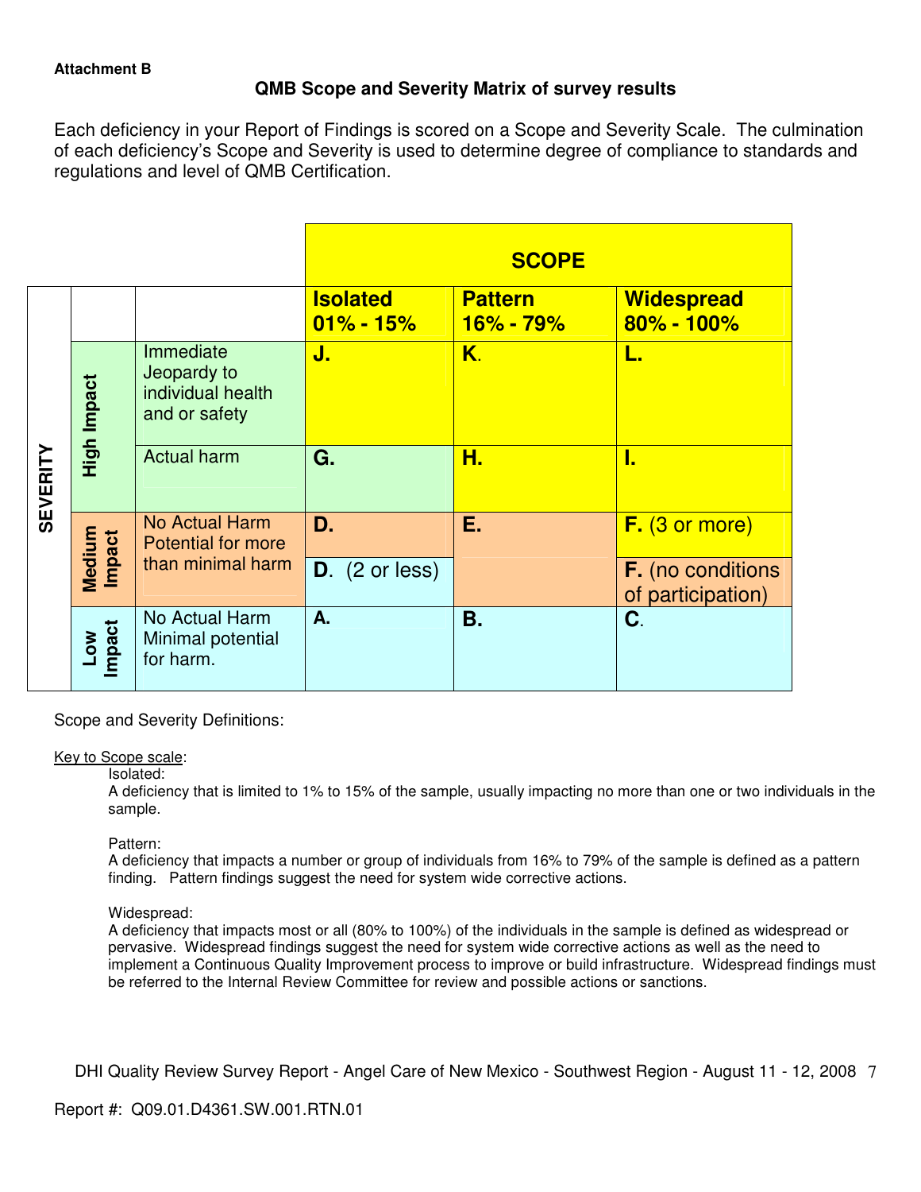**Attachment B**

## QMB Scope and Severity Matrix of survey results

Each deficiency in your Report of Findings is scored on a Scope and Severity Scale. The culmination of each deficiency's Scope and Severity is used to determine degree of compliance to standards and regulations and level of QMB Certification.

| | | | **SCOPE** | | |
|---|---|---|---|---|---|
| | | | **Isolated 01% - 15%** | **Pattern 16% - 79%** | **Widespread 80% - 100%** |
| **SEVERITY** | **High Impact** | Immediate Jeopardy to individual health and or safety | **J.** | **K.** | **L.** |
| | | Actual harm | **G.** | **H.** | **I.** |
| | **Medium Impact** | No Actual Harm Potential for more than minimal harm | **D.** | **E.** | **F.** (3 or more) |
| | | | **D.** (2 or less) | | **F.** (no conditions of participation) |
| | **Low Impact** | No Actual Harm Minimal potential for harm. | **A.** | **B.** | **C.** |

Scope and Severity Definitions:

Key to Scope scale:

Isolated:
A deficiency that is limited to 1% to 15% of the sample, usually impacting no more than one or two individuals in the sample.

Pattern:
A deficiency that impacts a number or group of individuals from 16% to 79% of the sample is defined as a pattern finding. Pattern findings suggest the need for system wide corrective actions.

Widespread:
A deficiency that impacts most or all (80% to 100%) of the individuals in the sample is defined as widespread or pervasive. Widespread findings suggest the need for system wide corrective actions as well as the need to implement a Continuous Quality Improvement process to improve or build infrastructure. Widespread findings must be referred to the Internal Review Committee for review and possible actions or sanctions.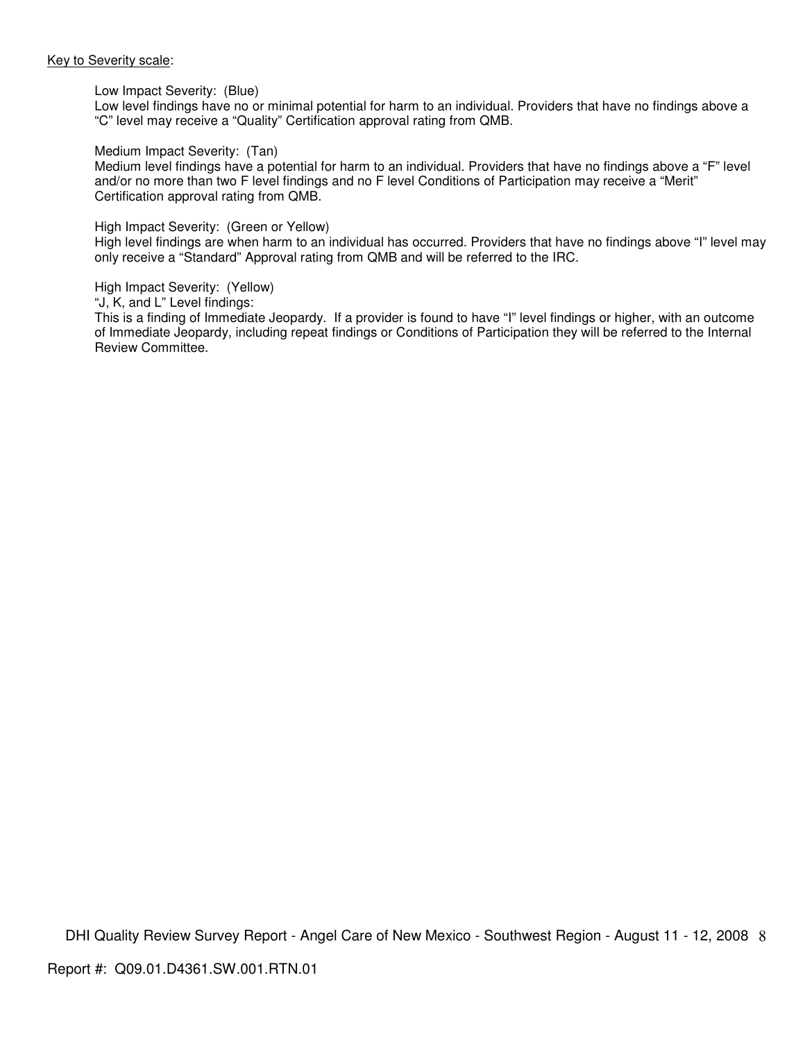<u>Key to Severity scale</u>:

Low Impact Severity: (Blue)
Low level findings have no or minimal potential for harm to an individual. Providers that have no findings above a "C" level may receive a "Quality" Certification approval rating from QMB.

Medium Impact Severity: (Tan)
Medium level findings have a potential for harm to an individual. Providers that have no findings above a "F" level and/or no more than two F level findings and no F level Conditions of Participation may receive a "Merit" Certification approval rating from QMB.

High Impact Severity: (Green or Yellow)
High level findings are when harm to an individual has occurred. Providers that have no findings above "I" level may only receive a "Standard" Approval rating from QMB and will be referred to the IRC.

High Impact Severity: (Yellow)
"J, K, and L" Level findings:
This is a finding of Immediate Jeopardy. If a provider is found to have "I" level findings or higher, with an outcome of Immediate Jeopardy, including repeat findings or Conditions of Participation they will be referred to the Internal Review Committee.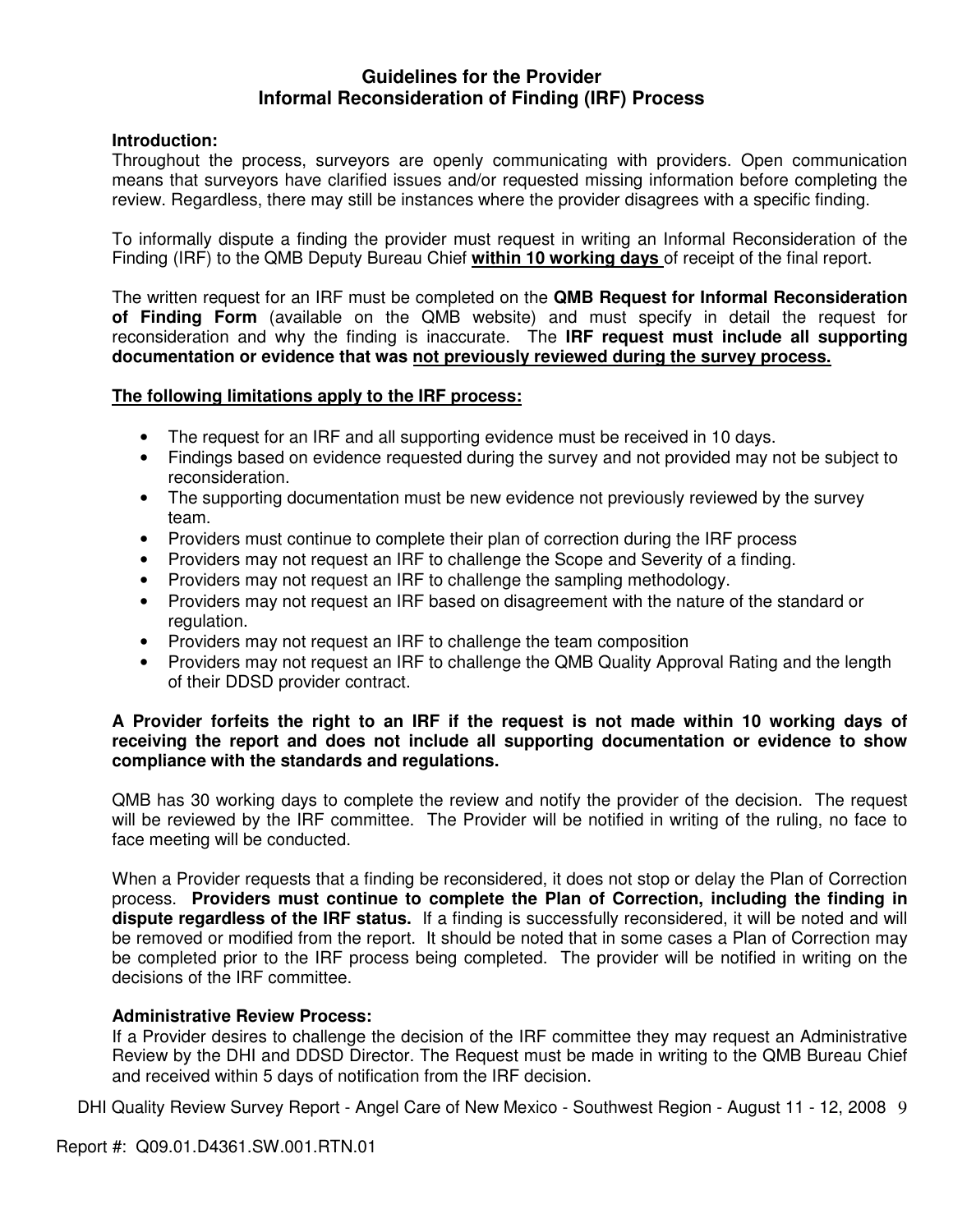## Guidelines for the Provider
## Informal Reconsideration of Finding (IRF) Process

**Introduction:**
Throughout the process, surveyors are openly communicating with providers. Open communication means that surveyors have clarified issues and/or requested missing information before completing the review. Regardless, there may still be instances where the provider disagrees with a specific finding.

To informally dispute a finding the provider must request in writing an Informal Reconsideration of the Finding (IRF) to the QMB Deputy Bureau Chief **within 10 working days** of receipt of the final report.

The written request for an IRF must be completed on the **QMB Request for Informal Reconsideration of Finding Form** (available on the QMB website) and must specify in detail the request for reconsideration and why the finding is inaccurate. The **IRF request must include all supporting documentation or evidence that was not previously reviewed during the survey process.**

**The following limitations apply to the IRF process:**

- The request for an IRF and all supporting evidence must be received in 10 days.
- Findings based on evidence requested during the survey and not provided may not be subject to reconsideration.
- The supporting documentation must be new evidence not previously reviewed by the survey team.
- Providers must continue to complete their plan of correction during the IRF process
- Providers may not request an IRF to challenge the Scope and Severity of a finding.
- Providers may not request an IRF to challenge the sampling methodology.
- Providers may not request an IRF based on disagreement with the nature of the standard or regulation.
- Providers may not request an IRF to challenge the team composition
- Providers may not request an IRF to challenge the QMB Quality Approval Rating and the length of their DDSD provider contract.

**A Provider forfeits the right to an IRF if the request is not made within 10 working days of receiving the report and does not include all supporting documentation or evidence to show compliance with the standards and regulations.**

QMB has 30 working days to complete the review and notify the provider of the decision. The request will be reviewed by the IRF committee. The Provider will be notified in writing of the ruling, no face to face meeting will be conducted.

When a Provider requests that a finding be reconsidered, it does not stop or delay the Plan of Correction process. **Providers must continue to complete the Plan of Correction, including the finding in dispute regardless of the IRF status.** If a finding is successfully reconsidered, it will be noted and will be removed or modified from the report. It should be noted that in some cases a Plan of Correction may be completed prior to the IRF process being completed. The provider will be notified in writing on the decisions of the IRF committee.

**Administrative Review Process:**
If a Provider desires to challenge the decision of the IRF committee they may request an Administrative Review by the DHI and DDSD Director. The Request must be made in writing to the QMB Bureau Chief and received within 5 days of notification from the IRF decision.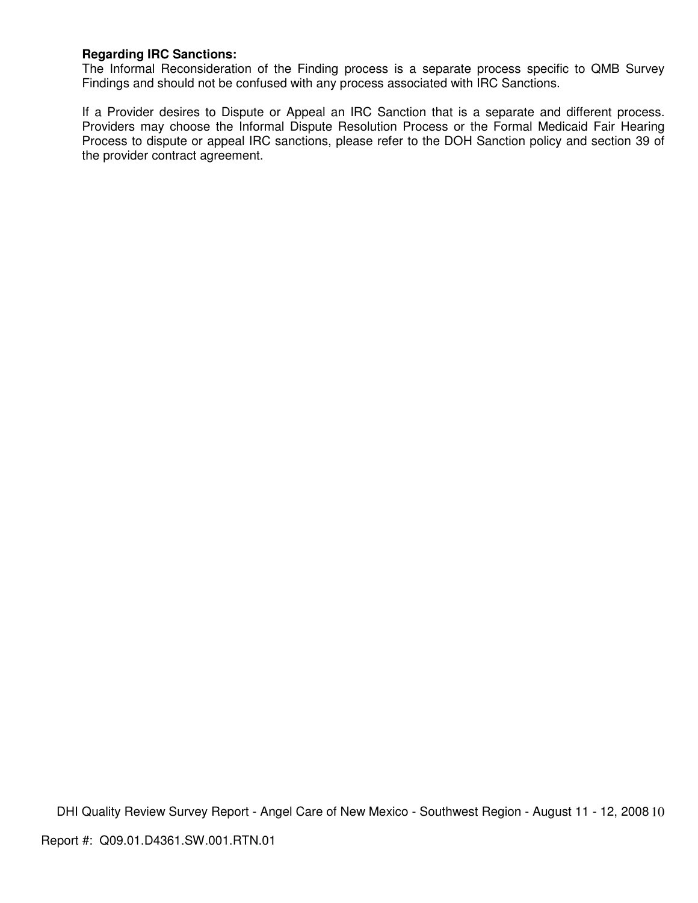**Regarding IRC Sanctions:**
The Informal Reconsideration of the Finding process is a separate process specific to QMB Survey Findings and should not be confused with any process associated with IRC Sanctions.

If a Provider desires to Dispute or Appeal an IRC Sanction that is a separate and different process. Providers may choose the Informal Dispute Resolution Process or the Formal Medicaid Fair Hearing Process to dispute or appeal IRC sanctions, please refer to the DOH Sanction policy and section 39 of the provider contract agreement.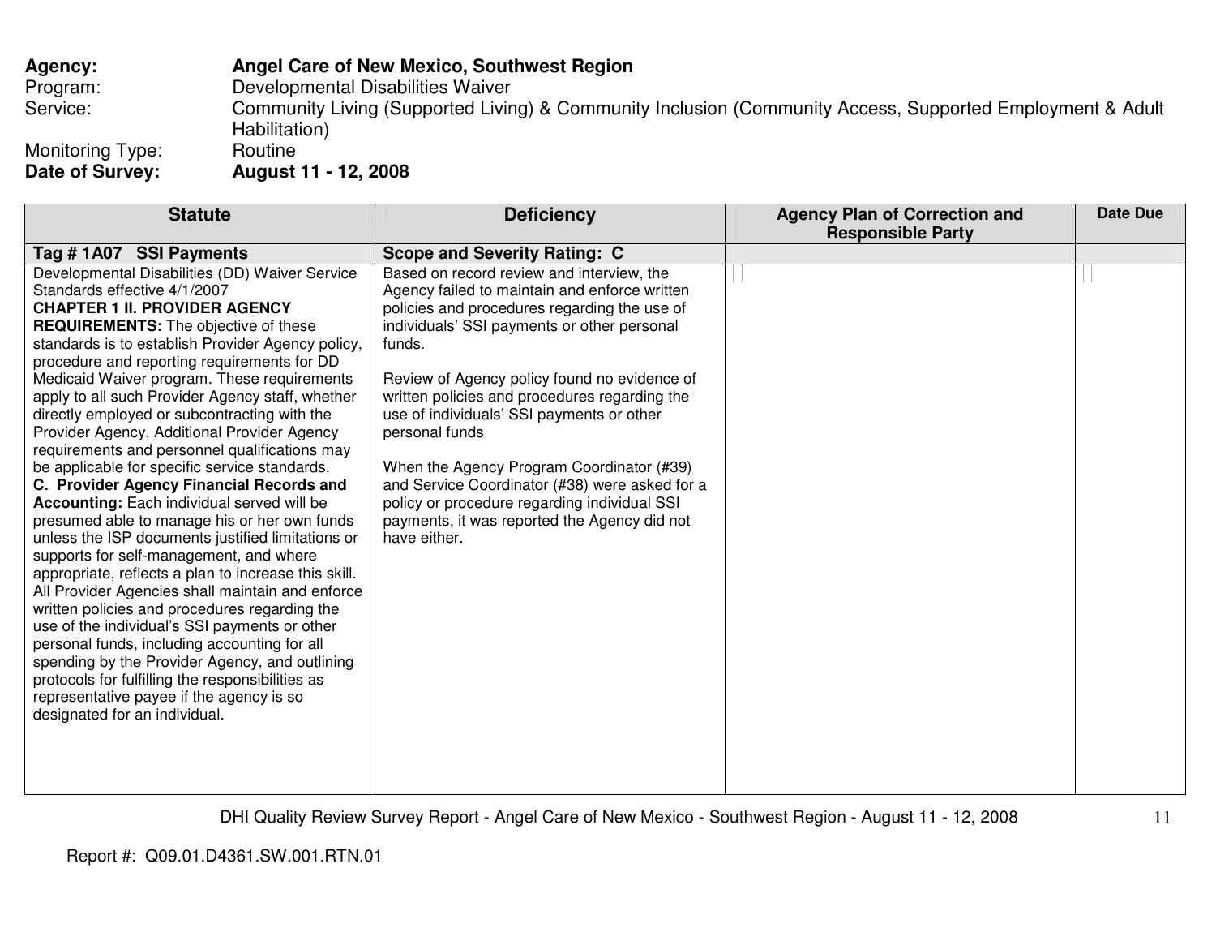**Agency:** **Angel Care of New Mexico, Southwest Region**
Program: Developmental Disabilities Waiver
Service: Community Living (Supported Living) & Community Inclusion (Community Access, Supported Employment & Adult Habilitation)
Monitoring Type: Routine
**Date of Survey:** **August 11 - 12, 2008**

| Statute | Deficiency | Agency Plan of Correction and Responsible Party | Date Due |
|---|---|---|---|
| **Tag # 1A07 SSI Payments** | **Scope and Severity Rating: C** | | |
| Developmental Disabilities (DD) Waiver Service Standards effective 4/1/2007<br>**CHAPTER 1 II. PROVIDER AGENCY REQUIREMENTS:** The objective of these standards is to establish Provider Agency policy, procedure and reporting requirements for DD Medicaid Waiver program. These requirements apply to all such Provider Agency staff, whether directly employed or subcontracting with the Provider Agency. Additional Provider Agency requirements and personnel qualifications may be applicable for specific service standards.<br>**C. Provider Agency Financial Records and Accounting:** Each individual served will be presumed able to manage his or her own funds unless the ISP documents justified limitations or supports for self-management, and where appropriate, reflects a plan to increase this skill. All Provider Agencies shall maintain and enforce written policies and procedures regarding the use of the individual's SSI payments or other personal funds, including accounting for all spending by the Provider Agency, and outlining protocols for fulfilling the responsibilities as representative payee if the agency is so designated for an individual. | Based on record review and interview, the Agency failed to maintain and enforce written policies and procedures regarding the use of individuals' SSI payments or other personal funds.<br><br>Review of Agency policy found no evidence of written policies and procedures regarding the use of individuals' SSI payments or other personal funds<br><br>When the Agency Program Coordinator (#39) and Service Coordinator (#38) were asked for a policy or procedure regarding individual SSI payments, it was reported the Agency did not have either. | | |

Report #: Q09.01.D4361.SW.001.RTN.01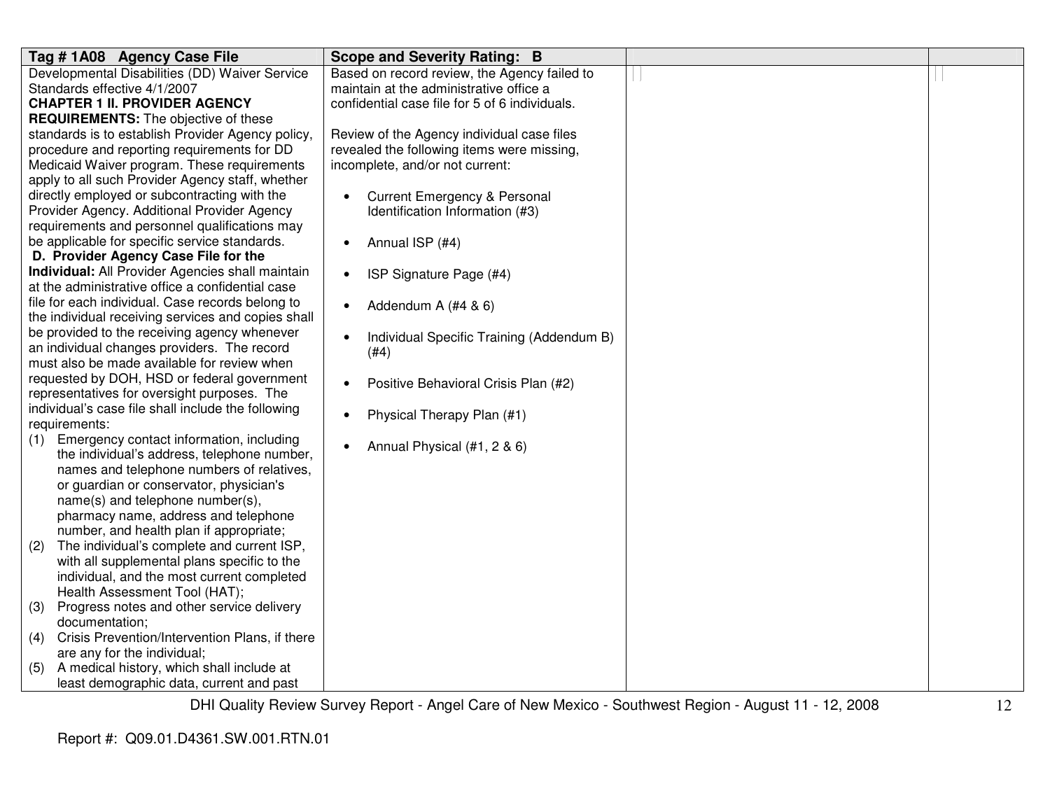| Tag # 1A08 Agency Case File | Scope and Severity Rating: B | | |
|---|---|---|---|
| Developmental Disabilities (DD) Waiver Service Standards effective 4/1/2007<br>**CHAPTER 1 II. PROVIDER AGENCY REQUIREMENTS:** The objective of these standards is to establish Provider Agency policy, procedure and reporting requirements for DD Medicaid Waiver program. These requirements apply to all such Provider Agency staff, whether directly employed or subcontracting with the Provider Agency. Additional Provider Agency requirements and personnel qualifications may be applicable for specific service standards.<br>**D. Provider Agency Case File for the Individual:** All Provider Agencies shall maintain at the administrative office a confidential case file for each individual. Case records belong to the individual receiving services and copies shall be provided to the receiving agency whenever an individual changes providers. The record must also be made available for review when requested by DOH, HSD or federal government representatives for oversight purposes. The individual's case file shall include the following requirements:<br>(1) Emergency contact information, including the individual's address, telephone number, names and telephone numbers of relatives, or guardian or conservator, physician's name(s) and telephone number(s), pharmacy name, address and telephone number, and health plan if appropriate;<br>(2) The individual's complete and current ISP, with all supplemental plans specific to the individual, and the most current completed Health Assessment Tool (HAT);<br>(3) Progress notes and other service delivery documentation;<br>(4) Crisis Prevention/Intervention Plans, if there are any for the individual;<br>(5) A medical history, which shall include at least demographic data, current and past | Based on record review, the Agency failed to maintain at the administrative office a confidential case file for 5 of 6 individuals.<br><br>Review of the Agency individual case files revealed the following items were missing, incomplete, and/or not current:<br><br>• Current Emergency & Personal Identification Information (#3)<br>• Annual ISP (#4)<br>• ISP Signature Page (#4)<br>• Addendum A (#4 & 6)<br>• Individual Specific Training (Addendum B) (#4)<br>• Positive Behavioral Crisis Plan (#2)<br>• Physical Therapy Plan (#1)<br>• Annual Physical (#1, 2 & 6) | | |

Report #: Q09.01.D4361.SW.001.RTN.01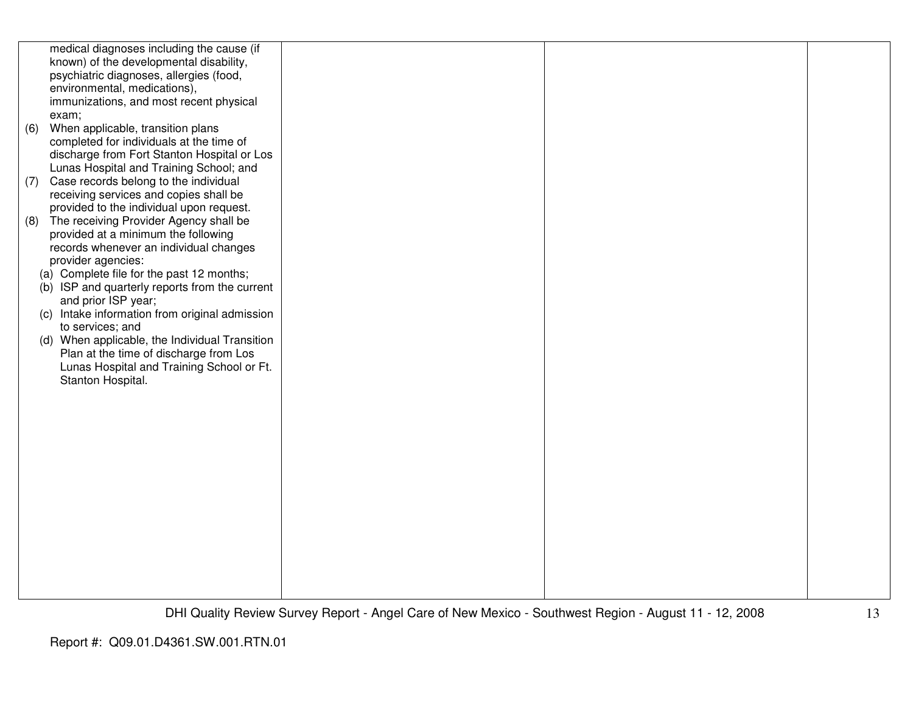| | | | |
|---|---|---|---|
| medical diagnoses including the cause (if known) of the developmental disability, psychiatric diagnoses, allergies (food, environmental, medications), immunizations, and most recent physical exam;<br>(6) When applicable, transition plans completed for individuals at the time of discharge from Fort Stanton Hospital or Los Lunas Hospital and Training School; and<br>(7) Case records belong to the individual receiving services and copies shall be provided to the individual upon request.<br>(8) The receiving Provider Agency shall be provided at a minimum the following records whenever an individual changes provider agencies:<br>(a) Complete file for the past 12 months;<br>(b) ISP and quarterly reports from the current and prior ISP year;<br>(c) Intake information from original admission to services; and<br>(d) When applicable, the Individual Transition Plan at the time of discharge from Los Lunas Hospital and Training School or Ft. Stanton Hospital. | | | |

Report #: Q09.01.D4361.SW.001.RTN.01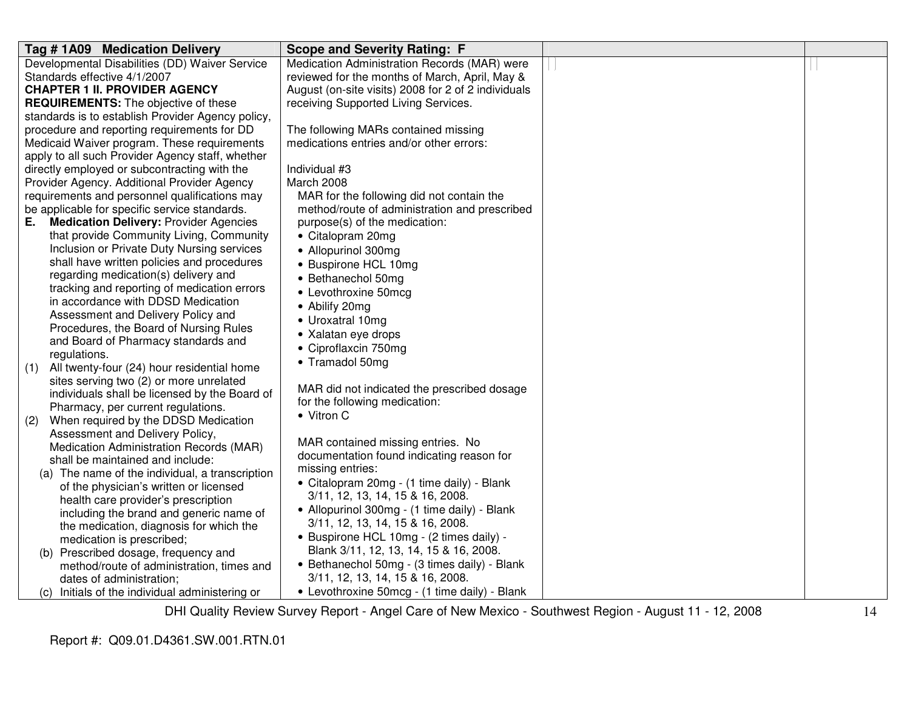| Tag # 1A09 Medication Delivery | Scope and Severity Rating: F | | |
|---|---|---|---|
| Developmental Disabilities (DD) Waiver Service Standards effective 4/1/2007<br>**CHAPTER 1 II. PROVIDER AGENCY REQUIREMENTS:** The objective of these standards is to establish Provider Agency policy, procedure and reporting requirements for DD Medicaid Waiver program. These requirements apply to all such Provider Agency staff, whether directly employed or subcontracting with the Provider Agency. Additional Provider Agency requirements and personnel qualifications may be applicable for specific service standards.<br>**E. Medication Delivery:** Provider Agencies that provide Community Living, Community Inclusion or Private Duty Nursing services shall have written policies and procedures regarding medication(s) delivery and tracking and reporting of medication errors in accordance with DDSD Medication Assessment and Delivery Policy and Procedures, the Board of Nursing Rules and Board of Pharmacy standards and regulations.<br>(1) All twenty-four (24) hour residential home sites serving two (2) or more unrelated individuals shall be licensed by the Board of Pharmacy, per current regulations.<br>(2) When required by the DDSD Medication Assessment and Delivery Policy, Medication Administration Records (MAR) shall be maintained and include:<br>(a) The name of the individual, a transcription of the physician's written or licensed health care provider's prescription including the brand and generic name of the medication, diagnosis for which the medication is prescribed;<br>(b) Prescribed dosage, frequency and method/route of administration, times and dates of administration;<br>(c) Initials of the individual administering or | Medication Administration Records (MAR) were reviewed for the months of March, April, May & August (on-site visits) 2008 for 2 of 2 individuals receiving Supported Living Services.<br><br>The following MARs contained missing medications entries and/or other errors:<br><br>Individual #3<br>March 2008<br>MAR for the following did not contain the method/route of administration and prescribed purpose(s) of the medication:<br>• Citalopram 20mg<br>• Allopurinol 300mg<br>• Buspirone HCL 10mg<br>• Bethanechol 50mg<br>• Levothroxine 50mcg<br>• Abilify 20mg<br>• Uroxatral 10mg<br>• Xalatan eye drops<br>• Ciproflaxcin 750mg<br>• Tramadol 50mg<br><br>MAR did not indicated the prescribed dosage for the following medication:<br>• Vitron C<br><br>MAR contained missing entries. No documentation found indicating reason for missing entries:<br>• Citalopram 20mg - (1 time daily) - Blank 3/11, 12, 13, 14, 15 & 16, 2008.<br>• Allopurinol 300mg - (1 time daily) - Blank 3/11, 12, 13, 14, 15 & 16, 2008.<br>• Buspirone HCL 10mg - (2 times daily) - Blank 3/11, 12, 13, 14, 15 & 16, 2008.<br>• Bethanechol 50mg - (3 times daily) - Blank 3/11, 12, 13, 14, 15 & 16, 2008.<br>• Levothroxine 50mcg - (1 time daily) - Blank | | |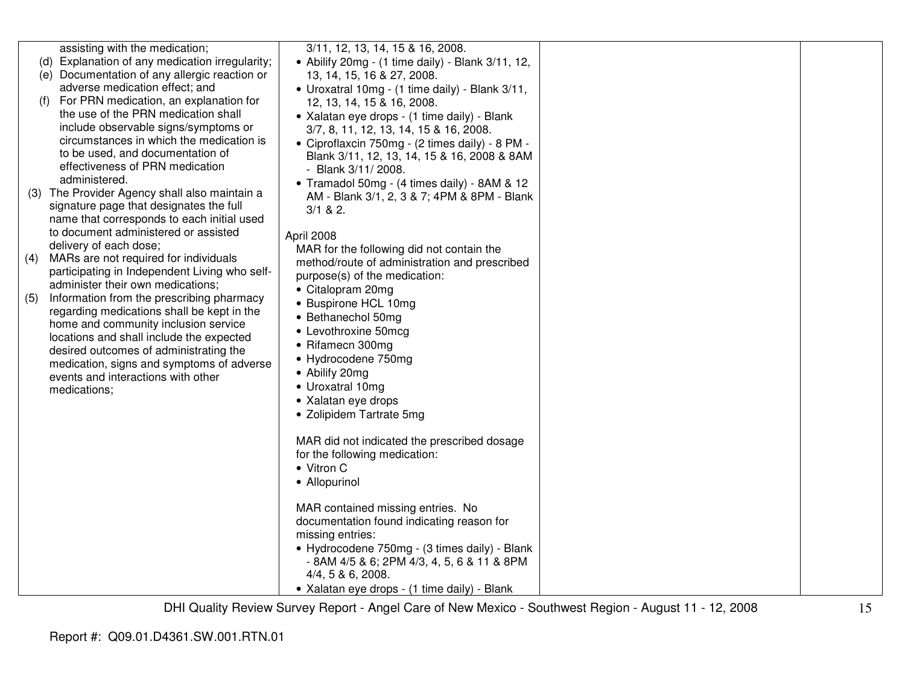| | | | |
|---|---|---|---|
| assisting with the medication;<br>(d) Explanation of any medication irregularity;<br>(e) Documentation of any allergic reaction or adverse medication effect; and<br>(f) For PRN medication, an explanation for the use of the PRN medication shall include observable signs/symptoms or circumstances in which the medication is to be used, and documentation of effectiveness of PRN medication administered.<br>(3) The Provider Agency shall also maintain a signature page that designates the full name that corresponds to each initial used to document administered or assisted delivery of each dose;<br>(4) MARs are not required for individuals participating in Independent Living who self-administer their own medications;<br>(5) Information from the prescribing pharmacy regarding medications shall be kept in the home and community inclusion service locations and shall include the expected desired outcomes of administrating the medication, signs and symptoms of adverse events and interactions with other medications; | 3/11, 12, 13, 14, 15 & 16, 2008.<br>• Abilify 20mg - (1 time daily) - Blank 3/11, 12, 13, 14, 15, 16 & 27, 2008.<br>• Uroxatral 10mg - (1 time daily) - Blank 3/11, 12, 13, 14, 15 & 16, 2008.<br>• Xalatan eye drops - (1 time daily) - Blank 3/7, 8, 11, 12, 13, 14, 15 & 16, 2008.<br>• Ciproflaxcin 750mg - (2 times daily) - 8 PM - Blank 3/11, 12, 13, 14, 15 & 16, 2008 & 8AM - Blank 3/11/ 2008.<br>• Tramadol 50mg - (4 times daily) - 8AM & 12 AM - Blank 3/1, 2, 3 & 7; 4PM & 8PM - Blank 3/1 & 2.<br><br>April 2008<br>MAR for the following did not contain the method/route of administration and prescribed purpose(s) of the medication:<br>• Citalopram 20mg<br>• Buspirone HCL 10mg<br>• Bethanechol 50mg<br>• Levothroxine 50mcg<br>• Rifamecn 300mg<br>• Hydrocodene 750mg<br>• Abilify 20mg<br>• Uroxatral 10mg<br>• Xalatan eye drops<br>• Zolipidem Tartrate 5mg<br><br>MAR did not indicated the prescribed dosage for the following medication:<br>• Vitron C<br>• Allopurinol<br><br>MAR contained missing entries. No documentation found indicating reason for missing entries:<br>• Hydrocodene 750mg - (3 times daily) - Blank - 8AM 4/5 & 6; 2PM 4/3, 4, 5, 6 & 11 & 8PM 4/4, 5 & 6, 2008.<br>• Xalatan eye drops - (1 time daily) - Blank | | |

Report #: Q09.01.D4361.SW.001.RTN.01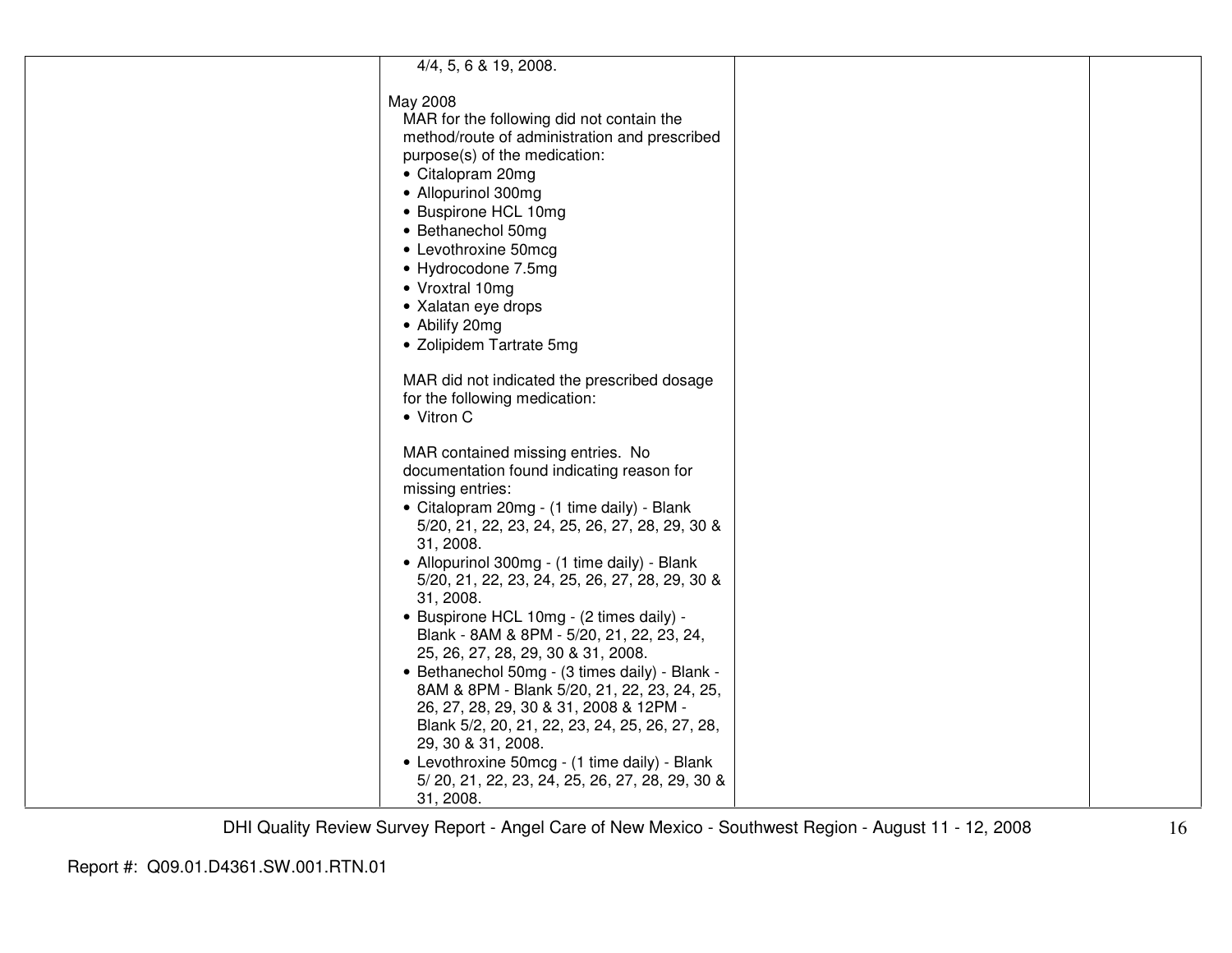| | | | |
|---|---|---|---|
| | 4/4, 5, 6 & 19, 2008.<br><br>May 2008<br>MAR for the following did not contain the method/route of administration and prescribed purpose(s) of the medication:<br>• Citalopram 20mg<br>• Allopurinol 300mg<br>• Buspirone HCL 10mg<br>• Bethanechol 50mg<br>• Levothroxine 50mcg<br>• Hydrocodone 7.5mg<br>• Vroxtral 10mg<br>• Xalatan eye drops<br>• Abilify 20mg<br>• Zolipidem Tartrate 5mg<br><br>MAR did not indicated the prescribed dosage for the following medication:<br>• Vitron C<br><br>MAR contained missing entries. No documentation found indicating reason for missing entries:<br>• Citalopram 20mg - (1 time daily) - Blank 5/20, 21, 22, 23, 24, 25, 26, 27, 28, 29, 30 & 31, 2008.<br>• Allopurinol 300mg - (1 time daily) - Blank 5/20, 21, 22, 23, 24, 25, 26, 27, 28, 29, 30 & 31, 2008.<br>• Buspirone HCL 10mg - (2 times daily) - Blank - 8AM & 8PM - 5/20, 21, 22, 23, 24, 25, 26, 27, 28, 29, 30 & 31, 2008.<br>• Bethanechol 50mg - (3 times daily) - Blank - 8AM & 8PM - Blank 5/20, 21, 22, 23, 24, 25, 26, 27, 28, 29, 30 & 31, 2008 & 12PM - Blank 5/2, 20, 21, 22, 23, 24, 25, 26, 27, 28, 29, 30 & 31, 2008.<br>• Levothroxine 50mcg - (1 time daily) - Blank 5/ 20, 21, 22, 23, 24, 25, 26, 27, 28, 29, 30 & 31, 2008. | | |

Report #: Q09.01.D4361.SW.001.RTN.01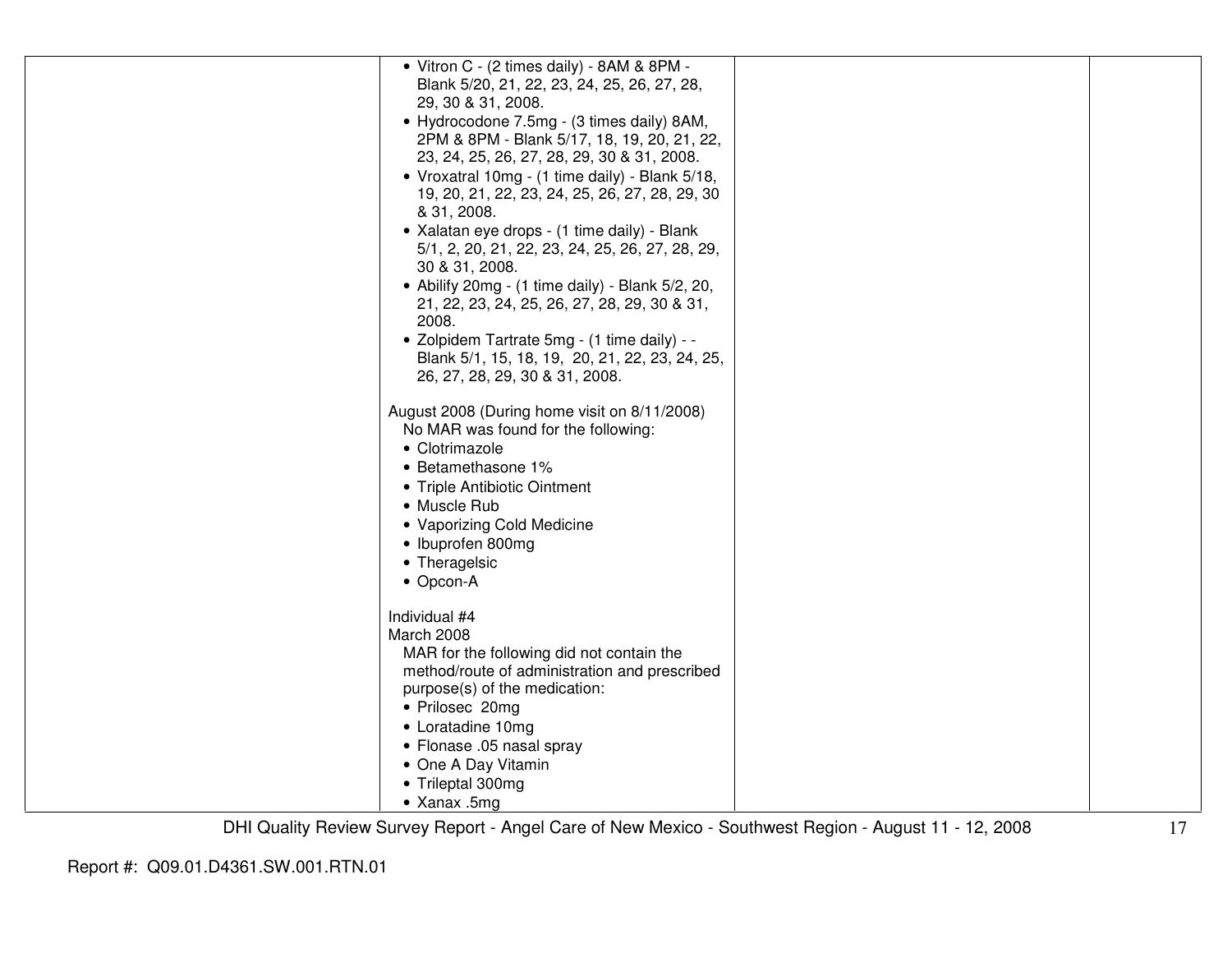| | | | |
|---|---|---|---|
| | • Vitron C - (2 times daily) - 8AM & 8PM - Blank 5/20, 21, 22, 23, 24, 25, 26, 27, 28, 29, 30 & 31, 2008.<br>• Hydrocodone 7.5mg - (3 times daily) 8AM, 2PM & 8PM - Blank 5/17, 18, 19, 20, 21, 22, 23, 24, 25, 26, 27, 28, 29, 30 & 31, 2008.<br>• Vroxatral 10mg - (1 time daily) - Blank 5/18, 19, 20, 21, 22, 23, 24, 25, 26, 27, 28, 29, 30 & 31, 2008.<br>• Xalatan eye drops - (1 time daily) - Blank 5/1, 2, 20, 21, 22, 23, 24, 25, 26, 27, 28, 29, 30 & 31, 2008.<br>• Abilify 20mg - (1 time daily) - Blank 5/2, 20, 21, 22, 23, 24, 25, 26, 27, 28, 29, 30 & 31, 2008.<br>• Zolpidem Tartrate 5mg - (1 time daily) - - Blank 5/1, 15, 18, 19, 20, 21, 22, 23, 24, 25, 26, 27, 28, 29, 30 & 31, 2008.<br><br>August 2008 (During home visit on 8/11/2008)<br>No MAR was found for the following:<br>• Clotrimazole<br>• Betamethasone 1%<br>• Triple Antibiotic Ointment<br>• Muscle Rub<br>• Vaporizing Cold Medicine<br>• Ibuprofen 800mg<br>• Theragelsic<br>• Opcon-A<br><br>Individual #4<br>March 2008<br>MAR for the following did not contain the method/route of administration and prescribed purpose(s) of the medication:<br>• Prilosec 20mg<br>• Loratadine 10mg<br>• Flonase .05 nasal spray<br>• One A Day Vitamin<br>• Trileptal 300mg<br>• Xanax .5mg | | |

DHI Quality Review Survey Report - Angel Care of New Mexico - Southwest Region - August 11 - 12, 2008

Report #: Q09.01.D4361.SW.001.RTN.01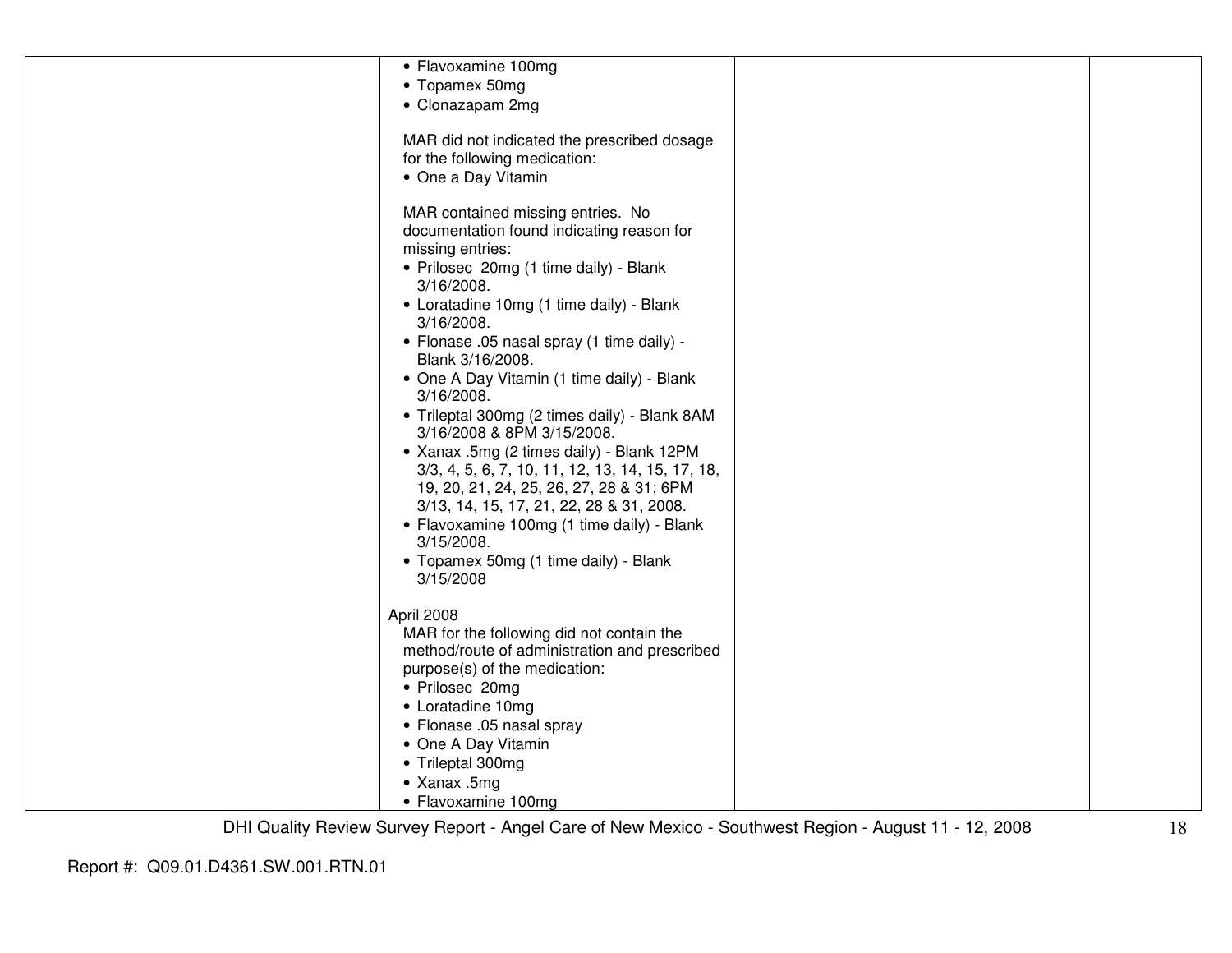| | | | |
|---|---|---|---|
| | • Flavoxamine 100mg<br>• Topamex 50mg<br>• Clonazapam 2mg<br><br>MAR did not indicated the prescribed dosage for the following medication:<br>• One a Day Vitamin<br><br>MAR contained missing entries. No documentation found indicating reason for missing entries:<br>• Prilosec 20mg (1 time daily) - Blank 3/16/2008.<br>• Loratadine 10mg (1 time daily) - Blank 3/16/2008.<br>• Flonase .05 nasal spray (1 time daily) - Blank 3/16/2008.<br>• One A Day Vitamin (1 time daily) - Blank 3/16/2008.<br>• Trileptal 300mg (2 times daily) - Blank 8AM 3/16/2008 & 8PM 3/15/2008.<br>• Xanax .5mg (2 times daily) - Blank 12PM 3/3, 4, 5, 6, 7, 10, 11, 12, 13, 14, 15, 17, 18, 19, 20, 21, 24, 25, 26, 27, 28 & 31; 6PM 3/13, 14, 15, 17, 21, 22, 28 & 31, 2008.<br>• Flavoxamine 100mg (1 time daily) - Blank 3/15/2008.<br>• Topamex 50mg (1 time daily) - Blank 3/15/2008<br><br>April 2008<br>MAR for the following did not contain the method/route of administration and prescribed purpose(s) of the medication:<br>• Prilosec 20mg<br>• Loratadine 10mg<br>• Flonase .05 nasal spray<br>• One A Day Vitamin<br>• Trileptal 300mg<br>• Xanax .5mg<br>• Flavoxamine 100mg | | |

DHI Quality Review Survey Report - Angel Care of New Mexico - Southwest Region - August 11 - 12, 2008

Report #: Q09.01.D4361.SW.001.RTN.01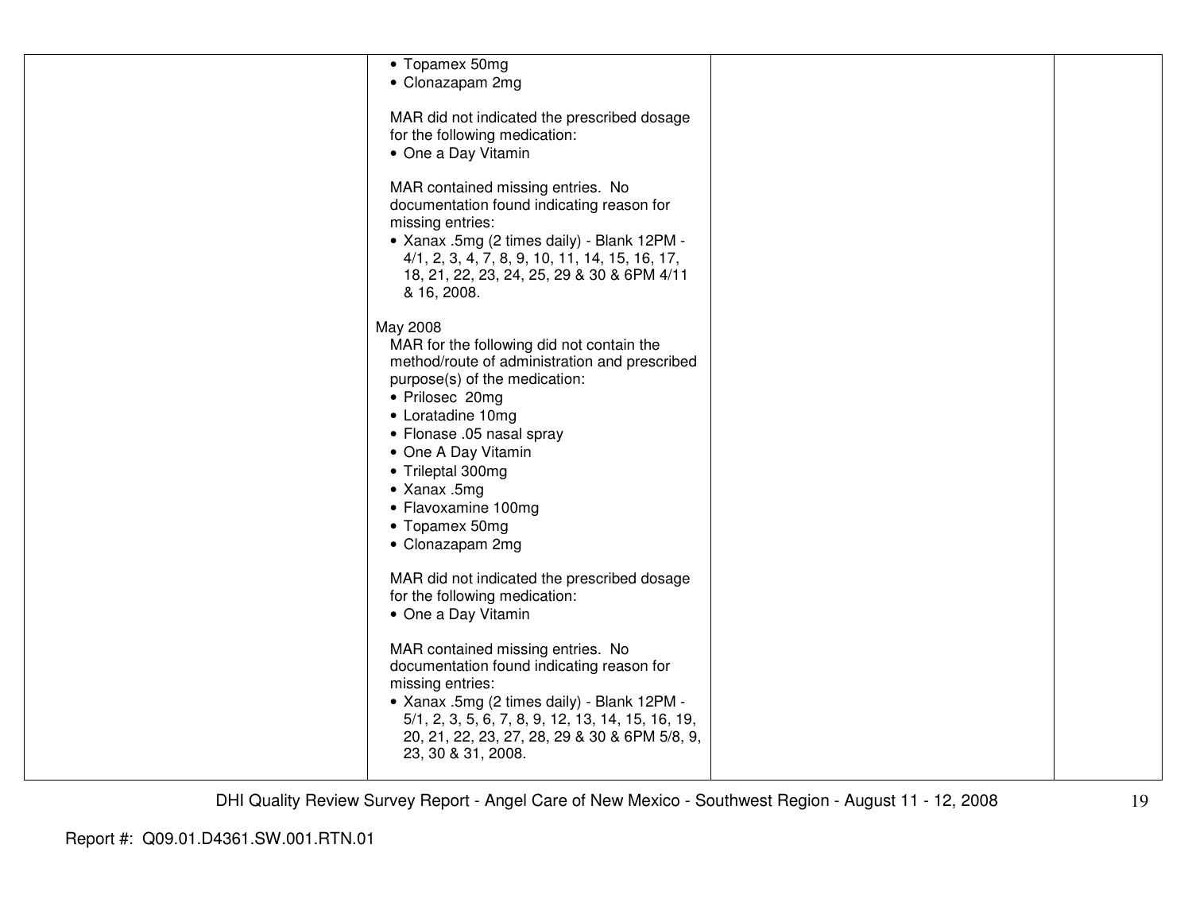| | | | |
|---|---|---|---|
| | • Topamex 50mg<br>• Clonazapam 2mg<br><br>MAR did not indicated the prescribed dosage for the following medication:<br>• One a Day Vitamin<br><br>MAR contained missing entries. No documentation found indicating reason for missing entries:<br>• Xanax .5mg (2 times daily) - Blank 12PM - 4/1, 2, 3, 4, 7, 8, 9, 10, 11, 14, 15, 16, 17, 18, 21, 22, 23, 24, 25, 29 & 30 & 6PM 4/11 & 16, 2008.<br><br>May 2008<br>MAR for the following did not contain the method/route of administration and prescribed purpose(s) of the medication:<br>• Prilosec 20mg<br>• Loratadine 10mg<br>• Flonase .05 nasal spray<br>• One A Day Vitamin<br>• Trileptal 300mg<br>• Xanax .5mg<br>• Flavoxamine 100mg<br>• Topamex 50mg<br>• Clonazapam 2mg<br><br>MAR did not indicated the prescribed dosage for the following medication:<br>• One a Day Vitamin<br><br>MAR contained missing entries. No documentation found indicating reason for missing entries:<br>• Xanax .5mg (2 times daily) - Blank 12PM - 5/1, 2, 3, 5, 6, 7, 8, 9, 12, 13, 14, 15, 16, 19, 20, 21, 22, 23, 27, 28, 29 & 30 & 6PM 5/8, 9, 23, 30 & 31, 2008. | | |

DHI Quality Review Survey Report - Angel Care of New Mexico - Southwest Region - August 11 - 12, 2008

Report #: Q09.01.D4361.SW.001.RTN.01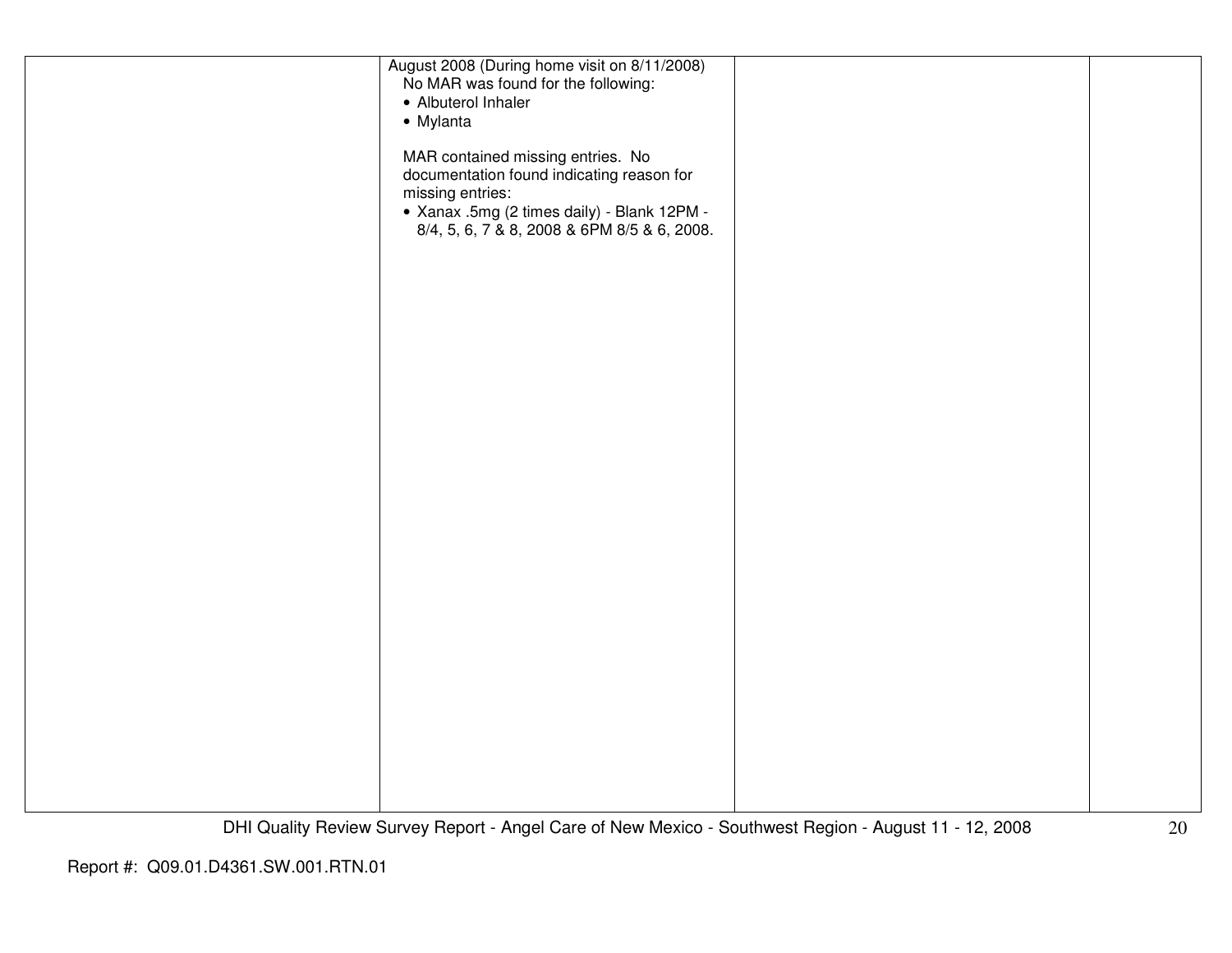| | | | |
|---|---|---|---|
| | August 2008 (During home visit on 8/11/2008)<br>No MAR was found for the following:<br>• Albuterol Inhaler<br>• Mylanta<br><br>MAR contained missing entries. No documentation found indicating reason for missing entries:<br>• Xanax .5mg (2 times daily) - Blank 12PM - 8/4, 5, 6, 7 & 8, 2008 & 6PM 8/5 & 6, 2008. | | |

Report #: Q09.01.D4361.SW.001.RTN.01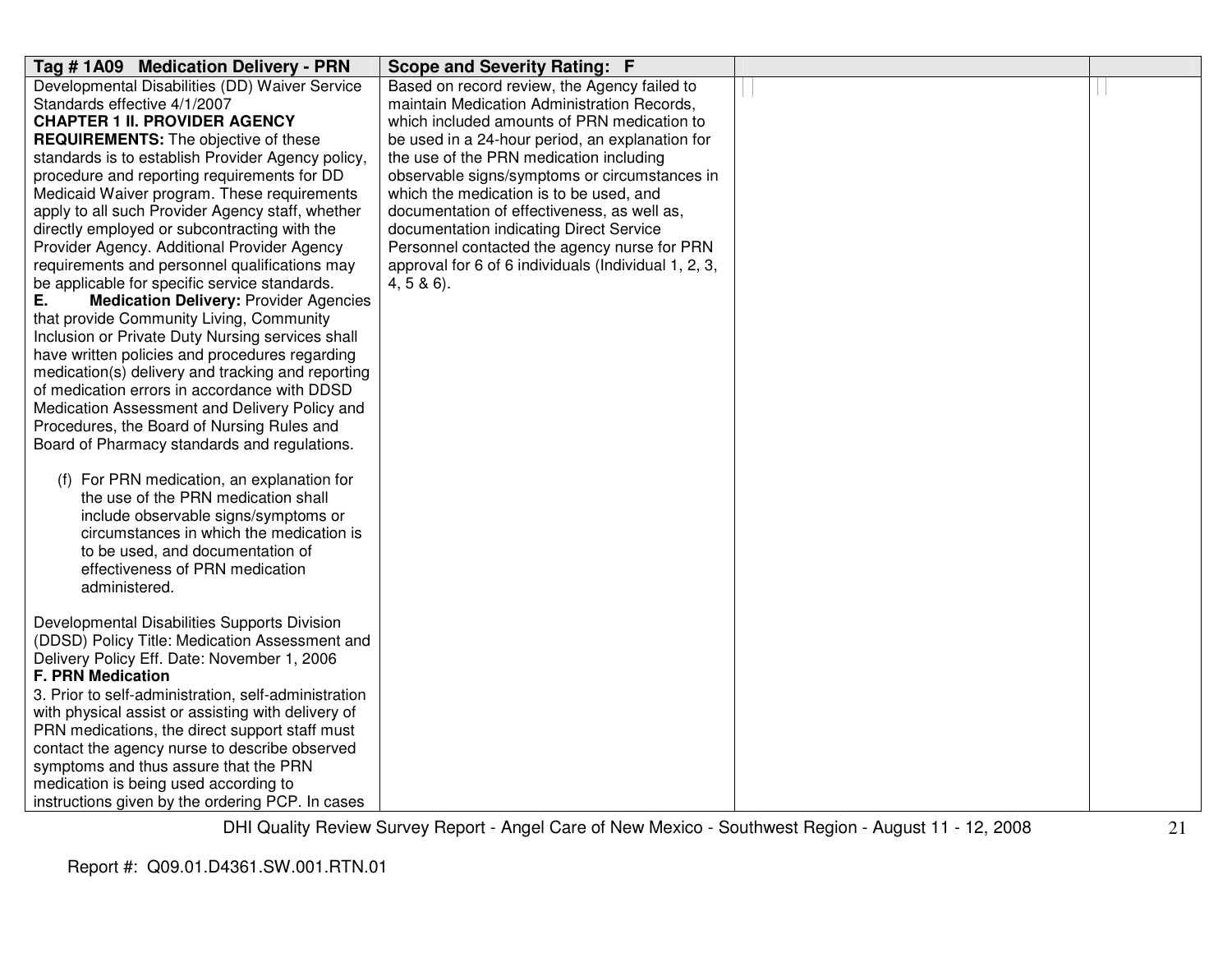| Tag # 1A09 Medication Delivery - PRN | Scope and Severity Rating: F | | |
|---|---|---|---|
| Developmental Disabilities (DD) Waiver Service Standards effective 4/1/2007<br>**CHAPTER 1 II. PROVIDER AGENCY REQUIREMENTS:** The objective of these standards is to establish Provider Agency policy, procedure and reporting requirements for DD Medicaid Waiver program. These requirements apply to all such Provider Agency staff, whether directly employed or subcontracting with the Provider Agency. Additional Provider Agency requirements and personnel qualifications may be applicable for specific service standards.<br>**E. Medication Delivery:** Provider Agencies that provide Community Living, Community Inclusion or Private Duty Nursing services shall have written policies and procedures regarding medication(s) delivery and tracking and reporting of medication errors in accordance with DDSD Medication Assessment and Delivery Policy and Procedures, the Board of Nursing Rules and Board of Pharmacy standards and regulations.<br><br>(f) For PRN medication, an explanation for the use of the PRN medication shall include observable signs/symptoms or circumstances in which the medication is to be used, and documentation of effectiveness of PRN medication administered.<br><br>Developmental Disabilities Supports Division (DDSD) Policy Title: Medication Assessment and Delivery Policy Eff. Date: November 1, 2006<br>**F. PRN Medication**<br>3. Prior to self-administration, self-administration with physical assist or assisting with delivery of PRN medications, the direct support staff must contact the agency nurse to describe observed symptoms and thus assure that the PRN medication is being used according to instructions given by the ordering PCP. In cases | Based on record review, the Agency failed to maintain Medication Administration Records, which included amounts of PRN medication to be used in a 24-hour period, an explanation for the use of the PRN medication including observable signs/symptoms or circumstances in which the medication is to be used, and documentation of effectiveness, as well as, documentation indicating Direct Service Personnel contacted the agency nurse for PRN approval for 6 of 6 individuals (Individual 1, 2, 3, 4, 5 & 6). | | |

DHI Quality Review Survey Report - Angel Care of New Mexico - Southwest Region - August 11 - 12, 2008

Report #: Q09.01.D4361.SW.001.RTN.01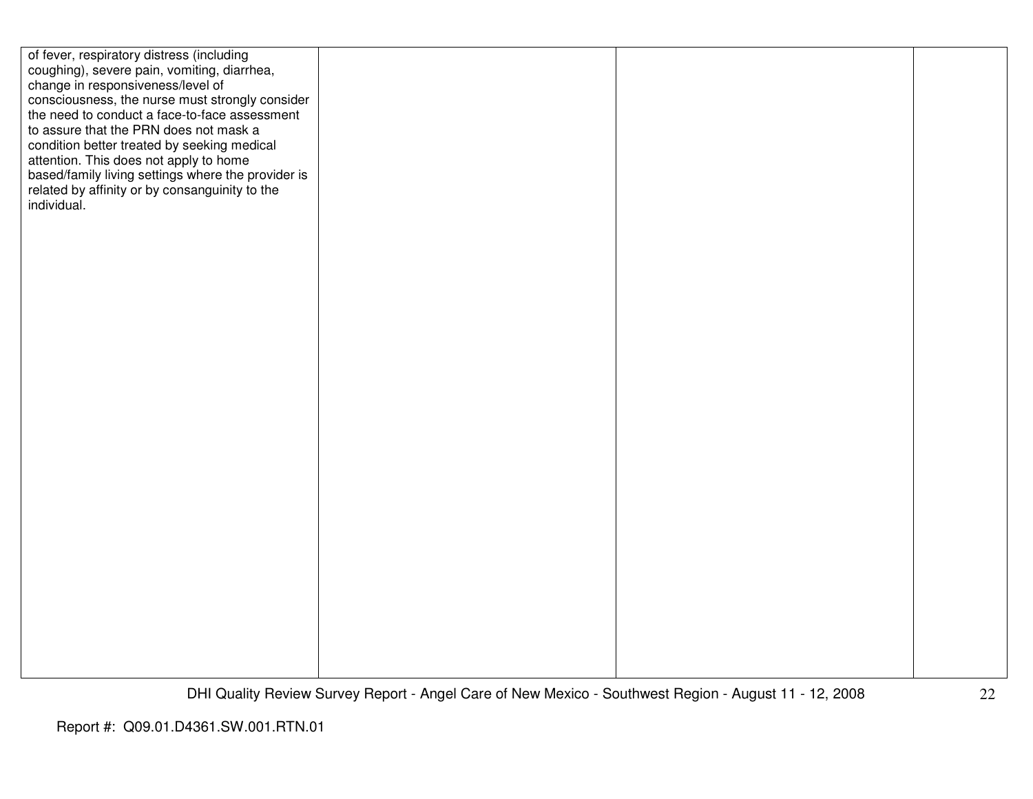| | | | |
|---|---|---|---|
| of fever, respiratory distress (including coughing), severe pain, vomiting, diarrhea, change in responsiveness/level of consciousness, the nurse must strongly consider the need to conduct a face-to-face assessment to assure that the PRN does not mask a condition better treated by seeking medical attention. This does not apply to home based/family living settings where the provider is related by affinity or by consanguinity to the individual. | | | |

Report #: Q09.01.D4361.SW.001.RTN.01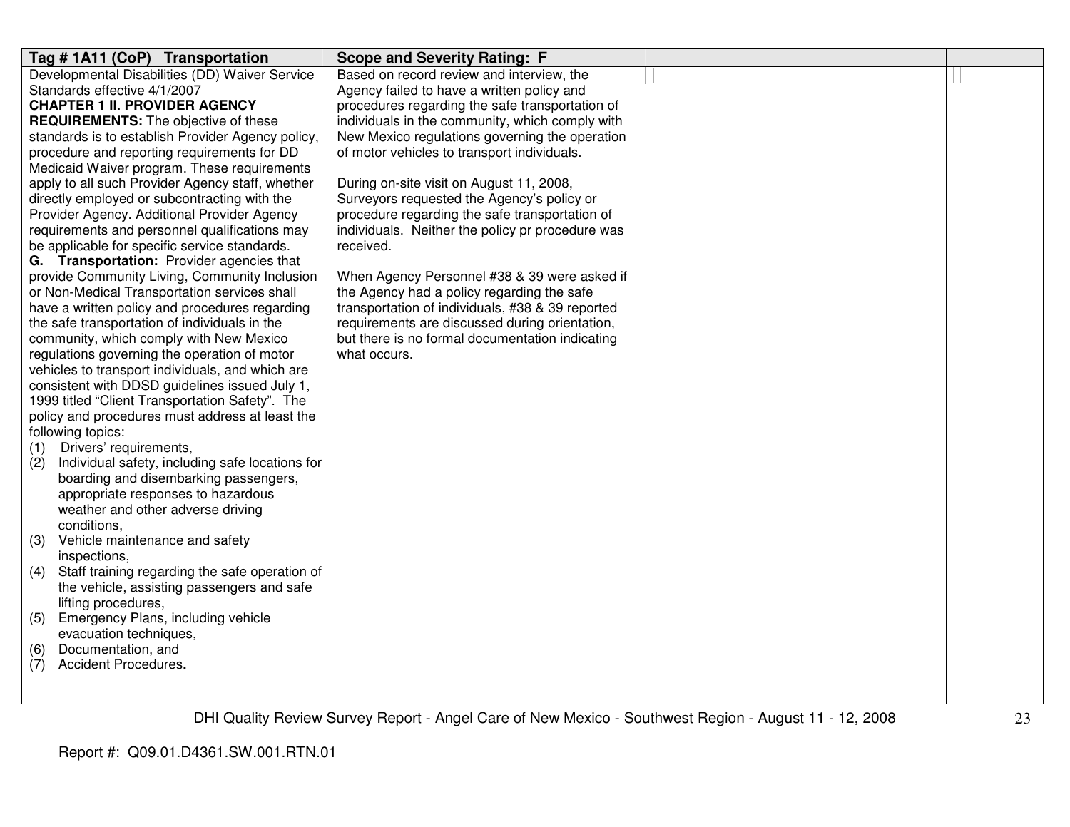| Tag # 1A11 (CoP) Transportation | Scope and Severity Rating: F | | |
|---|---|---|---|
| Developmental Disabilities (DD) Waiver Service Standards effective 4/1/2007<br>**CHAPTER 1 II. PROVIDER AGENCY REQUIREMENTS:** The objective of these standards is to establish Provider Agency policy, procedure and reporting requirements for DD Medicaid Waiver program. These requirements apply to all such Provider Agency staff, whether directly employed or subcontracting with the Provider Agency. Additional Provider Agency requirements and personnel qualifications may be applicable for specific service standards.<br>**G. Transportation:** Provider agencies that provide Community Living, Community Inclusion or Non-Medical Transportation services shall have a written policy and procedures regarding the safe transportation of individuals in the community, which comply with New Mexico regulations governing the operation of motor vehicles to transport individuals, and which are consistent with DDSD guidelines issued July 1, 1999 titled "Client Transportation Safety". The policy and procedures must address at least the following topics:<br>(1) Drivers' requirements,<br>(2) Individual safety, including safe locations for boarding and disembarking passengers, appropriate responses to hazardous weather and other adverse driving conditions,<br>(3) Vehicle maintenance and safety inspections,<br>(4) Staff training regarding the safe operation of the vehicle, assisting passengers and safe lifting procedures,<br>(5) Emergency Plans, including vehicle evacuation techniques,<br>(6) Documentation, and<br>(7) Accident Procedures**.** | Based on record review and interview, the Agency failed to have a written policy and procedures regarding the safe transportation of individuals in the community, which comply with New Mexico regulations governing the operation of motor vehicles to transport individuals.<br><br>During on-site visit on August 11, 2008, Surveyors requested the Agency's policy or procedure regarding the safe transportation of individuals. Neither the policy pr procedure was received.<br><br>When Agency Personnel #38 & 39 were asked if the Agency had a policy regarding the safe transportation of individuals, #38 & 39 reported requirements are discussed during orientation, but there is no formal documentation indicating what occurs. | | |

Report #: Q09.01.D4361.SW.001.RTN.01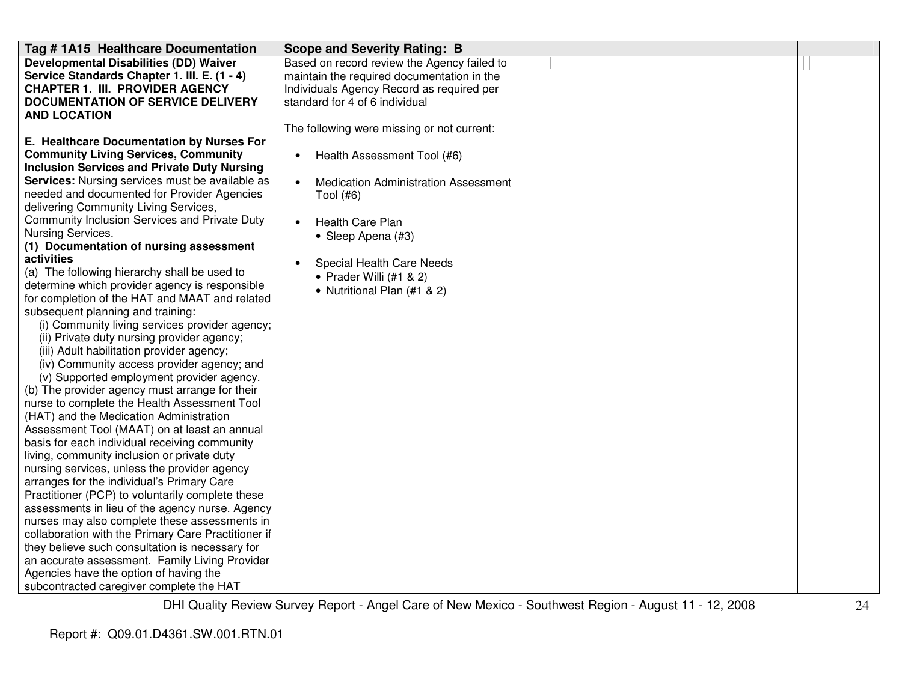| Tag # 1A15 Healthcare Documentation | Scope and Severity Rating: B | | |
|---|---|---|---|
| **Developmental Disabilities (DD) Waiver Service Standards Chapter 1. III. E. (1 - 4) CHAPTER 1. III. PROVIDER AGENCY DOCUMENTATION OF SERVICE DELIVERY AND LOCATION**<br><br>**E. Healthcare Documentation by Nurses For Community Living Services, Community Inclusion Services and Private Duty Nursing Services:** Nursing services must be available as needed and documented for Provider Agencies delivering Community Living Services, Community Inclusion Services and Private Duty Nursing Services.<br>**(1) Documentation of nursing assessment activities**<br>(a) The following hierarchy shall be used to determine which provider agency is responsible for completion of the HAT and MAAT and related subsequent planning and training:<br>(i) Community living services provider agency;<br>(ii) Private duty nursing provider agency;<br>(iii) Adult habilitation provider agency;<br>(iv) Community access provider agency; and<br>(v) Supported employment provider agency.<br>(b) The provider agency must arrange for their nurse to complete the Health Assessment Tool (HAT) and the Medication Administration Assessment Tool (MAAT) on at least an annual basis for each individual receiving community living, community inclusion or private duty nursing services, unless the provider agency arranges for the individual's Primary Care Practitioner (PCP) to voluntarily complete these assessments in lieu of the agency nurse. Agency nurses may also complete these assessments in collaboration with the Primary Care Practitioner if they believe such consultation is necessary for an accurate assessment. Family Living Provider Agencies have the option of having the subcontracted caregiver complete the HAT | Based on record review the Agency failed to maintain the required documentation in the Individuals Agency Record as required per standard for 4 of 6 individual<br><br>The following were missing or not current:<br><br>• Health Assessment Tool (#6)<br><br>• Medication Administration Assessment Tool (#6)<br><br>• Health Care Plan<br>  • Sleep Apena (#3)<br><br>• Special Health Care Needs<br>  • Prader Willi (#1 & 2)<br>  • Nutritional Plan (#1 & 2) | | |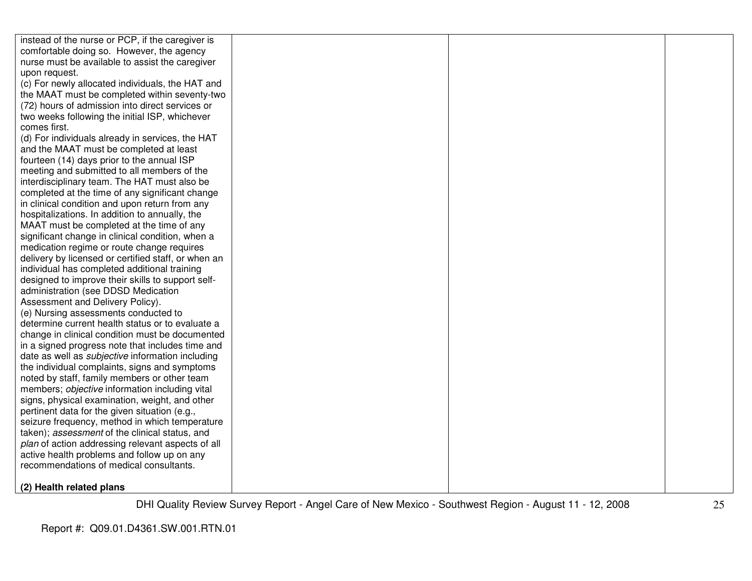| | | | |
|---|---|---|---|
| instead of the nurse or PCP, if the caregiver is comfortable doing so. However, the agency nurse must be available to assist the caregiver upon request.<br>(c) For newly allocated individuals, the HAT and the MAAT must be completed within seventy-two (72) hours of admission into direct services or two weeks following the initial ISP, whichever comes first.<br>(d) For individuals already in services, the HAT and the MAAT must be completed at least fourteen (14) days prior to the annual ISP meeting and submitted to all members of the interdisciplinary team. The HAT must also be completed at the time of any significant change in clinical condition and upon return from any hospitalizations. In addition to annually, the MAAT must be completed at the time of any significant change in clinical condition, when a medication regime or route change requires delivery by licensed or certified staff, or when an individual has completed additional training designed to improve their skills to support self-administration (see DDSD Medication Assessment and Delivery Policy).<br>(e) Nursing assessments conducted to determine current health status or to evaluate a change in clinical condition must be documented in a signed progress note that includes time and date as well as *subjective* information including the individual complaints, signs and symptoms noted by staff, family members or other team members; *objective* information including vital signs, physical examination, weight, and other pertinent data for the given situation (e.g., seizure frequency, method in which temperature taken); *assessment* of the clinical status, and *plan* of action addressing relevant aspects of all active health problems and follow up on any recommendations of medical consultants.<br><br>**(2) Health related plans** | | | |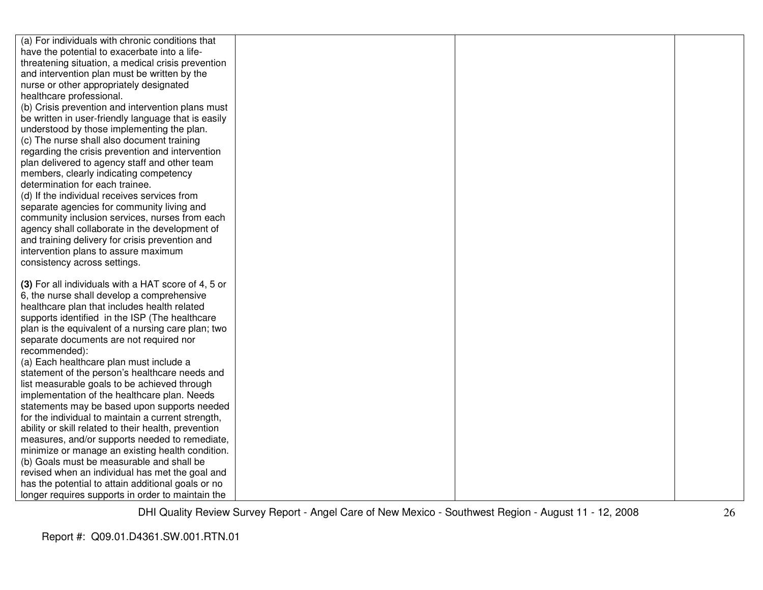| | | | |
|---|---|---|---|
| (a) For individuals with chronic conditions that have the potential to exacerbate into a life-threatening situation, a medical crisis prevention and intervention plan must be written by the nurse or other appropriately designated healthcare professional.<br>(b) Crisis prevention and intervention plans must be written in user-friendly language that is easily understood by those implementing the plan.<br>(c) The nurse shall also document training regarding the crisis prevention and intervention plan delivered to agency staff and other team members, clearly indicating competency determination for each trainee.<br>(d) If the individual receives services from separate agencies for community living and community inclusion services, nurses from each agency shall collaborate in the development of and training delivery for crisis prevention and intervention plans to assure maximum consistency across settings.<br><br>**(3)** For all individuals with a HAT score of 4, 5 or 6, the nurse shall develop a comprehensive healthcare plan that includes health related supports identified in the ISP (The healthcare plan is the equivalent of a nursing care plan; two separate documents are not required nor recommended):<br>(a) Each healthcare plan must include a statement of the person's healthcare needs and list measurable goals to be achieved through implementation of the healthcare plan. Needs statements may be based upon supports needed for the individual to maintain a current strength, ability or skill related to their health, prevention measures, and/or supports needed to remediate, minimize or manage an existing health condition.<br>(b) Goals must be measurable and shall be revised when an individual has met the goal and has the potential to attain additional goals or no longer requires supports in order to maintain the | | | |

DHI Quality Review Survey Report - Angel Care of New Mexico - Southwest Region - August 11 - 12, 2008

Report #: Q09.01.D4361.SW.001.RTN.01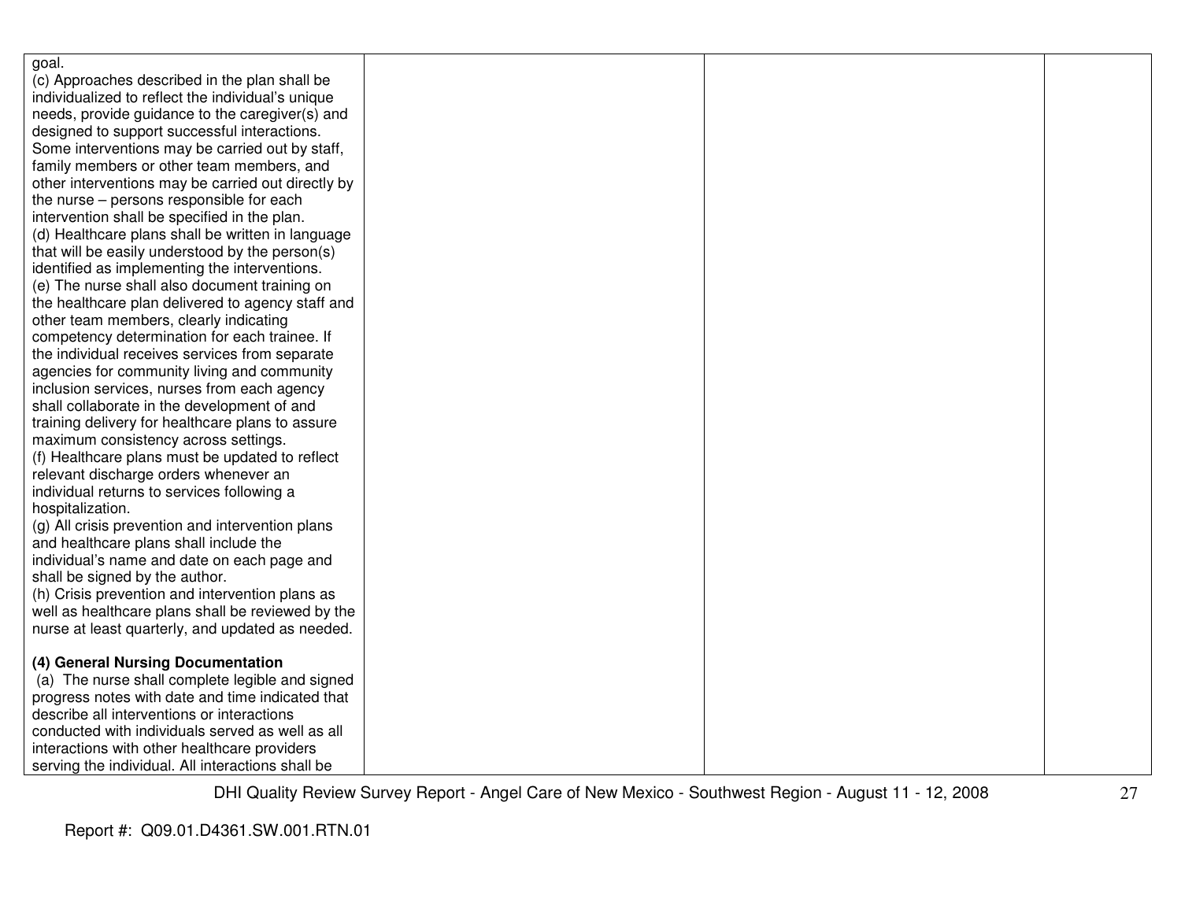| | | | |
|---|---|---|---|
| goal.<br>(c) Approaches described in the plan shall be individualized to reflect the individual's unique needs, provide guidance to the caregiver(s) and designed to support successful interactions. Some interventions may be carried out by staff, family members or other team members, and other interventions may be carried out directly by the nurse – persons responsible for each intervention shall be specified in the plan.<br>(d) Healthcare plans shall be written in language that will be easily understood by the person(s) identified as implementing the interventions.<br>(e) The nurse shall also document training on the healthcare plan delivered to agency staff and other team members, clearly indicating competency determination for each trainee. If the individual receives services from separate agencies for community living and community inclusion services, nurses from each agency shall collaborate in the development of and training delivery for healthcare plans to assure maximum consistency across settings.<br>(f) Healthcare plans must be updated to reflect relevant discharge orders whenever an individual returns to services following a hospitalization.<br>(g) All crisis prevention and intervention plans and healthcare plans shall include the individual's name and date on each page and shall be signed by the author.<br>(h) Crisis prevention and intervention plans as well as healthcare plans shall be reviewed by the nurse at least quarterly, and updated as needed.<br><br>**(4) General Nursing Documentation**<br>(a) The nurse shall complete legible and signed progress notes with date and time indicated that describe all interventions or interactions conducted with individuals served as well as all interactions with other healthcare providers serving the individual. All interactions shall be | | | |

DHI Quality Review Survey Report - Angel Care of New Mexico - Southwest Region - August 11 - 12, 2008

Report #: Q09.01.D4361.SW.001.RTN.01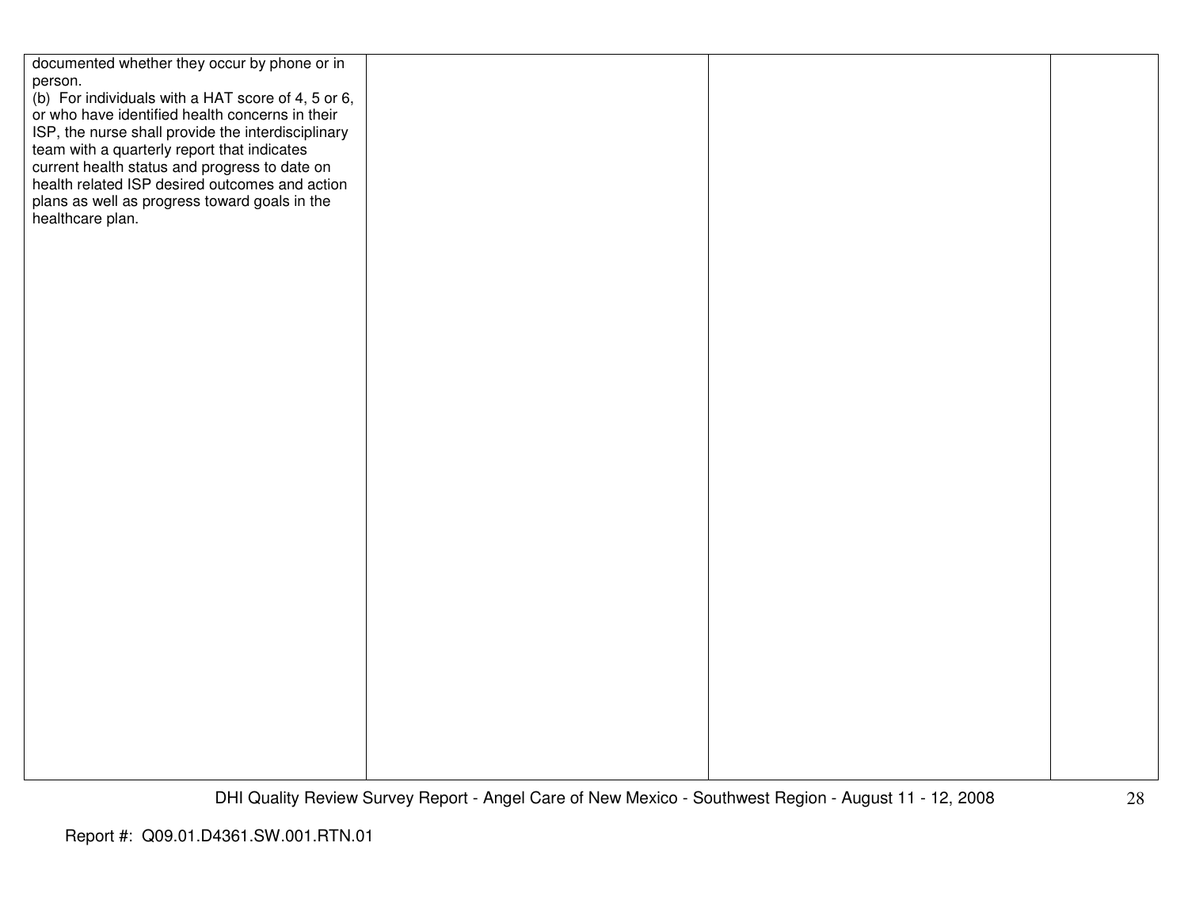| | | | |
|---|---|---|---|
| documented whether they occur by phone or in person.<br>(b) For individuals with a HAT score of 4, 5 or 6, or who have identified health concerns in their ISP, the nurse shall provide the interdisciplinary team with a quarterly report that indicates current health status and progress to date on health related ISP desired outcomes and action plans as well as progress toward goals in the healthcare plan. | | | |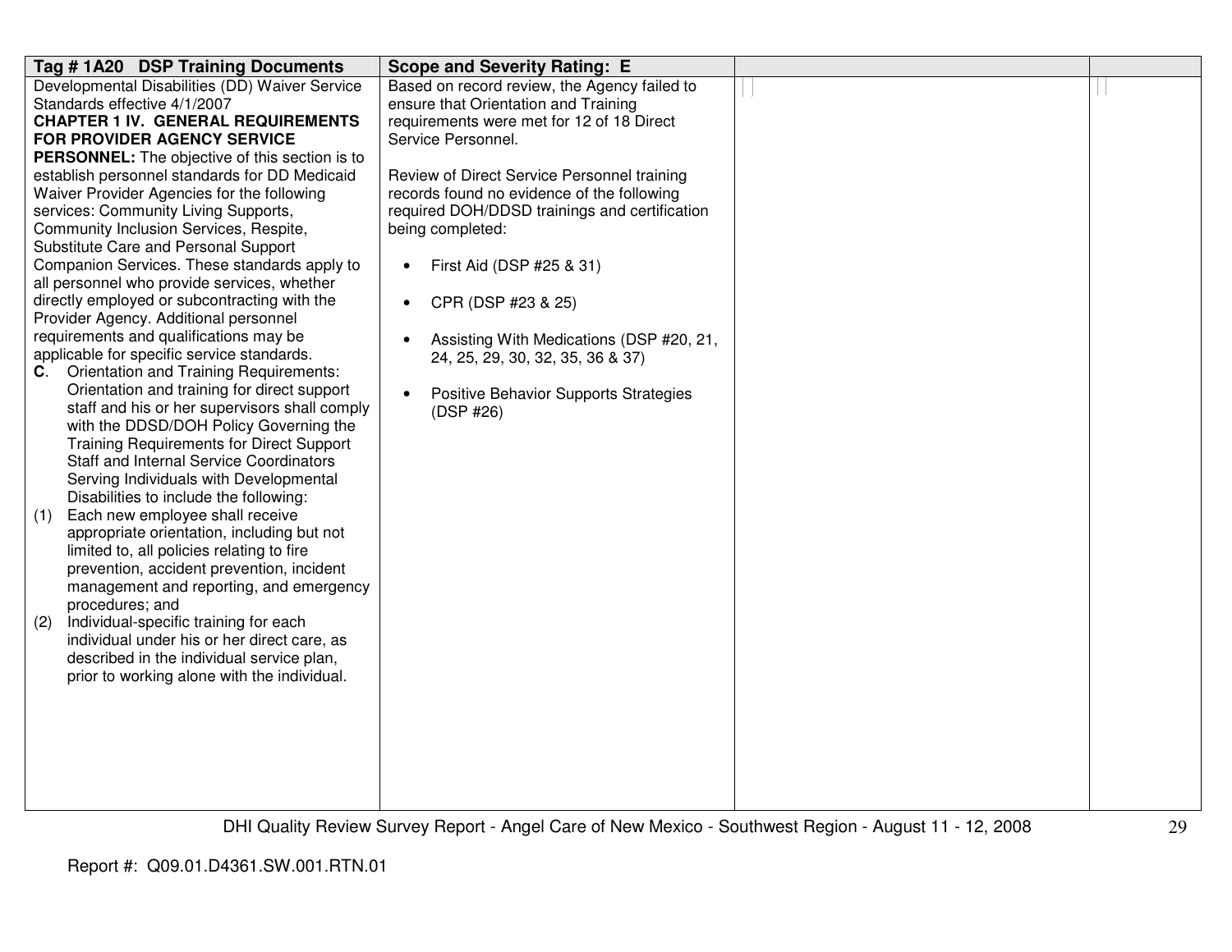| Tag # 1A20 DSP Training Documents | Scope and Severity Rating: E | | |
|---|---|---|---|
| Developmental Disabilities (DD) Waiver Service Standards effective 4/1/2007<br>**CHAPTER 1 IV. GENERAL REQUIREMENTS FOR PROVIDER AGENCY SERVICE PERSONNEL:** The objective of this section is to establish personnel standards for DD Medicaid Waiver Provider Agencies for the following services: Community Living Supports, Community Inclusion Services, Respite, Substitute Care and Personal Support Companion Services. These standards apply to all personnel who provide services, whether directly employed or subcontracting with the Provider Agency. Additional personnel requirements and qualifications may be applicable for specific service standards.<br>**C**. Orientation and Training Requirements: Orientation and training for direct support staff and his or her supervisors shall comply with the DDSD/DOH Policy Governing the Training Requirements for Direct Support Staff and Internal Service Coordinators Serving Individuals with Developmental Disabilities to include the following:<br>(1) Each new employee shall receive appropriate orientation, including but not limited to, all policies relating to fire prevention, accident prevention, incident management and reporting, and emergency procedures; and<br>(2) Individual-specific training for each individual under his or her direct care, as described in the individual service plan, prior to working alone with the individual. | Based on record review, the Agency failed to ensure that Orientation and Training requirements were met for 12 of 18 Direct Service Personnel.<br><br>Review of Direct Service Personnel training records found no evidence of the following required DOH/DDSD trainings and certification being completed:<br><br>• First Aid (DSP #25 & 31)<br><br>• CPR (DSP #23 & 25)<br><br>• Assisting With Medications (DSP #20, 21, 24, 25, 29, 30, 32, 35, 36 & 37)<br><br>• Positive Behavior Supports Strategies (DSP #26) | | |

Report #: Q09.01.D4361.SW.001.RTN.01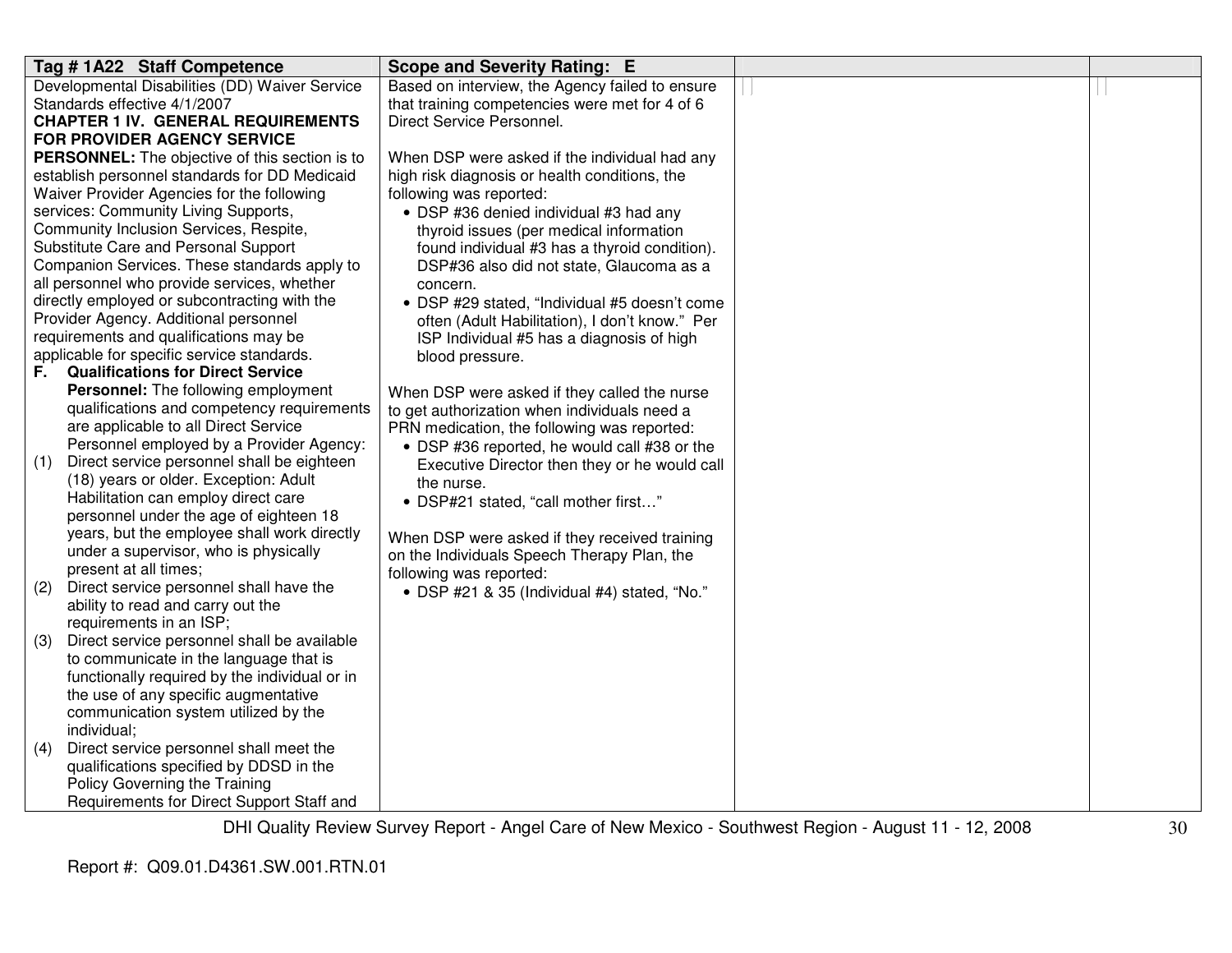| Tag # 1A22 Staff Competence | Scope and Severity Rating: E | | |
|---|---|---|---|
| Developmental Disabilities (DD) Waiver Service Standards effective 4/1/2007<br>**CHAPTER 1 IV. GENERAL REQUIREMENTS FOR PROVIDER AGENCY SERVICE PERSONNEL:** The objective of this section is to establish personnel standards for DD Medicaid Waiver Provider Agencies for the following services: Community Living Supports, Community Inclusion Services, Respite, Substitute Care and Personal Support Companion Services. These standards apply to all personnel who provide services, whether directly employed or subcontracting with the Provider Agency. Additional personnel requirements and qualifications may be applicable for specific service standards.<br>**F. Qualifications for Direct Service Personnel:** The following employment qualifications and competency requirements are applicable to all Direct Service Personnel employed by a Provider Agency:<br>(1) Direct service personnel shall be eighteen (18) years or older. Exception: Adult Habilitation can employ direct care personnel under the age of eighteen 18 years, but the employee shall work directly under a supervisor, who is physically present at all times;<br>(2) Direct service personnel shall have the ability to read and carry out the requirements in an ISP;<br>(3) Direct service personnel shall be available to communicate in the language that is functionally required by the individual or in the use of any specific augmentative communication system utilized by the individual;<br>(4) Direct service personnel shall meet the qualifications specified by DDSD in the Policy Governing the Training Requirements for Direct Support Staff and | Based on interview, the Agency failed to ensure that training competencies were met for 4 of 6 Direct Service Personnel.<br><br>When DSP were asked if the individual had any high risk diagnosis or health conditions, the following was reported:<br>• DSP #36 denied individual #3 had any thyroid issues (per medical information found individual #3 has a thyroid condition). DSP#36 also did not state, Glaucoma as a concern.<br>• DSP #29 stated, "Individual #5 doesn't come often (Adult Habilitation), I don't know." Per ISP Individual #5 has a diagnosis of high blood pressure.<br><br>When DSP were asked if they called the nurse to get authorization when individuals need a PRN medication, the following was reported:<br>• DSP #36 reported, he would call #38 or the Executive Director then they or he would call the nurse.<br>• DSP#21 stated, "call mother first…"<br><br>When DSP were asked if they received training on the Individuals Speech Therapy Plan, the following was reported:<br>• DSP #21 & 35 (Individual #4) stated, "No." | | |

Report #: Q09.01.D4361.SW.001.RTN.01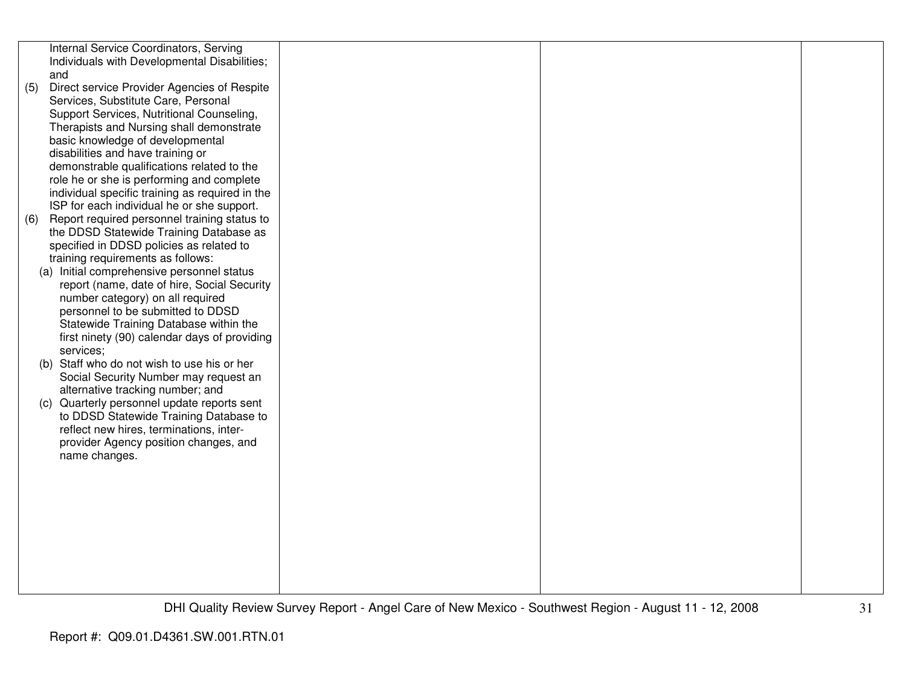| | | | |
|---|---|---|---|
| Internal Service Coordinators, Serving Individuals with Developmental Disabilities; and<br>(5) Direct service Provider Agencies of Respite Services, Substitute Care, Personal Support Services, Nutritional Counseling, Therapists and Nursing shall demonstrate basic knowledge of developmental disabilities and have training or demonstrable qualifications related to the role he or she is performing and complete individual specific training as required in the ISP for each individual he or she support.<br>(6) Report required personnel training status to the DDSD Statewide Training Database as specified in DDSD policies as related to training requirements as follows:<br>(a) Initial comprehensive personnel status report (name, date of hire, Social Security number category) on all required personnel to be submitted to DDSD Statewide Training Database within the first ninety (90) calendar days of providing services;<br>(b) Staff who do not wish to use his or her Social Security Number may request an alternative tracking number; and<br>(c) Quarterly personnel update reports sent to DDSD Statewide Training Database to reflect new hires, terminations, inter-provider Agency position changes, and name changes. | | | |

DHI Quality Review Survey Report - Angel Care of New Mexico - Southwest Region - August 11 - 12, 2008

Report #: Q09.01.D4361.SW.001.RTN.01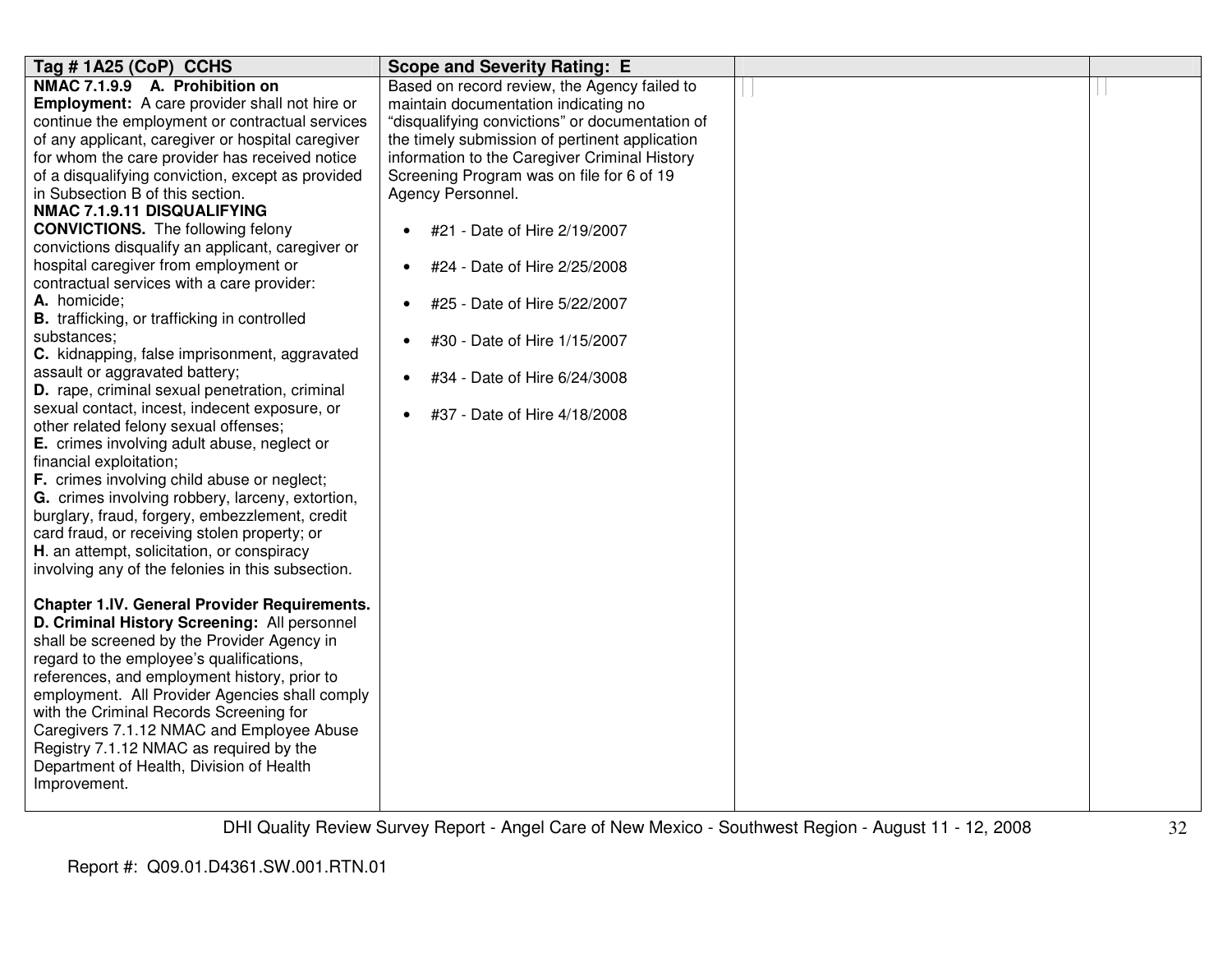| Tag # 1A25 (CoP) CCHS | Scope and Severity Rating: E | | |
|---|---|---|---|
| **NMAC 7.1.9.9 A. Prohibition on Employment:** A care provider shall not hire or continue the employment or contractual services of any applicant, caregiver or hospital caregiver for whom the care provider has received notice of a disqualifying conviction, except as provided in Subsection B of this section.<br>**NMAC 7.1.9.11 DISQUALIFYING CONVICTIONS.** The following felony convictions disqualify an applicant, caregiver or hospital caregiver from employment or contractual services with a care provider:<br>**A.** homicide;<br>**B.** trafficking, or trafficking in controlled substances;<br>**C.** kidnapping, false imprisonment, aggravated assault or aggravated battery;<br>**D.** rape, criminal sexual penetration, criminal sexual contact, incest, indecent exposure, or other related felony sexual offenses;<br>**E.** crimes involving adult abuse, neglect or financial exploitation;<br>**F.** crimes involving child abuse or neglect;<br>**G.** crimes involving robbery, larceny, extortion, burglary, fraud, forgery, embezzlement, credit card fraud, or receiving stolen property; or<br>**H**. an attempt, solicitation, or conspiracy involving any of the felonies in this subsection.<br><br>**Chapter 1.IV. General Provider Requirements. D. Criminal History Screening:** All personnel shall be screened by the Provider Agency in regard to the employee's qualifications, references, and employment history, prior to employment. All Provider Agencies shall comply with the Criminal Records Screening for Caregivers 7.1.12 NMAC and Employee Abuse Registry 7.1.12 NMAC as required by the Department of Health, Division of Health Improvement. | Based on record review, the Agency failed to maintain documentation indicating no "disqualifying convictions" or documentation of the timely submission of pertinent application information to the Caregiver Criminal History Screening Program was on file for 6 of 19 Agency Personnel.<br><br>• #21 - Date of Hire 2/19/2007<br>• #24 - Date of Hire 2/25/2008<br>• #25 - Date of Hire 5/22/2007<br>• #30 - Date of Hire 1/15/2007<br>• #34 - Date of Hire 6/24/3008<br>• #37 - Date of Hire 4/18/2008 | | |

DHI Quality Review Survey Report - Angel Care of New Mexico - Southwest Region - August 11 - 12, 2008

Report #: Q09.01.D4361.SW.001.RTN.01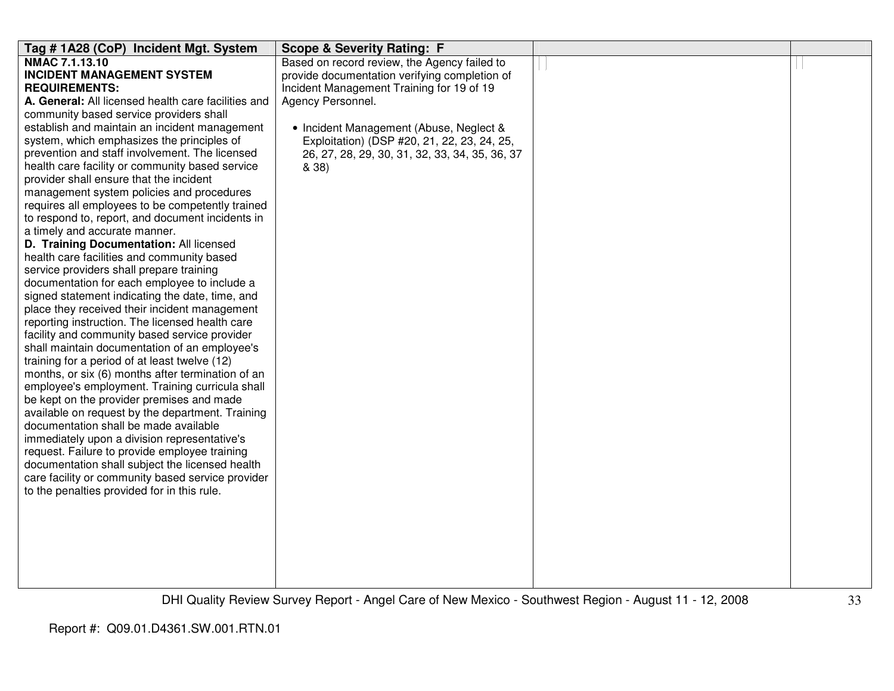| Tag # 1A28 (CoP) Incident Mgt. System | Scope & Severity Rating: F | | |
|---|---|---|---|
| **NMAC 7.1.13.10**<br>**INCIDENT MANAGEMENT SYSTEM REQUIREMENTS:**<br>**A. General:** All licensed health care facilities and community based service providers shall establish and maintain an incident management system, which emphasizes the principles of prevention and staff involvement. The licensed health care facility or community based service provider shall ensure that the incident management system policies and procedures requires all employees to be competently trained to respond to, report, and document incidents in a timely and accurate manner.<br>**D. Training Documentation:** All licensed health care facilities and community based service providers shall prepare training documentation for each employee to include a signed statement indicating the date, time, and place they received their incident management reporting instruction. The licensed health care facility and community based service provider shall maintain documentation of an employee's training for a period of at least twelve (12) months, or six (6) months after termination of an employee's employment. Training curricula shall be kept on the provider premises and made available on request by the department. Training documentation shall be made available immediately upon a division representative's request. Failure to provide employee training documentation shall subject the licensed health care facility or community based service provider to the penalties provided for in this rule. | Based on record review, the Agency failed to provide documentation verifying completion of Incident Management Training for 19 of 19 Agency Personnel.<br><br>• Incident Management (Abuse, Neglect & Exploitation) (DSP #20, 21, 22, 23, 24, 25, 26, 27, 28, 29, 30, 31, 32, 33, 34, 35, 36, 37 & 38) | | |

DHI Quality Review Survey Report - Angel Care of New Mexico - Southwest Region - August 11 - 12, 2008

Report #: Q09.01.D4361.SW.001.RTN.01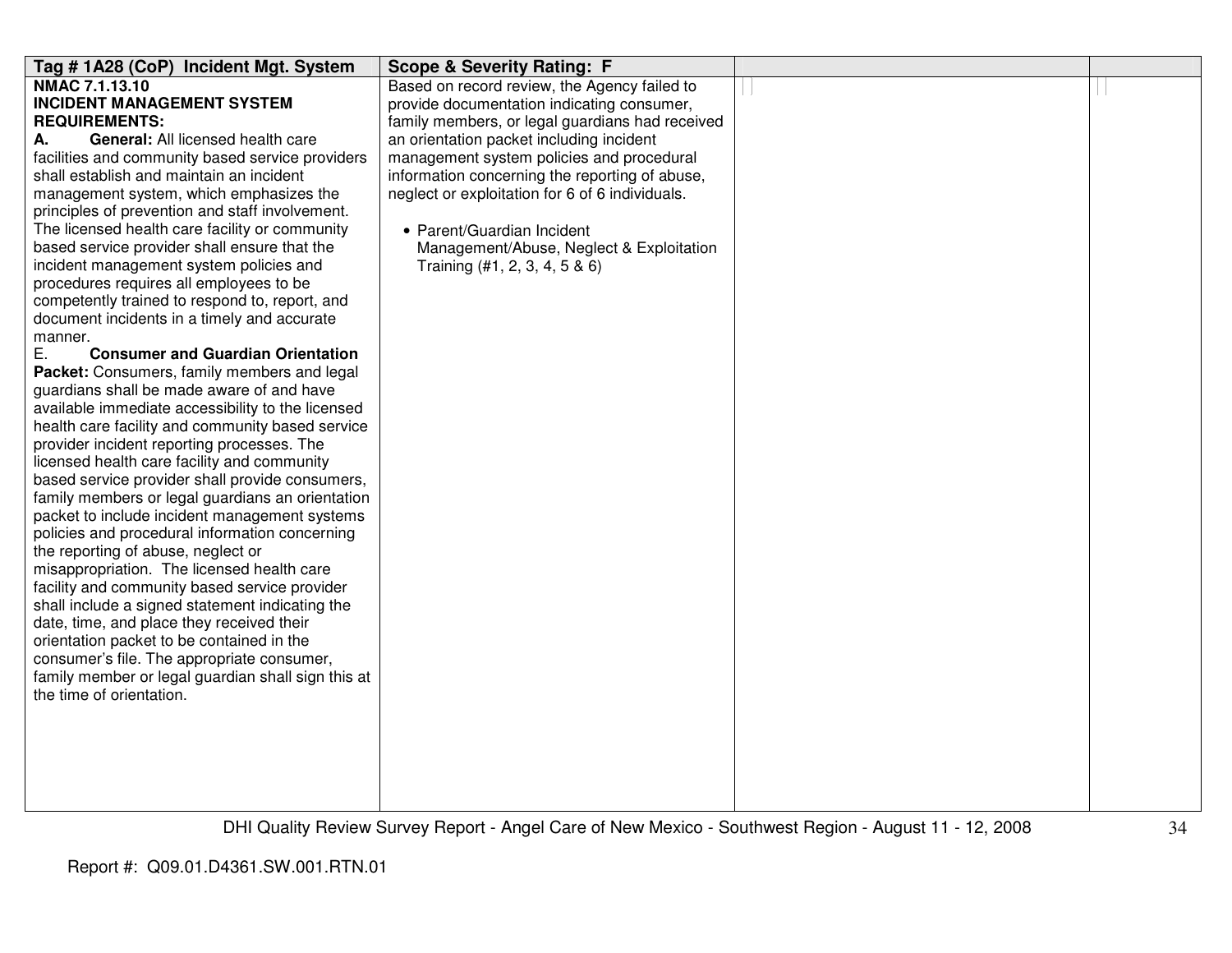| Tag # 1A28 (CoP) Incident Mgt. System | Scope & Severity Rating: F | | |
|---|---|---|---|
| **NMAC 7.1.13.10**<br>**INCIDENT MANAGEMENT SYSTEM REQUIREMENTS:**<br>**A. General:** All licensed health care facilities and community based service providers shall establish and maintain an incident management system, which emphasizes the principles of prevention and staff involvement. The licensed health care facility or community based service provider shall ensure that the incident management system policies and procedures requires all employees to be competently trained to respond to, report, and document incidents in a timely and accurate manner.<br>E. **Consumer and Guardian Orientation Packet:** Consumers, family members and legal guardians shall be made aware of and have available immediate accessibility to the licensed health care facility and community based service provider incident reporting processes. The licensed health care facility and community based service provider shall provide consumers, family members or legal guardians an orientation packet to include incident management systems policies and procedural information concerning the reporting of abuse, neglect or misappropriation. The licensed health care facility and community based service provider shall include a signed statement indicating the date, time, and place they received their orientation packet to be contained in the consumer's file. The appropriate consumer, family member or legal guardian shall sign this at the time of orientation. | Based on record review, the Agency failed to provide documentation indicating consumer, family members, or legal guardians had received an orientation packet including incident management system policies and procedural information concerning the reporting of abuse, neglect or exploitation for 6 of 6 individuals.<br><br>• Parent/Guardian Incident Management/Abuse, Neglect & Exploitation Training (#1, 2, 3, 4, 5 & 6) | | |

Report #: Q09.01.D4361.SW.001.RTN.01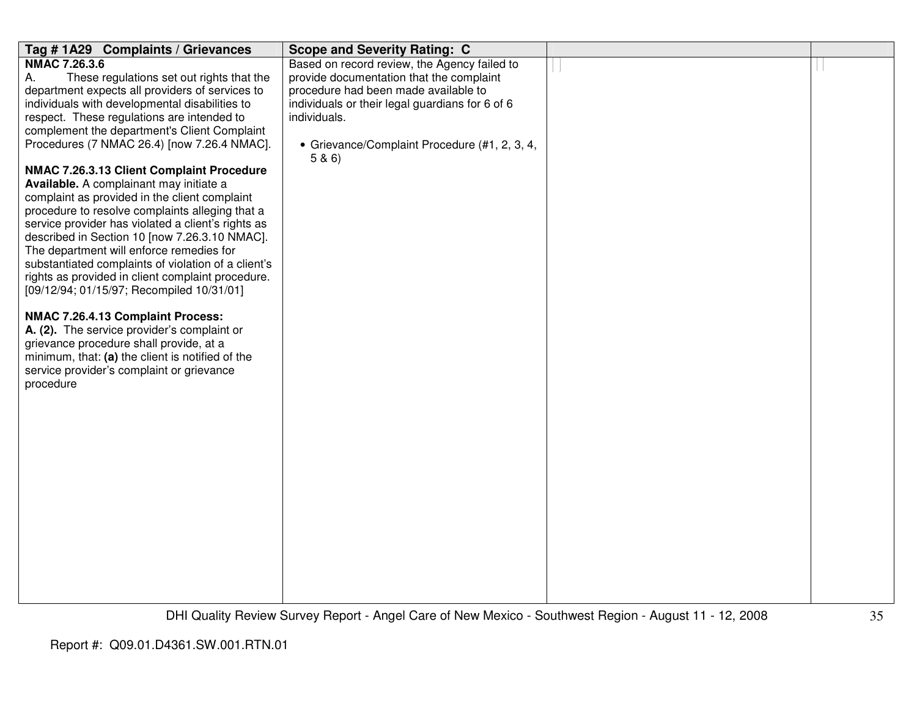| Tag # 1A29 Complaints / Grievances | Scope and Severity Rating: C | | |
|---|---|---|---|
| **NMAC 7.26.3.6**<br>A. These regulations set out rights that the department expects all providers of services to individuals with developmental disabilities to respect. These regulations are intended to complement the department's Client Complaint Procedures (7 NMAC 26.4) [now 7.26.4 NMAC].<br><br>**NMAC 7.26.3.13 Client Complaint Procedure Available.** A complainant may initiate a complaint as provided in the client complaint procedure to resolve complaints alleging that a service provider has violated a client's rights as described in Section 10 [now 7.26.3.10 NMAC]. The department will enforce remedies for substantiated complaints of violation of a client's rights as provided in client complaint procedure. [09/12/94; 01/15/97; Recompiled 10/31/01]<br><br>**NMAC 7.26.4.13 Complaint Process:**<br>**A. (2).** The service provider's complaint or grievance procedure shall provide, at a minimum, that: **(a)** the client is notified of the service provider's complaint or grievance procedure | Based on record review, the Agency failed to provide documentation that the complaint procedure had been made available to individuals or their legal guardians for 6 of 6 individuals.<br><br>• Grievance/Complaint Procedure (#1, 2, 3, 4, 5 & 6) | | |

Report #: Q09.01.D4361.SW.001.RTN.01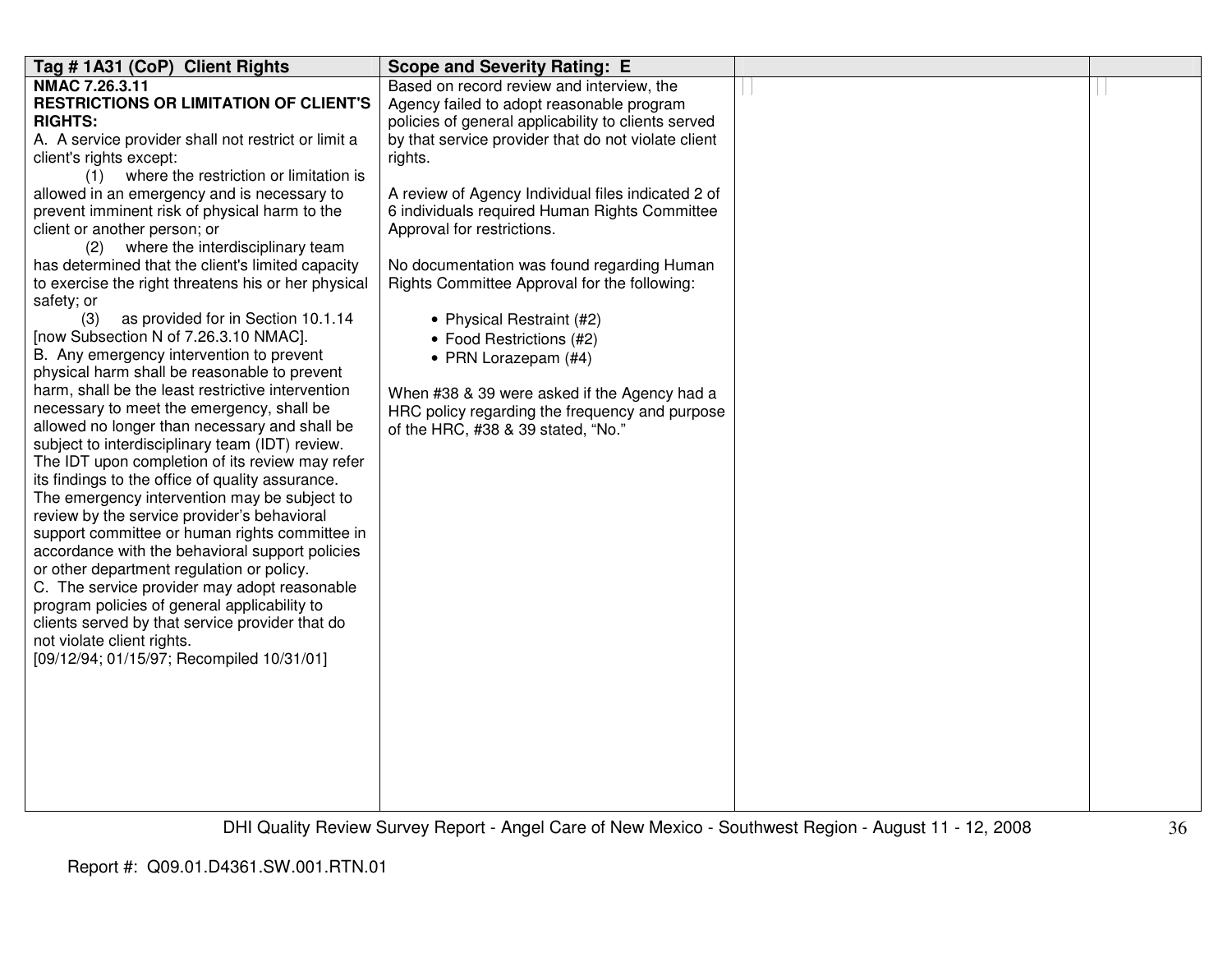| Tag # 1A31 (CoP) Client Rights | Scope and Severity Rating: E | | |
|---|---|---|---|
| **NMAC 7.26.3.11**<br>**RESTRICTIONS OR LIMITATION OF CLIENT'S RIGHTS:**<br>A. A service provider shall not restrict or limit a client's rights except:<br>(1) where the restriction or limitation is allowed in an emergency and is necessary to prevent imminent risk of physical harm to the client or another person; or<br>(2) where the interdisciplinary team has determined that the client's limited capacity to exercise the right threatens his or her physical safety; or<br>(3) as provided for in Section 10.1.14 [now Subsection N of 7.26.3.10 NMAC].<br>B. Any emergency intervention to prevent physical harm shall be reasonable to prevent harm, shall be the least restrictive intervention necessary to meet the emergency, shall be allowed no longer than necessary and shall be subject to interdisciplinary team (IDT) review. The IDT upon completion of its review may refer its findings to the office of quality assurance. The emergency intervention may be subject to review by the service provider's behavioral support committee or human rights committee in accordance with the behavioral support policies or other department regulation or policy.<br>C. The service provider may adopt reasonable program policies of general applicability to clients served by that service provider that do not violate client rights.<br>[09/12/94; 01/15/97; Recompiled 10/31/01] | Based on record review and interview, the Agency failed to adopt reasonable program policies of general applicability to clients served by that service provider that do not violate client rights.<br><br>A review of Agency Individual files indicated 2 of 6 individuals required Human Rights Committee Approval for restrictions.<br><br>No documentation was found regarding Human Rights Committee Approval for the following:<br><br>• Physical Restraint (#2)<br>• Food Restrictions (#2)<br>• PRN Lorazepam (#4)<br><br>When #38 & 39 were asked if the Agency had a HRC policy regarding the frequency and purpose of the HRC, #38 & 39 stated, "No." | | |

DHI Quality Review Survey Report - Angel Care of New Mexico - Southwest Region - August 11 - 12, 2008

Report #: Q09.01.D4361.SW.001.RTN.01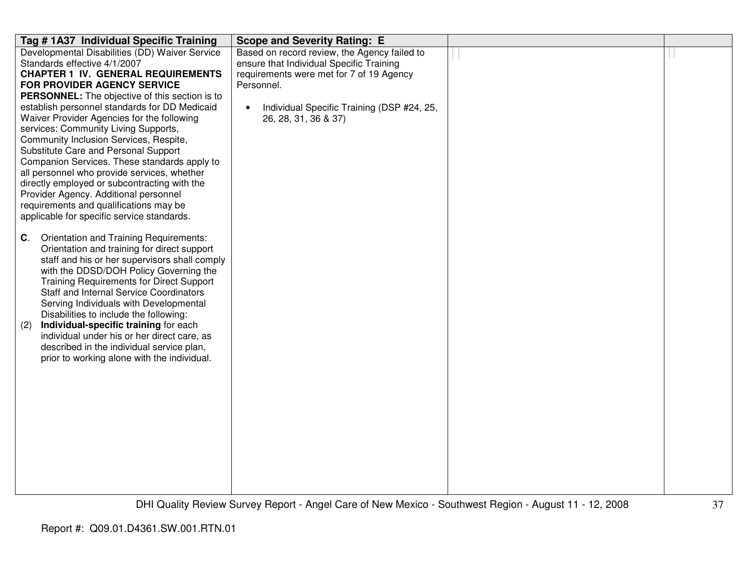| Tag # 1A37 Individual Specific Training | Scope and Severity Rating: E | | |
|---|---|---|---|
| Developmental Disabilities (DD) Waiver Service Standards effective 4/1/2007<br>**CHAPTER 1 IV. GENERAL REQUIREMENTS FOR PROVIDER AGENCY SERVICE PERSONNEL:** The objective of this section is to establish personnel standards for DD Medicaid Waiver Provider Agencies for the following services: Community Living Supports, Community Inclusion Services, Respite, Substitute Care and Personal Support Companion Services. These standards apply to all personnel who provide services, whether directly employed or subcontracting with the Provider Agency. Additional personnel requirements and qualifications may be applicable for specific service standards.<br><br>**C**. Orientation and Training Requirements: Orientation and training for direct support staff and his or her supervisors shall comply with the DDSD/DOH Policy Governing the Training Requirements for Direct Support Staff and Internal Service Coordinators Serving Individuals with Developmental Disabilities to include the following:<br>(2) **Individual-specific training** for each individual under his or her direct care, as described in the individual service plan, prior to working alone with the individual. | Based on record review, the Agency failed to ensure that Individual Specific Training requirements were met for 7 of 19 Agency Personnel.<br><br>• Individual Specific Training (DSP #24, 25, 26, 28, 31, 36 & 37) | | |

DHI Quality Review Survey Report - Angel Care of New Mexico - Southwest Region - August 11 - 12, 2008

Report #: Q09.01.D4361.SW.001.RTN.01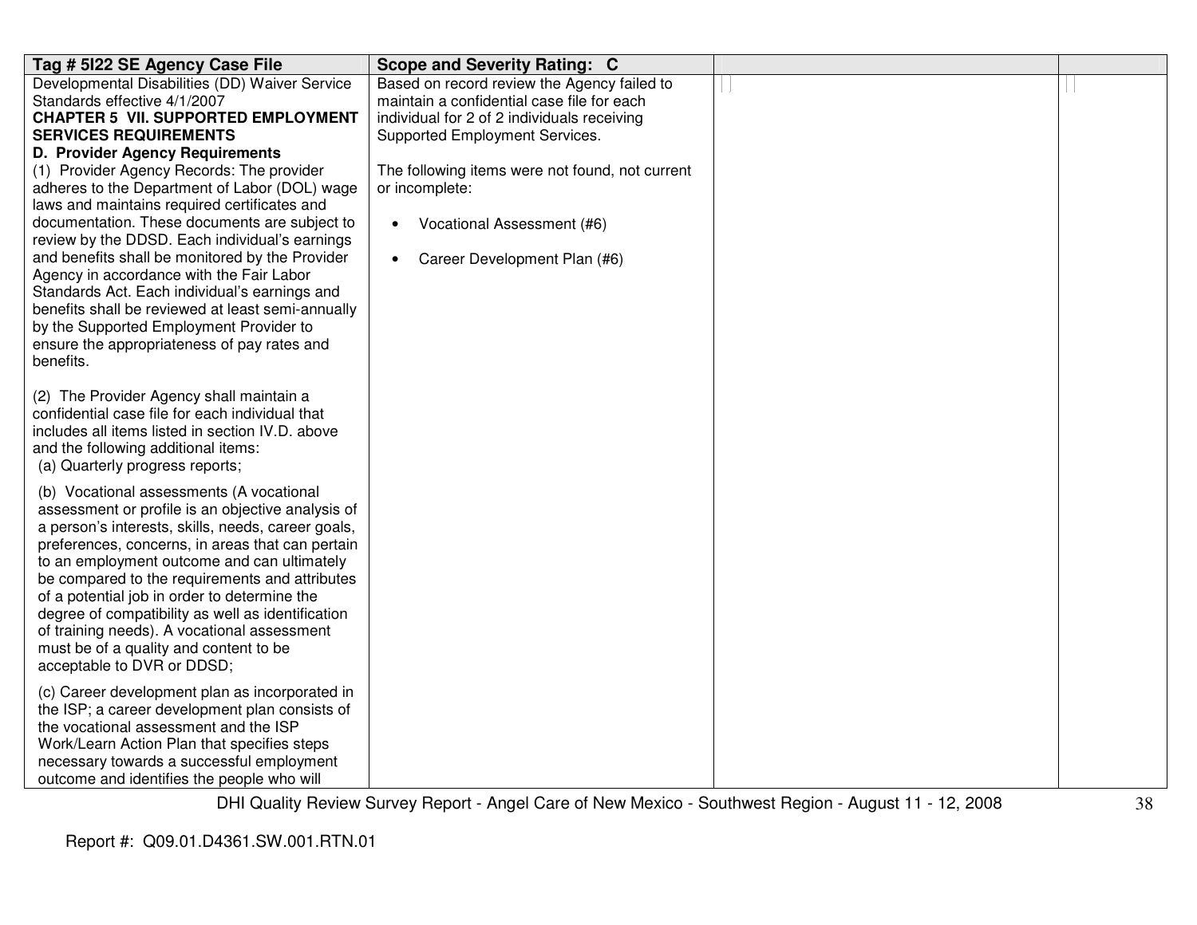| Tag # 5I22 SE Agency Case File | Scope and Severity Rating: C | | |
|---|---|---|---|
| Developmental Disabilities (DD) Waiver Service Standards effective 4/1/2007<br>**CHAPTER 5 VII. SUPPORTED EMPLOYMENT SERVICES REQUIREMENTS**<br>**D. Provider Agency Requirements**<br>(1) Provider Agency Records: The provider adheres to the Department of Labor (DOL) wage laws and maintains required certificates and documentation. These documents are subject to review by the DDSD. Each individual's earnings and benefits shall be monitored by the Provider Agency in accordance with the Fair Labor Standards Act. Each individual's earnings and benefits shall be reviewed at least semi-annually by the Supported Employment Provider to ensure the appropriateness of pay rates and benefits.<br><br>(2) The Provider Agency shall maintain a confidential case file for each individual that includes all items listed in section IV.D. above and the following additional items:<br>(a) Quarterly progress reports;<br><br>(b) Vocational assessments (A vocational assessment or profile is an objective analysis of a person's interests, skills, needs, career goals, preferences, concerns, in areas that can pertain to an employment outcome and can ultimately be compared to the requirements and attributes of a potential job in order to determine the degree of compatibility as well as identification of training needs). A vocational assessment must be of a quality and content to be acceptable to DVR or DDSD;<br><br>(c) Career development plan as incorporated in the ISP; a career development plan consists of the vocational assessment and the ISP Work/Learn Action Plan that specifies steps necessary towards a successful employment outcome and identifies the people who will | Based on record review the Agency failed to maintain a confidential case file for each individual for 2 of 2 individuals receiving Supported Employment Services.<br><br>The following items were not found, not current or incomplete:<br><br>• Vocational Assessment (#6)<br><br>• Career Development Plan (#6) | | |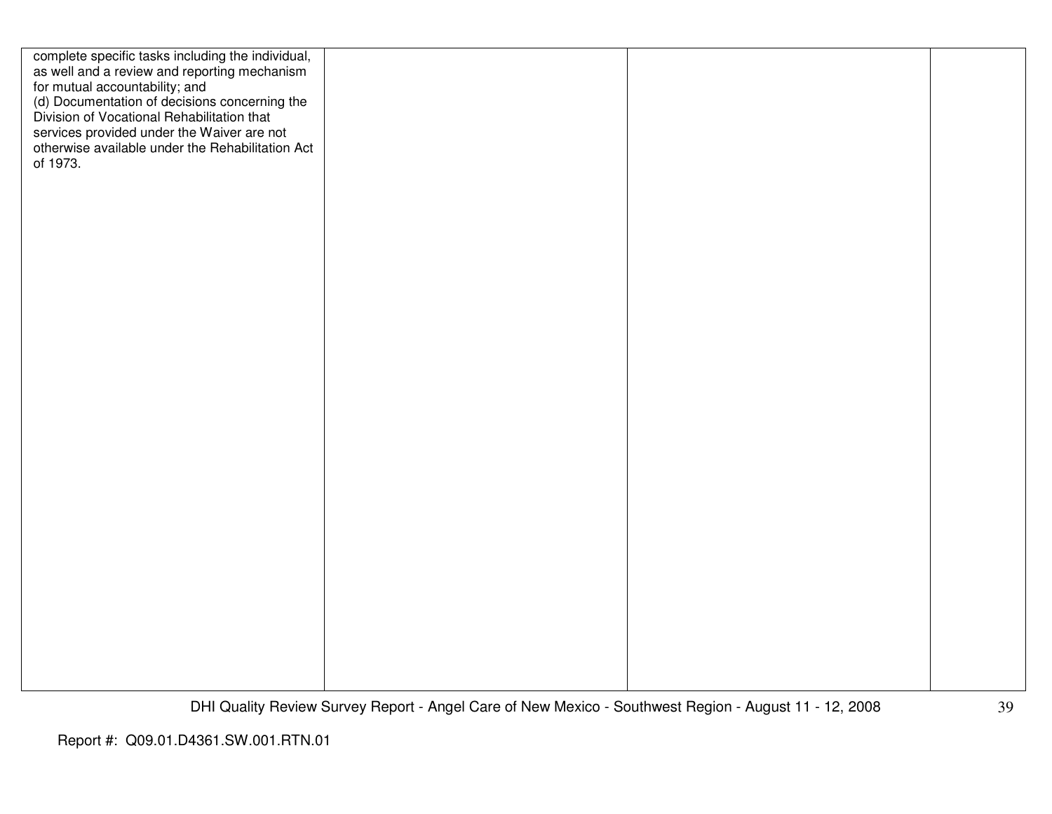| | | | |
|---|---|---|---|
| complete specific tasks including the individual, as well and a review and reporting mechanism for mutual accountability; and<br>(d) Documentation of decisions concerning the Division of Vocational Rehabilitation that services provided under the Waiver are not otherwise available under the Rehabilitation Act of 1973. | | | |

Report #: Q09.01.D4361.SW.001.RTN.01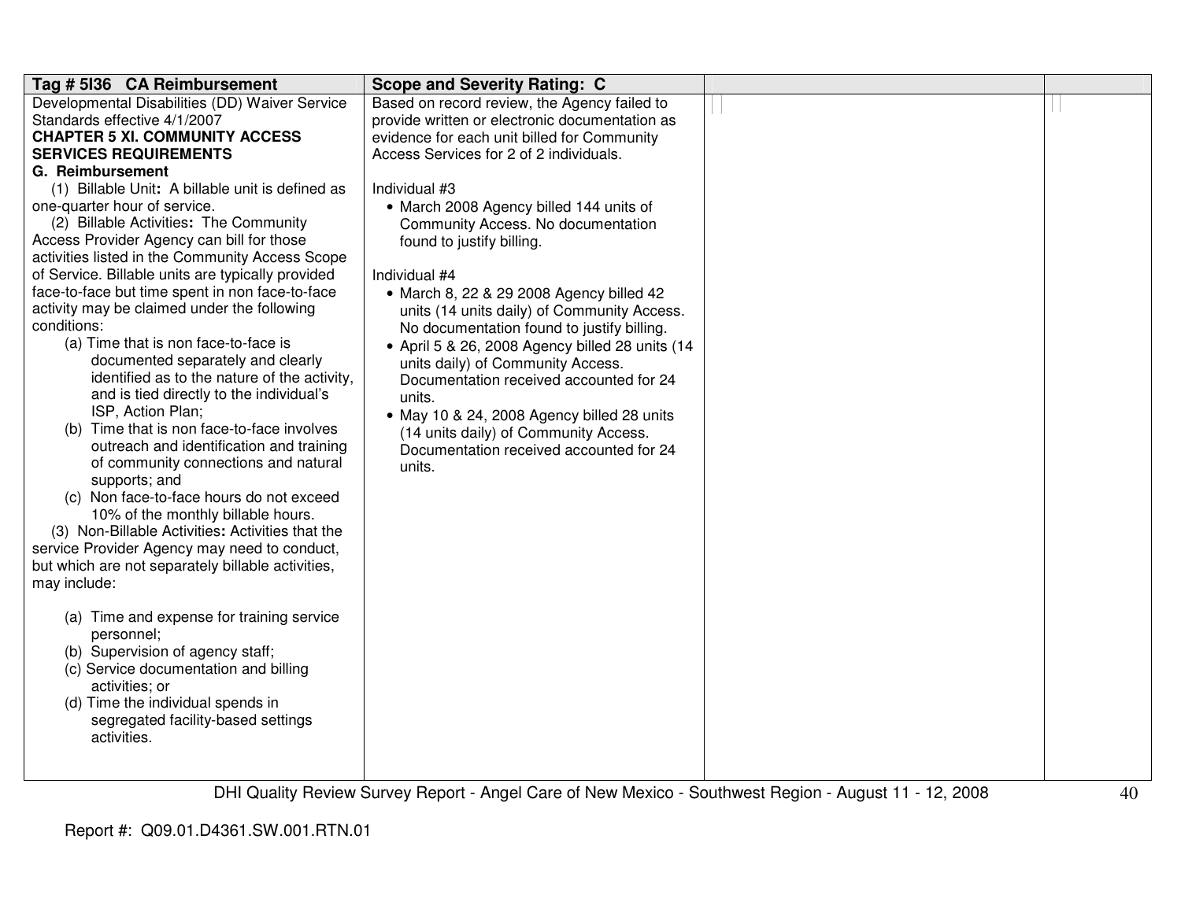| Tag # 5I36 CA Reimbursement | Scope and Severity Rating: C | | |
|---|---|---|---|
| Developmental Disabilities (DD) Waiver Service Standards effective 4/1/2007<br>**CHAPTER 5 XI. COMMUNITY ACCESS SERVICES REQUIREMENTS**<br>**G. Reimbursement**<br>(1) Billable Unit**:** A billable unit is defined as one-quarter hour of service.<br>(2) Billable Activities**:** The Community Access Provider Agency can bill for those activities listed in the Community Access Scope of Service. Billable units are typically provided face-to-face but time spent in non face-to-face activity may be claimed under the following conditions:<br>(a) Time that is non face-to-face is documented separately and clearly identified as to the nature of the activity, and is tied directly to the individual's ISP, Action Plan;<br>(b) Time that is non face-to-face involves outreach and identification and training of community connections and natural supports; and<br>(c) Non face-to-face hours do not exceed 10% of the monthly billable hours.<br>(3) Non-Billable Activities**:** Activities that the service Provider Agency may need to conduct, but which are not separately billable activities, may include:<br>(a) Time and expense for training service personnel;<br>(b) Supervision of agency staff;<br>(c) Service documentation and billing activities; or<br>(d) Time the individual spends in segregated facility-based settings activities. | Based on record review, the Agency failed to provide written or electronic documentation as evidence for each unit billed for Community Access Services for 2 of 2 individuals.<br><br>Individual #3<br>• March 2008 Agency billed 144 units of Community Access. No documentation found to justify billing.<br><br>Individual #4<br>• March 8, 22 & 29 2008 Agency billed 42 units (14 units daily) of Community Access. No documentation found to justify billing.<br>• April 5 & 26, 2008 Agency billed 28 units (14 units daily) of Community Access. Documentation received accounted for 24 units.<br>• May 10 & 24, 2008 Agency billed 28 units (14 units daily) of Community Access. Documentation received accounted for 24 units. | | |

DHI Quality Review Survey Report - Angel Care of New Mexico - Southwest Region - August 11 - 12, 2008

Report #: Q09.01.D4361.SW.001.RTN.01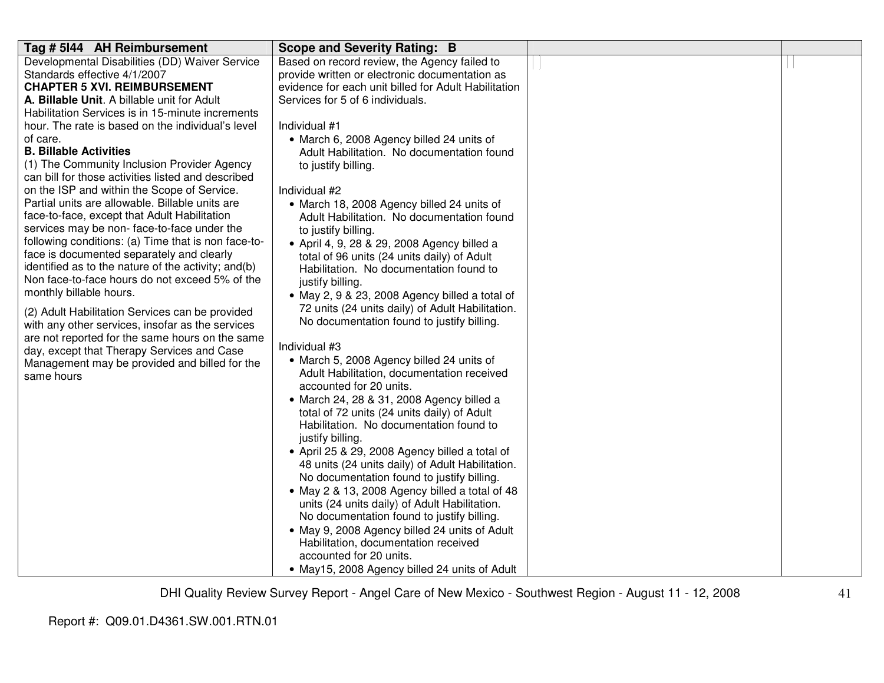| Tag # 5I44 AH Reimbursement | Scope and Severity Rating: B | | |
|---|---|---|---|
| Developmental Disabilities (DD) Waiver Service Standards effective 4/1/2007<br>**CHAPTER 5 XVI. REIMBURSEMENT**<br>**A. Billable Unit**. A billable unit for Adult Habilitation Services is in 15-minute increments hour. The rate is based on the individual's level of care.<br>**B. Billable Activities**<br>(1) The Community Inclusion Provider Agency can bill for those activities listed and described on the ISP and within the Scope of Service. Partial units are allowable. Billable units are face-to-face, except that Adult Habilitation services may be non- face-to-face under the following conditions: (a) Time that is non face-to-face is documented separately and clearly identified as to the nature of the activity; and(b) Non face-to-face hours do not exceed 5% of the monthly billable hours.<br><br>(2) Adult Habilitation Services can be provided with any other services, insofar as the services are not reported for the same hours on the same day, except that Therapy Services and Case Management may be provided and billed for the same hours | Based on record review, the Agency failed to provide written or electronic documentation as evidence for each unit billed for Adult Habilitation Services for 5 of 6 individuals.<br><br>Individual #1<br>• March 6, 2008 Agency billed 24 units of Adult Habilitation. No documentation found to justify billing.<br><br>Individual #2<br>• March 18, 2008 Agency billed 24 units of Adult Habilitation. No documentation found to justify billing.<br>• April 4, 9, 28 & 29, 2008 Agency billed a total of 96 units (24 units daily) of Adult Habilitation. No documentation found to justify billing.<br>• May 2, 9 & 23, 2008 Agency billed a total of 72 units (24 units daily) of Adult Habilitation. No documentation found to justify billing.<br><br>Individual #3<br>• March 5, 2008 Agency billed 24 units of Adult Habilitation, documentation received accounted for 20 units.<br>• March 24, 28 & 31, 2008 Agency billed a total of 72 units (24 units daily) of Adult Habilitation. No documentation found to justify billing.<br>• April 25 & 29, 2008 Agency billed a total of 48 units (24 units daily) of Adult Habilitation. No documentation found to justify billing.<br>• May 2 & 13, 2008 Agency billed a total of 48 units (24 units daily) of Adult Habilitation. No documentation found to justify billing.<br>• May 9, 2008 Agency billed 24 units of Adult Habilitation, documentation received accounted for 20 units.<br>• May15, 2008 Agency billed 24 units of Adult | | |

DHI Quality Review Survey Report - Angel Care of New Mexico - Southwest Region - August 11 - 12, 2008

Report #: Q09.01.D4361.SW.001.RTN.01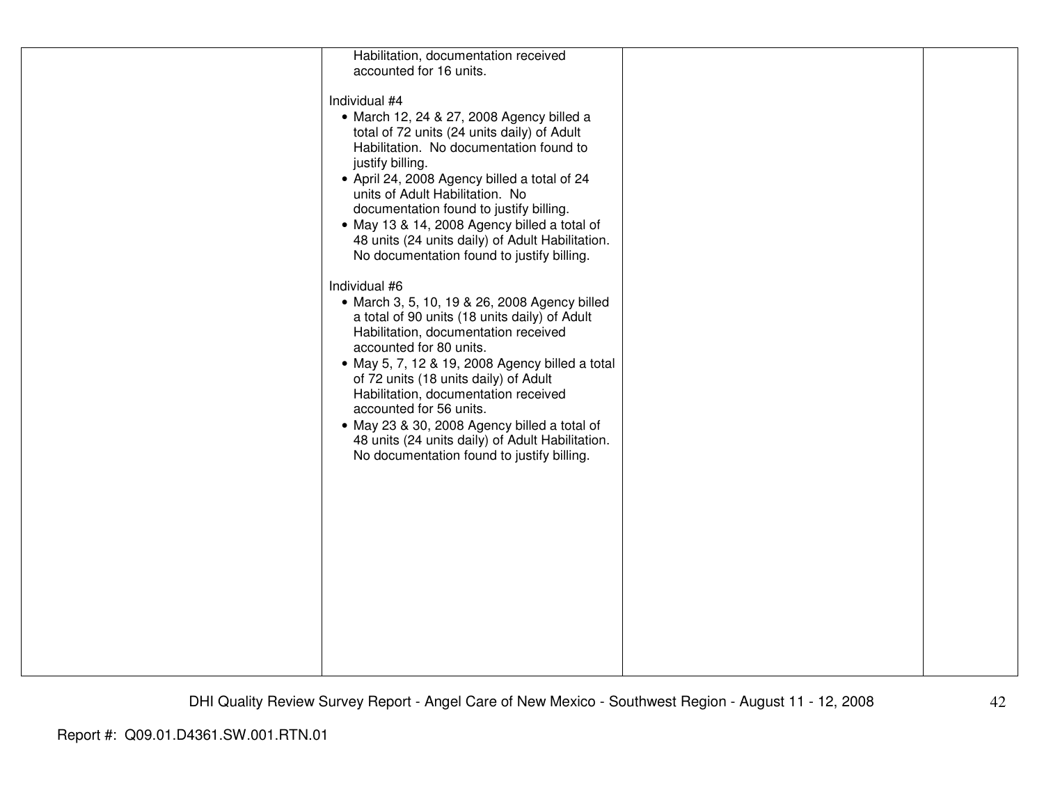| | | | |
|---|---|---|---|
| | Habilitation, documentation received accounted for 16 units.<br><br>Individual #4<br>• March 12, 24 & 27, 2008 Agency billed a total of 72 units (24 units daily) of Adult Habilitation. No documentation found to justify billing.<br>• April 24, 2008 Agency billed a total of 24 units of Adult Habilitation. No documentation found to justify billing.<br>• May 13 & 14, 2008 Agency billed a total of 48 units (24 units daily) of Adult Habilitation. No documentation found to justify billing.<br><br>Individual #6<br>• March 3, 5, 10, 19 & 26, 2008 Agency billed a total of 90 units (18 units daily) of Adult Habilitation, documentation received accounted for 80 units.<br>• May 5, 7, 12 & 19, 2008 Agency billed a total of 72 units (18 units daily) of Adult Habilitation, documentation received accounted for 56 units.<br>• May 23 & 30, 2008 Agency billed a total of 48 units (24 units daily) of Adult Habilitation. No documentation found to justify billing. | | |

Report #: Q09.01.D4361.SW.001.RTN.01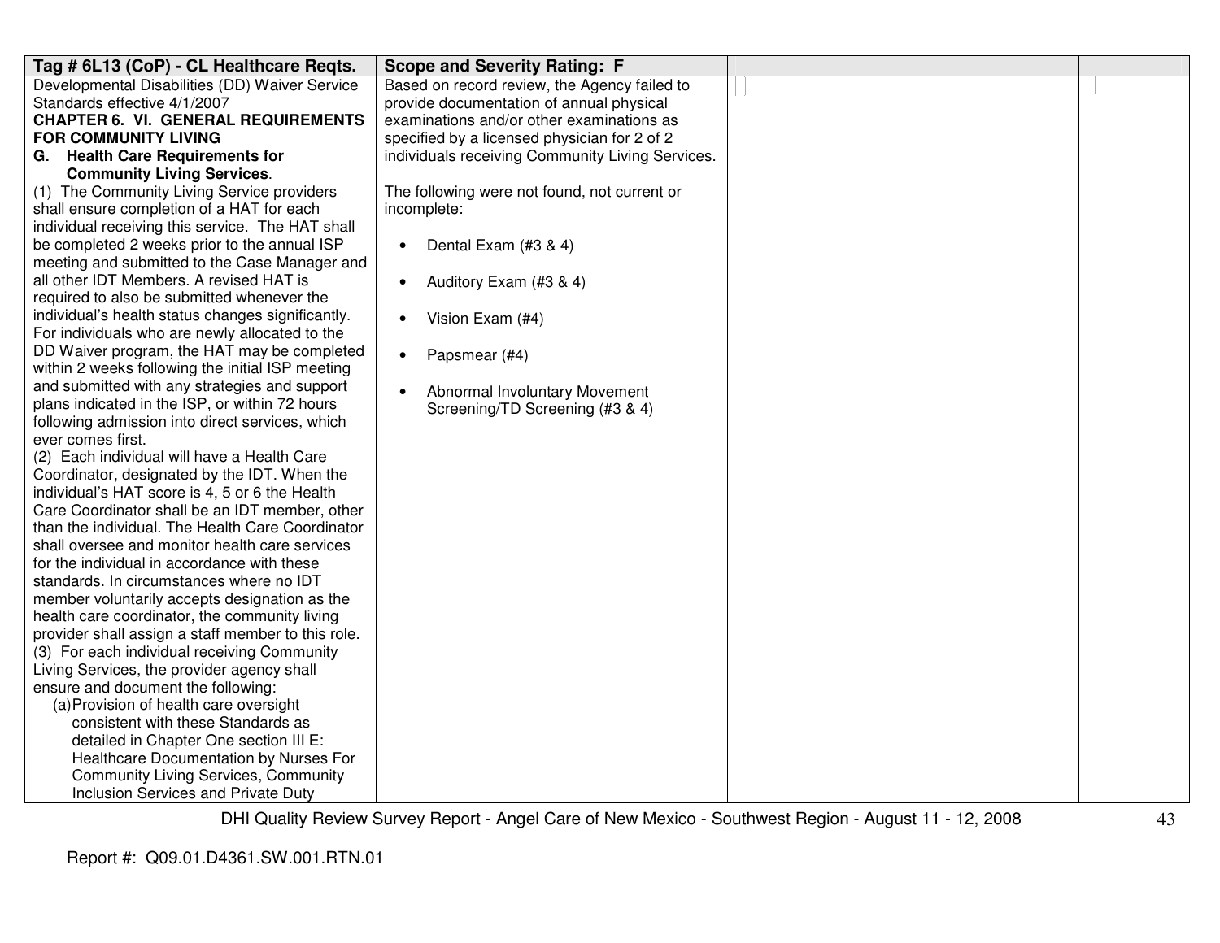| Tag # 6L13 (CoP) - CL Healthcare Reqts. | Scope and Severity Rating: F | | |
|---|---|---|---|
| Developmental Disabilities (DD) Waiver Service Standards effective 4/1/2007<br>**CHAPTER 6. VI. GENERAL REQUIREMENTS FOR COMMUNITY LIVING**<br>**G. Health Care Requirements for Community Living Services**.<br>(1) The Community Living Service providers shall ensure completion of a HAT for each individual receiving this service. The HAT shall be completed 2 weeks prior to the annual ISP meeting and submitted to the Case Manager and all other IDT Members. A revised HAT is required to also be submitted whenever the individual's health status changes significantly. For individuals who are newly allocated to the DD Waiver program, the HAT may be completed within 2 weeks following the initial ISP meeting and submitted with any strategies and support plans indicated in the ISP, or within 72 hours following admission into direct services, which ever comes first.<br>(2) Each individual will have a Health Care Coordinator, designated by the IDT. When the individual's HAT score is 4, 5 or 6 the Health Care Coordinator shall be an IDT member, other than the individual. The Health Care Coordinator shall oversee and monitor health care services for the individual in accordance with these standards. In circumstances where no IDT member voluntarily accepts designation as the health care coordinator, the community living provider shall assign a staff member to this role.<br>(3) For each individual receiving Community Living Services, the provider agency shall ensure and document the following:<br>(a) Provision of health care oversight consistent with these Standards as detailed in Chapter One section III E: Healthcare Documentation by Nurses For Community Living Services, Community Inclusion Services and Private Duty | Based on record review, the Agency failed to provide documentation of annual physical examinations and/or other examinations as specified by a licensed physician for 2 of 2 individuals receiving Community Living Services.<br><br>The following were not found, not current or incomplete:<br><br>• Dental Exam (#3 & 4)<br><br>• Auditory Exam (#3 & 4)<br><br>• Vision Exam (#4)<br><br>• Papsmear (#4)<br><br>• Abnormal Involuntary Movement Screening/TD Screening (#3 & 4) | | |

DHI Quality Review Survey Report - Angel Care of New Mexico - Southwest Region - August 11 - 12, 2008

Report #: Q09.01.D4361.SW.001.RTN.01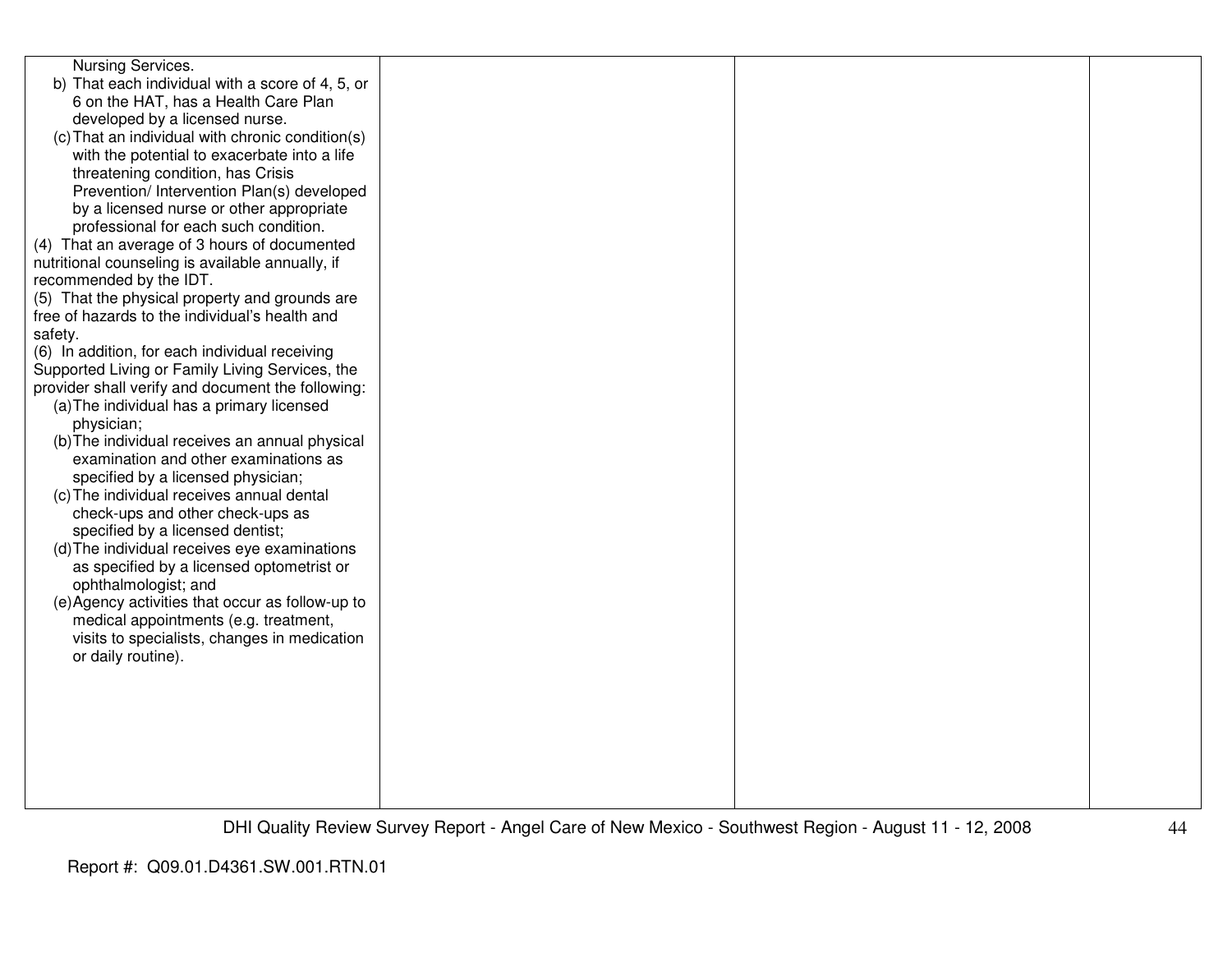| | | | |
|---|---|---|---|
| Nursing Services.<br>b) That each individual with a score of 4, 5, or 6 on the HAT, has a Health Care Plan developed by a licensed nurse.<br>(c) That an individual with chronic condition(s) with the potential to exacerbate into a life threatening condition, has Crisis Prevention/ Intervention Plan(s) developed by a licensed nurse or other appropriate professional for each such condition.<br>(4) That an average of 3 hours of documented nutritional counseling is available annually, if recommended by the IDT.<br>(5) That the physical property and grounds are free of hazards to the individual's health and safety.<br>(6) In addition, for each individual receiving Supported Living or Family Living Services, the provider shall verify and document the following:<br>(a) The individual has a primary licensed physician;<br>(b) The individual receives an annual physical examination and other examinations as specified by a licensed physician;<br>(c) The individual receives annual dental check-ups and other check-ups as specified by a licensed dentist;<br>(d) The individual receives eye examinations as specified by a licensed optometrist or ophthalmologist; and<br>(e) Agency activities that occur as follow-up to medical appointments (e.g. treatment, visits to specialists, changes in medication or daily routine). | | | |

DHI Quality Review Survey Report - Angel Care of New Mexico - Southwest Region - August 11 - 12, 2008

Report #: Q09.01.D4361.SW.001.RTN.01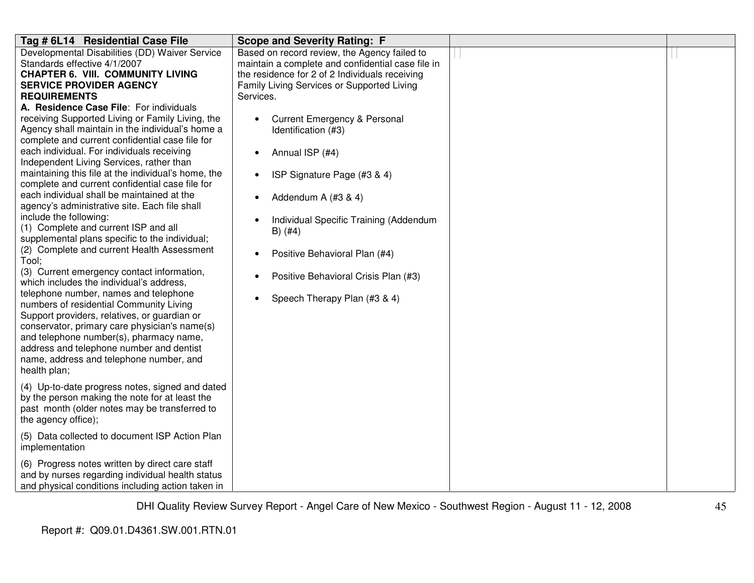| Tag # 6L14 Residential Case File | Scope and Severity Rating: F | | |
|---|---|---|---|
| Developmental Disabilities (DD) Waiver Service Standards effective 4/1/2007<br>**CHAPTER 6. VIII. COMMUNITY LIVING SERVICE PROVIDER AGENCY REQUIREMENTS**<br>**A. Residence Case File**: For individuals receiving Supported Living or Family Living, the Agency shall maintain in the individual's home a complete and current confidential case file for each individual. For individuals receiving Independent Living Services, rather than maintaining this file at the individual's home, the complete and current confidential case file for each individual shall be maintained at the agency's administrative site. Each file shall include the following:<br>(1) Complete and current ISP and all supplemental plans specific to the individual;<br>(2) Complete and current Health Assessment Tool;<br>(3) Current emergency contact information, which includes the individual's address, telephone number, names and telephone numbers of residential Community Living Support providers, relatives, or guardian or conservator, primary care physician's name(s) and telephone number(s), pharmacy name, address and telephone number and dentist name, address and telephone number, and health plan;<br>(4) Up-to-date progress notes, signed and dated by the person making the note for at least the past month (older notes may be transferred to the agency office);<br>(5) Data collected to document ISP Action Plan implementation<br>(6) Progress notes written by direct care staff and by nurses regarding individual health status and physical conditions including action taken in | Based on record review, the Agency failed to maintain a complete and confidential case file in the residence for 2 of 2 Individuals receiving Family Living Services or Supported Living Services.<br><br>• Current Emergency & Personal Identification (#3)<br>• Annual ISP (#4)<br>• ISP Signature Page (#3 & 4)<br>• Addendum A (#3 & 4)<br>• Individual Specific Training (Addendum B) (#4)<br>• Positive Behavioral Plan (#4)<br>• Positive Behavioral Crisis Plan (#3)<br>• Speech Therapy Plan (#3 & 4) | | |

DHI Quality Review Survey Report - Angel Care of New Mexico - Southwest Region - August 11 - 12, 2008

Report #: Q09.01.D4361.SW.001.RTN.01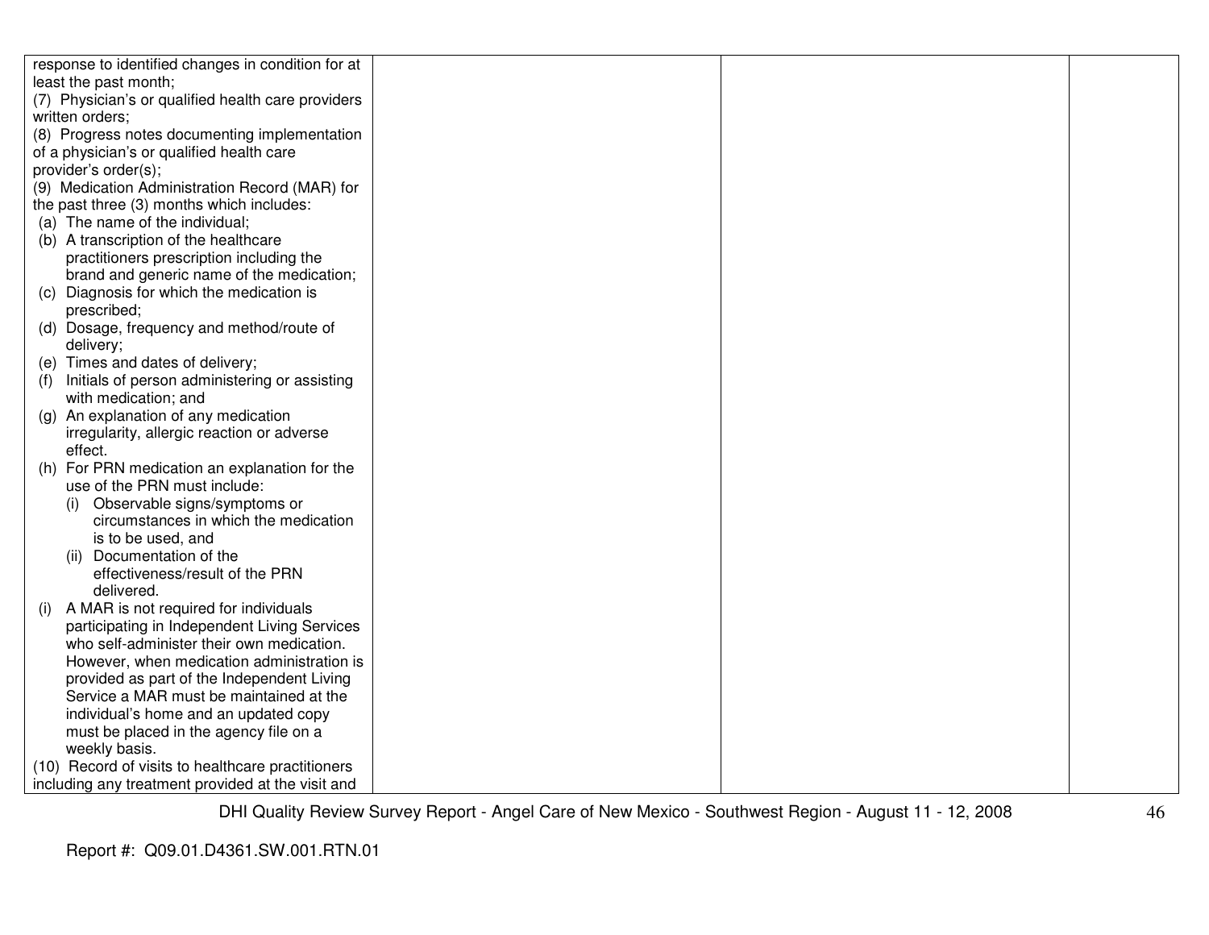| | | | |
|---|---|---|---|
| response to identified changes in condition for at least the past month;<br>(7) Physician's or qualified health care providers written orders;<br>(8) Progress notes documenting implementation of a physician's or qualified health care provider's order(s);<br>(9) Medication Administration Record (MAR) for the past three (3) months which includes:<br>(a) The name of the individual;<br>(b) A transcription of the healthcare practitioners prescription including the brand and generic name of the medication;<br>(c) Diagnosis for which the medication is prescribed;<br>(d) Dosage, frequency and method/route of delivery;<br>(e) Times and dates of delivery;<br>(f) Initials of person administering or assisting with medication; and<br>(g) An explanation of any medication irregularity, allergic reaction or adverse effect.<br>(h) For PRN medication an explanation for the use of the PRN must include:<br>(i) Observable signs/symptoms or circumstances in which the medication is to be used, and<br>(ii) Documentation of the effectiveness/result of the PRN delivered.<br>(i) A MAR is not required for individuals participating in Independent Living Services who self-administer their own medication. However, when medication administration is provided as part of the Independent Living Service a MAR must be maintained at the individual's home and an updated copy must be placed in the agency file on a weekly basis.<br>(10) Record of visits to healthcare practitioners including any treatment provided at the visit and | | | |

DHI Quality Review Survey Report - Angel Care of New Mexico - Southwest Region - August 11 - 12, 2008

Report #: Q09.01.D4361.SW.001.RTN.01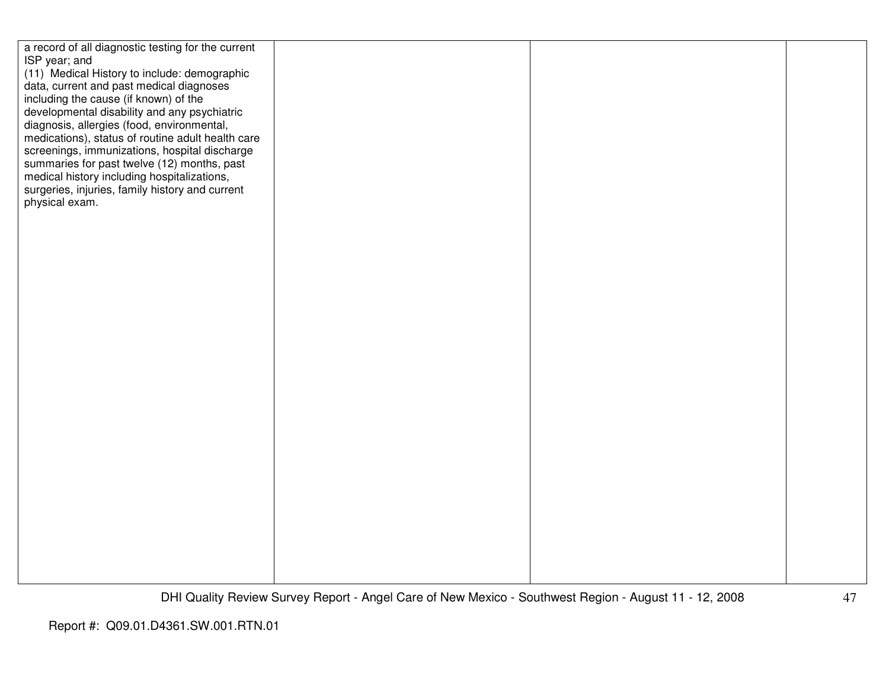| | | | |
|---|---|---|---|
| a record of all diagnostic testing for the current ISP year; and<br>(11) Medical History to include: demographic data, current and past medical diagnoses including the cause (if known) of the developmental disability and any psychiatric diagnosis, allergies (food, environmental, medications), status of routine adult health care screenings, immunizations, hospital discharge summaries for past twelve (12) months, past medical history including hospitalizations, surgeries, injuries, family history and current physical exam. | | | |

Report #: Q09.01.D4361.SW.001.RTN.01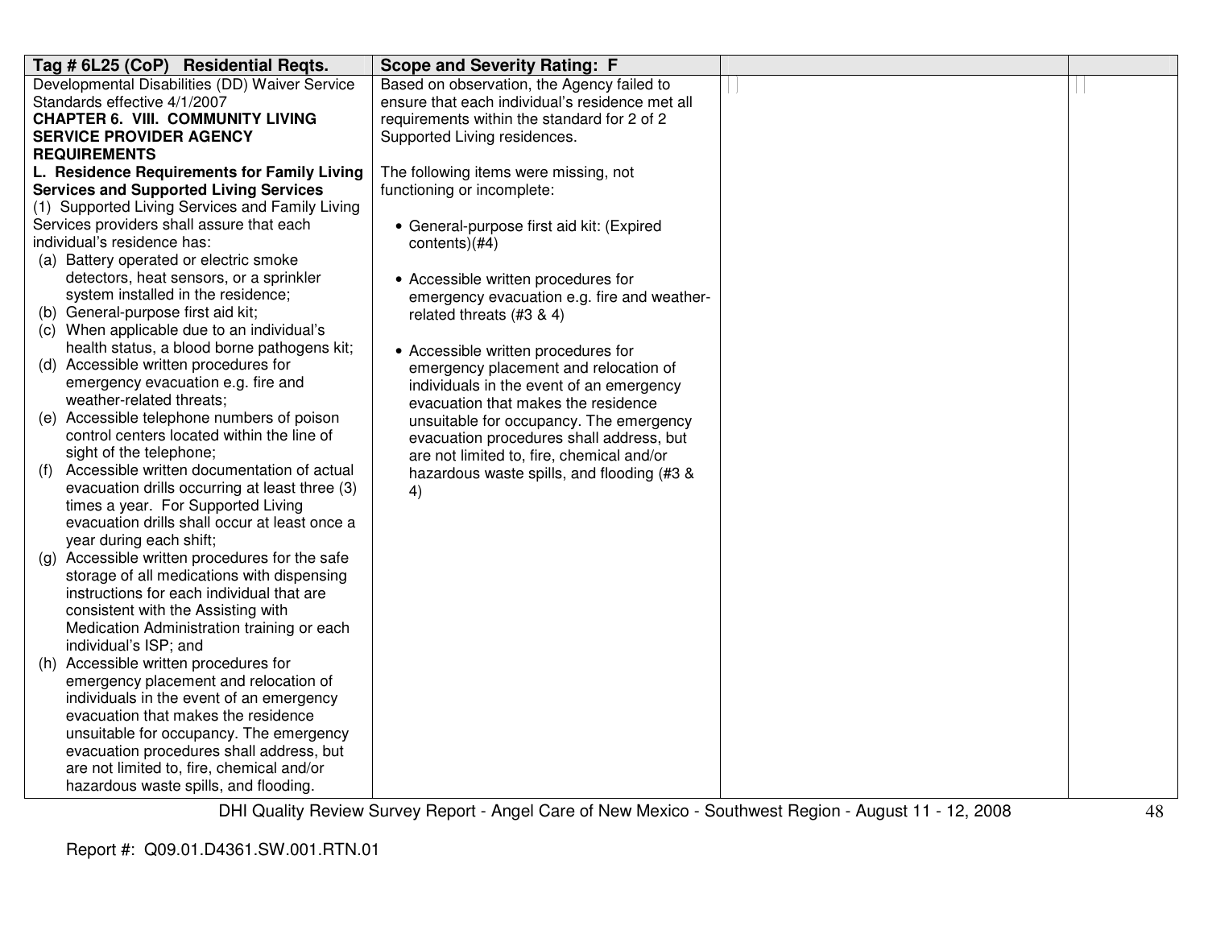| Tag # 6L25 (CoP) Residential Reqts. | Scope and Severity Rating: F | | |
|---|---|---|---|
| Developmental Disabilities (DD) Waiver Service Standards effective 4/1/2007<br>**CHAPTER 6. VIII. COMMUNITY LIVING SERVICE PROVIDER AGENCY REQUIREMENTS**<br>**L. Residence Requirements for Family Living Services and Supported Living Services**<br>(1) Supported Living Services and Family Living Services providers shall assure that each individual's residence has:<br>(a) Battery operated or electric smoke detectors, heat sensors, or a sprinkler system installed in the residence;<br>(b) General-purpose first aid kit;<br>(c) When applicable due to an individual's health status, a blood borne pathogens kit;<br>(d) Accessible written procedures for emergency evacuation e.g. fire and weather-related threats;<br>(e) Accessible telephone numbers of poison control centers located within the line of sight of the telephone;<br>(f) Accessible written documentation of actual evacuation drills occurring at least three (3) times a year. For Supported Living evacuation drills shall occur at least once a year during each shift;<br>(g) Accessible written procedures for the safe storage of all medications with dispensing instructions for each individual that are consistent with the Assisting with Medication Administration training or each individual's ISP; and<br>(h) Accessible written procedures for emergency placement and relocation of individuals in the event of an emergency evacuation that makes the residence unsuitable for occupancy. The emergency evacuation procedures shall address, but are not limited to, fire, chemical and/or hazardous waste spills, and flooding. | Based on observation, the Agency failed to ensure that each individual's residence met all requirements within the standard for 2 of 2 Supported Living residences.<br><br>The following items were missing, not functioning or incomplete:<br><br>• General-purpose first aid kit: (Expired contents)(#4)<br><br>• Accessible written procedures for emergency evacuation e.g. fire and weather-related threats (#3 & 4)<br><br>• Accessible written procedures for emergency placement and relocation of individuals in the event of an emergency evacuation that makes the residence unsuitable for occupancy. The emergency evacuation procedures shall address, but are not limited to, fire, chemical and/or hazardous waste spills, and flooding (#3 & 4) | | |

DHI Quality Review Survey Report - Angel Care of New Mexico - Southwest Region - August 11 - 12, 2008

Report #: Q09.01.D4361.SW.001.RTN.01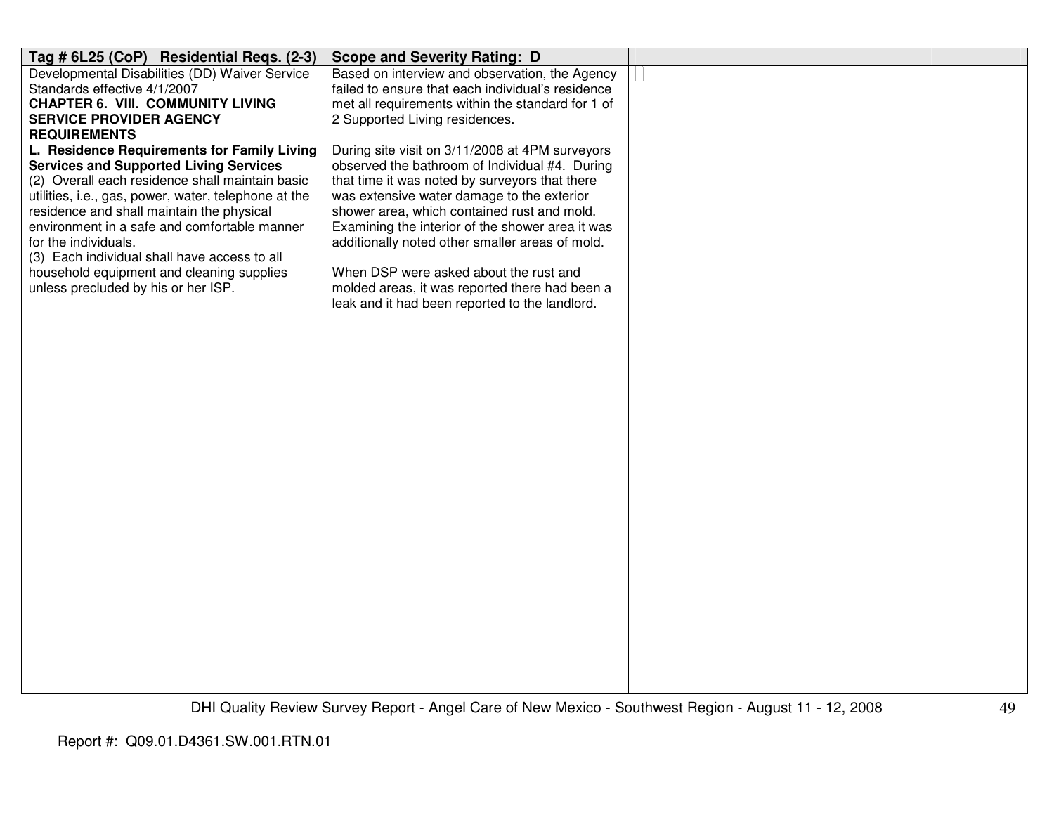| Tag # 6L25 (CoP) Residential Reqs. (2-3) | Scope and Severity Rating: D | | |
|---|---|---|---|
| Developmental Disabilities (DD) Waiver Service Standards effective 4/1/2007<br>**CHAPTER 6. VIII. COMMUNITY LIVING SERVICE PROVIDER AGENCY REQUIREMENTS**<br>**L. Residence Requirements for Family Living Services and Supported Living Services**<br>(2) Overall each residence shall maintain basic utilities, i.e., gas, power, water, telephone at the residence and shall maintain the physical environment in a safe and comfortable manner for the individuals.<br>(3) Each individual shall have access to all household equipment and cleaning supplies unless precluded by his or her ISP. | Based on interview and observation, the Agency failed to ensure that each individual's residence met all requirements within the standard for 1 of 2 Supported Living residences.<br><br>During site visit on 3/11/2008 at 4PM surveyors observed the bathroom of Individual #4. During that time it was noted by surveyors that there was extensive water damage to the exterior shower area, which contained rust and mold. Examining the interior of the shower area it was additionally noted other smaller areas of mold.<br><br>When DSP were asked about the rust and molded areas, it was reported there had been a leak and it had been reported to the landlord. | | |

Report #: Q09.01.D4361.SW.001.RTN.01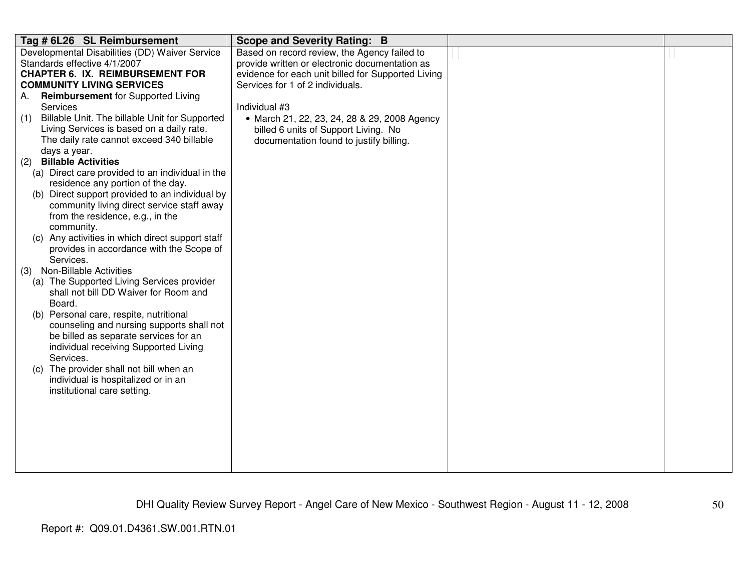| Tag # 6L26 SL Reimbursement | Scope and Severity Rating: B | | |
|---|---|---|---|
| Developmental Disabilities (DD) Waiver Service Standards effective 4/1/2007<br>**CHAPTER 6. IX. REIMBURSEMENT FOR COMMUNITY LIVING SERVICES**<br>A. **Reimbursement** for Supported Living Services<br>(1) Billable Unit. The billable Unit for Supported Living Services is based on a daily rate. The daily rate cannot exceed 340 billable days a year.<br>(2) **Billable Activities**<br>(a) Direct care provided to an individual in the residence any portion of the day.<br>(b) Direct support provided to an individual by community living direct service staff away from the residence, e.g., in the community.<br>(c) Any activities in which direct support staff provides in accordance with the Scope of Services.<br>(3) Non-Billable Activities<br>(a) The Supported Living Services provider shall not bill DD Waiver for Room and Board.<br>(b) Personal care, respite, nutritional counseling and nursing supports shall not be billed as separate services for an individual receiving Supported Living Services.<br>(c) The provider shall not bill when an individual is hospitalized or in an institutional care setting. | Based on record review, the Agency failed to provide written or electronic documentation as evidence for each unit billed for Supported Living Services for 1 of 2 individuals.<br><br>Individual #3<br>• March 21, 22, 23, 24, 28 & 29, 2008 Agency billed 6 units of Support Living. No documentation found to justify billing. | | |

Report #: Q09.01.D4361.SW.001.RTN.01